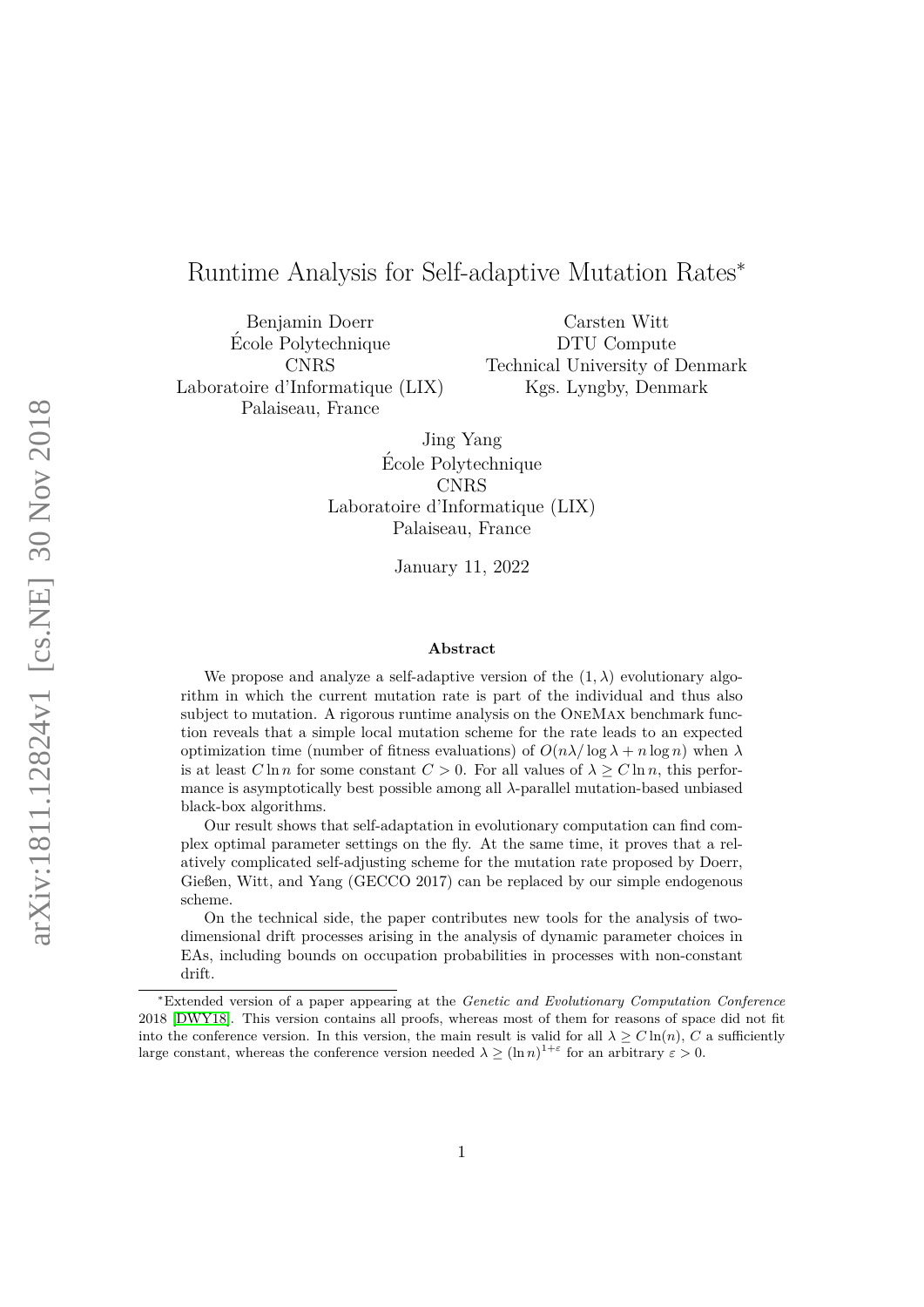# Runtime Analysis for Self-adaptive Mutation Rates*

Benjamin Doerr
École Polytechnique
CNRS
Laboratoire d'Informatique (LIX)
Palaiseau, France

Carsten Witt
DTU Compute
Technical University of Denmark
Kgs. Lyngby, Denmark

Jing Yang
École Polytechnique
CNRS
Laboratoire d'Informatique (LIX)
Palaiseau, France

January 11, 2022

**Abstract**

We propose and analyze a self-adaptive version of the $(1, \lambda)$ evolutionary algorithm in which the current mutation rate is part of the individual and thus also subject to mutation. A rigorous runtime analysis on the OneMax benchmark function reveals that a simple local mutation scheme for the rate leads to an expected optimization time (number of fitness evaluations) of $O(n\lambda/\log\lambda + n\log n)$ when $\lambda$ is at least $C\ln n$ for some constant $C > 0$. For all values of $\lambda \geq C\ln n$, this performance is asymptotically best possible among all $\lambda$-parallel mutation-based unbiased black-box algorithms.

Our result shows that self-adaptation in evolutionary computation can find complex optimal parameter settings on the fly. At the same time, it proves that a relatively complicated self-adjusting scheme for the mutation rate proposed by Doerr, Gießen, Witt, and Yang (GECCO 2017) can be replaced by our simple endogenous scheme.

On the technical side, the paper contributes new tools for the analysis of two-dimensional drift processes arising in the analysis of dynamic parameter choices in EAs, including bounds on occupation probabilities in processes with non-constant drift.

---

*Extended version of a paper appearing at the *Genetic and Evolutionary Computation Conference* 2018 [DWY18]. This version contains all proofs, whereas most of them for reasons of space did not fit into the conference version. In this version, the main result is valid for all $\lambda \geq C\ln(n)$, $C$ a sufficiently large constant, whereas the conference version needed $\lambda \geq (\ln n)^{1+\varepsilon}$ for an arbitrary $\varepsilon > 0$.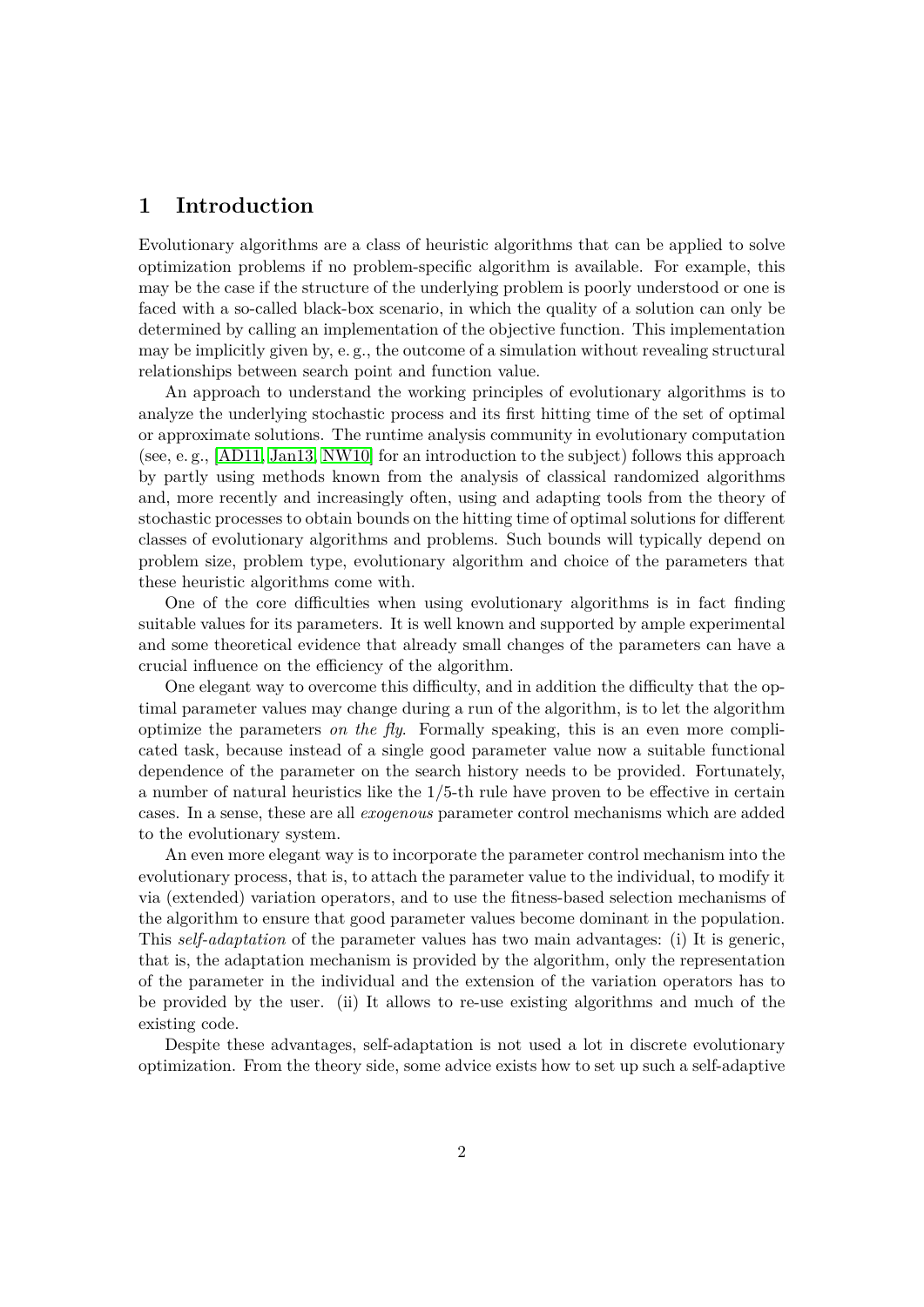## 1 Introduction

Evolutionary algorithms are a class of heuristic algorithms that can be applied to solve optimization problems if no problem-specific algorithm is available. For example, this may be the case if the structure of the underlying problem is poorly understood or one is faced with a so-called black-box scenario, in which the quality of a solution can only be determined by calling an implementation of the objective function. This implementation may be implicitly given by, e. g., the outcome of a simulation without revealing structural relationships between search point and function value.

An approach to understand the working principles of evolutionary algorithms is to analyze the underlying stochastic process and its first hitting time of the set of optimal or approximate solutions. The runtime analysis community in evolutionary computation (see, e. g., [AD11, Jan13, NW10] for an introduction to the subject) follows this approach by partly using methods known from the analysis of classical randomized algorithms and, more recently and increasingly often, using and adapting tools from the theory of stochastic processes to obtain bounds on the hitting time of optimal solutions for different classes of evolutionary algorithms and problems. Such bounds will typically depend on problem size, problem type, evolutionary algorithm and choice of the parameters that these heuristic algorithms come with.

One of the core difficulties when using evolutionary algorithms is in fact finding suitable values for its parameters. It is well known and supported by ample experimental and some theoretical evidence that already small changes of the parameters can have a crucial influence on the efficiency of the algorithm.

One elegant way to overcome this difficulty, and in addition the difficulty that the optimal parameter values may change during a run of the algorithm, is to let the algorithm optimize the parameters *on the fly*. Formally speaking, this is an even more complicated task, because instead of a single good parameter value now a suitable functional dependence of the parameter on the search history needs to be provided. Fortunately, a number of natural heuristics like the 1/5-th rule have proven to be effective in certain cases. In a sense, these are all *exogenous* parameter control mechanisms which are added to the evolutionary system.

An even more elegant way is to incorporate the parameter control mechanism into the evolutionary process, that is, to attach the parameter value to the individual, to modify it via (extended) variation operators, and to use the fitness-based selection mechanisms of the algorithm to ensure that good parameter values become dominant in the population. This *self-adaptation* of the parameter values has two main advantages: (i) It is generic, that is, the adaptation mechanism is provided by the algorithm, only the representation of the parameter in the individual and the extension of the variation operators has to be provided by the user. (ii) It allows to re-use existing algorithms and much of the existing code.

Despite these advantages, self-adaptation is not used a lot in discrete evolutionary optimization. From the theory side, some advice exists how to set up such a self-adaptive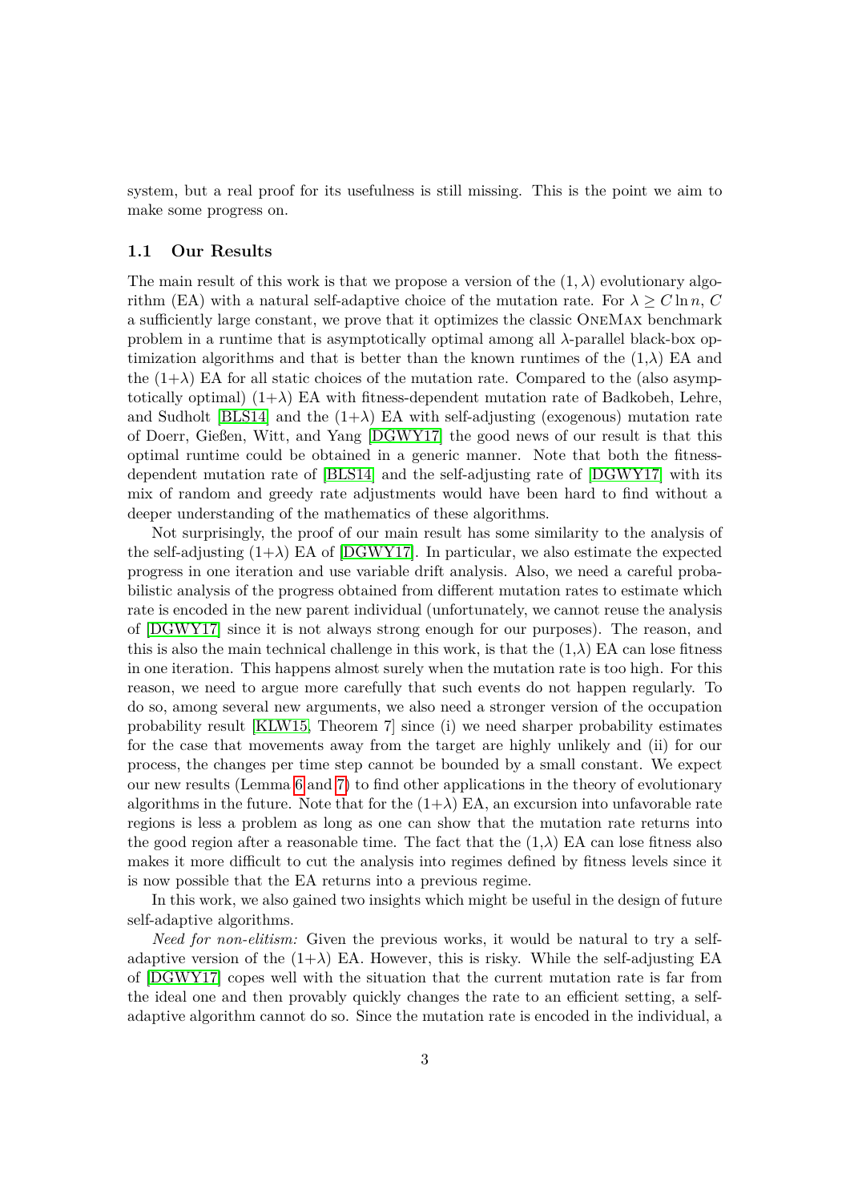system, but a real proof for its usefulness is still missing. This is the point we aim to make some progress on.

### 1.1 Our Results

The main result of this work is that we propose a version of the $(1, \lambda)$ evolutionary algorithm (EA) with a natural self-adaptive choice of the mutation rate. For $\lambda \geq C \ln n$, $C$ a sufficiently large constant, we prove that it optimizes the classic OneMax benchmark problem in a runtime that is asymptotically optimal among all $\lambda$-parallel black-box optimization algorithms and that is better than the known runtimes of the $(1,\lambda)$ EA and the $(1+\lambda)$ EA for all static choices of the mutation rate. Compared to the (also asymptotically optimal) $(1+\lambda)$ EA with fitness-dependent mutation rate of Badkobeh, Lehre, and Sudholt [BLS14] and the $(1+\lambda)$ EA with self-adjusting (exogenous) mutation rate of Doerr, Gießen, Witt, and Yang [DGWY17] the good news of our result is that this optimal runtime could be obtained in a generic manner. Note that both the fitness-dependent mutation rate of [BLS14] and the self-adjusting rate of [DGWY17] with its mix of random and greedy rate adjustments would have been hard to find without a deeper understanding of the mathematics of these algorithms.

Not surprisingly, the proof of our main result has some similarity to the analysis of the self-adjusting $(1+\lambda)$ EA of [DGWY17]. In particular, we also estimate the expected progress in one iteration and use variable drift analysis. Also, we need a careful probabilistic analysis of the progress obtained from different mutation rates to estimate which rate is encoded in the new parent individual (unfortunately, we cannot reuse the analysis of [DGWY17] since it is not always strong enough for our purposes). The reason, and this is also the main technical challenge in this work, is that the $(1,\lambda)$ EA can lose fitness in one iteration. This happens almost surely when the mutation rate is too high. For this reason, we need to argue more carefully that such events do not happen regularly. To do so, among several new arguments, we also need a stronger version of the occupation probability result [KLW15, Theorem 7] since (i) we need sharper probability estimates for the case that movements away from the target are highly unlikely and (ii) for our process, the changes per time step cannot be bounded by a small constant. We expect our new results (Lemma 6 and 7) to find other applications in the theory of evolutionary algorithms in the future. Note that for the $(1+\lambda)$ EA, an excursion into unfavorable rate regions is less a problem as long as one can show that the mutation rate returns into the good region after a reasonable time. The fact that the $(1,\lambda)$ EA can lose fitness also makes it more difficult to cut the analysis into regimes defined by fitness levels since it is now possible that the EA returns into a previous regime.

In this work, we also gained two insights which might be useful in the design of future self-adaptive algorithms.

*Need for non-elitism:* Given the previous works, it would be natural to try a self-adaptive version of the $(1+\lambda)$ EA. However, this is risky. While the self-adjusting EA of [DGWY17] copes well with the situation that the current mutation rate is far from the ideal one and then provably quickly changes the rate to an efficient setting, a self-adaptive algorithm cannot do so. Since the mutation rate is encoded in the individual, a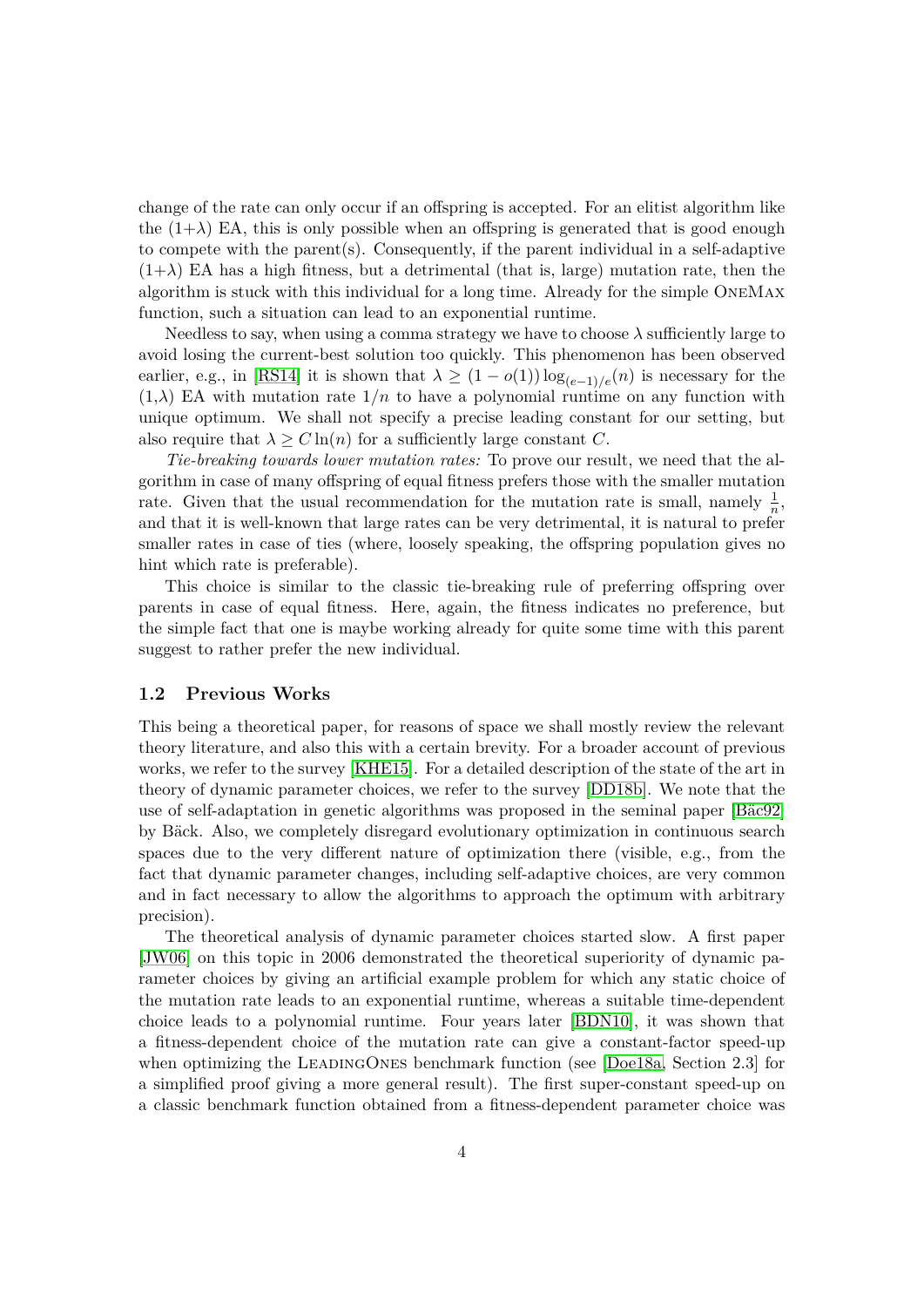change of the rate can only occur if an offspring is accepted. For an elitist algorithm like the (1+$\lambda$) EA, this is only possible when an offspring is generated that is good enough to compete with the parent(s). Consequently, if the parent individual in a self-adaptive (1+$\lambda$) EA has a high fitness, but a detrimental (that is, large) mutation rate, then the algorithm is stuck with this individual for a long time. Already for the simple OneMax function, such a situation can lead to an exponential runtime.

Needless to say, when using a comma strategy we have to choose $\lambda$ sufficiently large to avoid losing the current-best solution too quickly. This phenomenon has been observed earlier, e.g., in [RS14] it is shown that $\lambda \geq (1 - o(1)) \log_{(e-1)/e}(n)$ is necessary for the (1,$\lambda$) EA with mutation rate $1/n$ to have a polynomial runtime on any function with unique optimum. We shall not specify a precise leading constant for our setting, but also require that $\lambda \geq C \ln(n)$ for a sufficiently large constant $C$.

*Tie-breaking towards lower mutation rates:* To prove our result, we need that the algorithm in case of many offspring of equal fitness prefers those with the smaller mutation rate. Given that the usual recommendation for the mutation rate is small, namely $\frac{1}{n}$, and that it is well-known that large rates can be very detrimental, it is natural to prefer smaller rates in case of ties (where, loosely speaking, the offspring population gives no hint which rate is preferable).

This choice is similar to the classic tie-breaking rule of preferring offspring over parents in case of equal fitness. Here, again, the fitness indicates no preference, but the simple fact that one is maybe working already for quite some time with this parent suggest to rather prefer the new individual.

### 1.2 Previous Works

This being a theoretical paper, for reasons of space we shall mostly review the relevant theory literature, and also this with a certain brevity. For a broader account of previous works, we refer to the survey [KHE15]. For a detailed description of the state of the art in theory of dynamic parameter choices, we refer to the survey [DD18b]. We note that the use of self-adaptation in genetic algorithms was proposed in the seminal paper [Bäc92] by Bäck. Also, we completely disregard evolutionary optimization in continuous search spaces due to the very different nature of optimization there (visible, e.g., from the fact that dynamic parameter changes, including self-adaptive choices, are very common and in fact necessary to allow the algorithms to approach the optimum with arbitrary precision).

The theoretical analysis of dynamic parameter choices started slow. A first paper [JW06] on this topic in 2006 demonstrated the theoretical superiority of dynamic parameter choices by giving an artificial example problem for which any static choice of the mutation rate leads to an exponential runtime, whereas a suitable time-dependent choice leads to a polynomial runtime. Four years later [BDN10], it was shown that a fitness-dependent choice of the mutation rate can give a constant-factor speed-up when optimizing the LeadingOnes benchmark function (see [Doe18a, Section 2.3] for a simplified proof giving a more general result). The first super-constant speed-up on a classic benchmark function obtained from a fitness-dependent parameter choice was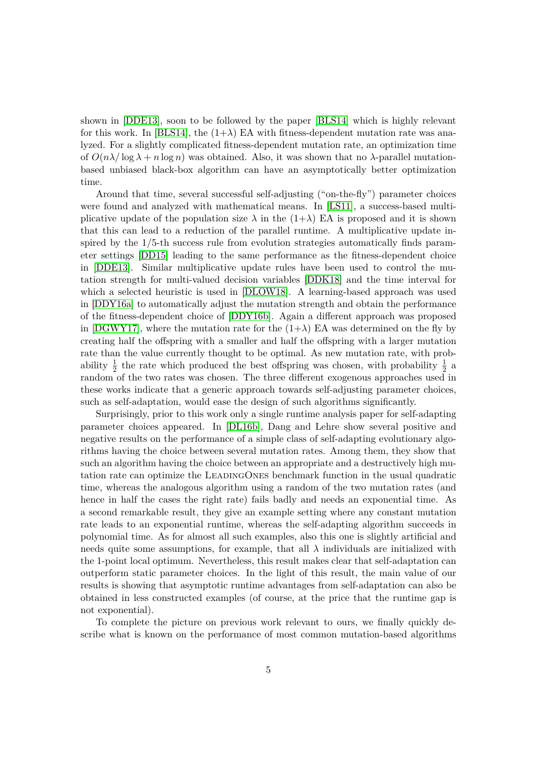shown in [DDE13], soon to be followed by the paper [BLS14] which is highly relevant for this work. In [BLS14], the (1+$\lambda$) EA with fitness-dependent mutation rate was analyzed. For a slightly complicated fitness-dependent mutation rate, an optimization time of $O(n\lambda/\log\lambda + n\log n)$ was obtained. Also, it was shown that no $\lambda$-parallel mutation-based unbiased black-box algorithm can have an asymptotically better optimization time.

Around that time, several successful self-adjusting ("on-the-fly") parameter choices were found and analyzed with mathematical means. In [LS11], a success-based multiplicative update of the population size $\lambda$ in the (1+$\lambda$) EA is proposed and it is shown that this can lead to a reduction of the parallel runtime. A multiplicative update inspired by the 1/5-th success rule from evolution strategies automatically finds parameter settings [DD15] leading to the same performance as the fitness-dependent choice in [DDE13]. Similar multiplicative update rules have been used to control the mutation strength for multi-valued decision variables [DDK18] and the time interval for which a selected heuristic is used in [DLOW18]. A learning-based approach was used in [DDY16a] to automatically adjust the mutation strength and obtain the performance of the fitness-dependent choice of [DDY16b]. Again a different approach was proposed in [DGWY17], where the mutation rate for the (1+$\lambda$) EA was determined on the fly by creating half the offspring with a smaller and half the offspring with a larger mutation rate than the value currently thought to be optimal. As new mutation rate, with probability $\frac{1}{2}$ the rate which produced the best offspring was chosen, with probability $\frac{1}{2}$ a random of the two rates was chosen. The three different exogenous approaches used in these works indicate that a generic approach towards self-adjusting parameter choices, such as self-adaptation, would ease the design of such algorithms significantly.

Surprisingly, prior to this work only a single runtime analysis paper for self-adapting parameter choices appeared. In [DL16b], Dang and Lehre show several positive and negative results on the performance of a simple class of self-adapting evolutionary algorithms having the choice between several mutation rates. Among them, they show that such an algorithm having the choice between an appropriate and a destructively high mutation rate can optimize the LeadingOnes benchmark function in the usual quadratic time, whereas the analogous algorithm using a random of the two mutation rates (and hence in half the cases the right rate) fails badly and needs an exponential time. As a second remarkable result, they give an example setting where any constant mutation rate leads to an exponential runtime, whereas the self-adapting algorithm succeeds in polynomial time. As for almost all such examples, also this one is slightly artificial and needs quite some assumptions, for example, that all $\lambda$ individuals are initialized with the 1-point local optimum. Nevertheless, this result makes clear that self-adaptation can outperform static parameter choices. In the light of this result, the main value of our results is showing that asymptotic runtime advantages from self-adaptation can also be obtained in less constructed examples (of course, at the price that the runtime gap is not exponential).

To complete the picture on previous work relevant to ours, we finally quickly describe what is known on the performance of most common mutation-based algorithms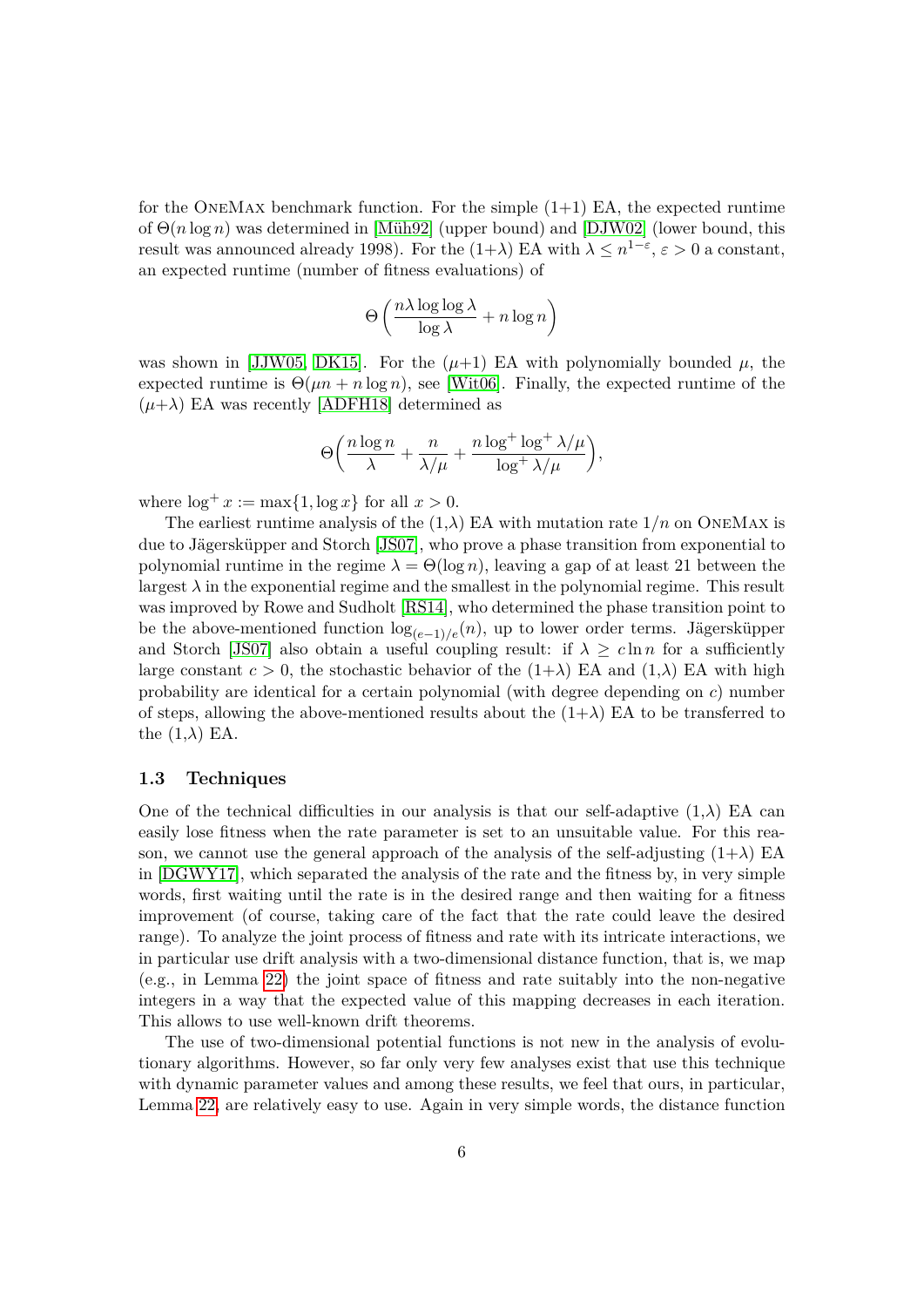for the OneMax benchmark function. For the simple (1+1) EA, the expected runtime of $\Theta(n \log n)$ was determined in [Müh92] (upper bound) and [DJW02] (lower bound, this result was announced already 1998). For the (1+$\lambda$) EA with $\lambda \le n^{1-\varepsilon}$, $\varepsilon > 0$ a constant, an expected runtime (number of fitness evaluations) of

$$\Theta\left(\frac{n\lambda \log\log\lambda}{\log\lambda} + n\log n\right)$$

was shown in [JJW05, DK15]. For the ($\mu$+1) EA with polynomially bounded $\mu$, the expected runtime is $\Theta(\mu n + n \log n)$, see [Wit06]. Finally, the expected runtime of the ($\mu$+$\lambda$) EA was recently [ADFH18] determined as

$$\Theta\left(\frac{n\log n}{\lambda} + \frac{n}{\lambda/\mu} + \frac{n\log^+\log^+\lambda/\mu}{\log^+\lambda/\mu}\right),$$

where $\log^+ x := \max\{1, \log x\}$ for all $x > 0$.

The earliest runtime analysis of the (1,$\lambda$) EA with mutation rate $1/n$ on OneMax is due to Jägersküpper and Storch [JS07], who prove a phase transition from exponential to polynomial runtime in the regime $\lambda = \Theta(\log n)$, leaving a gap of at least 21 between the largest $\lambda$ in the exponential regime and the smallest in the polynomial regime. This result was improved by Rowe and Sudholt [RS14], who determined the phase transition point to be the above-mentioned function $\log_{(e-1)/e}(n)$, up to lower order terms. Jägersküpper and Storch [JS07] also obtain a useful coupling result: if $\lambda \ge c \ln n$ for a sufficiently large constant $c > 0$, the stochastic behavior of the (1+$\lambda$) EA and (1,$\lambda$) EA with high probability are identical for a certain polynomial (with degree depending on $c$) number of steps, allowing the above-mentioned results about the (1+$\lambda$) EA to be transferred to the (1,$\lambda$) EA.

### 1.3 Techniques

One of the technical difficulties in our analysis is that our self-adaptive (1,$\lambda$) EA can easily lose fitness when the rate parameter is set to an unsuitable value. For this reason, we cannot use the general approach of the analysis of the self-adjusting (1+$\lambda$) EA in [DGWY17], which separated the analysis of the rate and the fitness by, in very simple words, first waiting until the rate is in the desired range and then waiting for a fitness improvement (of course, taking care of the fact that the rate could leave the desired range). To analyze the joint process of fitness and rate with its intricate interactions, we in particular use drift analysis with a two-dimensional distance function, that is, we map (e.g., in Lemma 22) the joint space of fitness and rate suitably into the non-negative integers in a way that the expected value of this mapping decreases in each iteration. This allows to use well-known drift theorems.

The use of two-dimensional potential functions is not new in the analysis of evolutionary algorithms. However, so far only very few analyses exist that use this technique with dynamic parameter values and among these results, we feel that ours, in particular, Lemma 22, are relatively easy to use. Again in very simple words, the distance function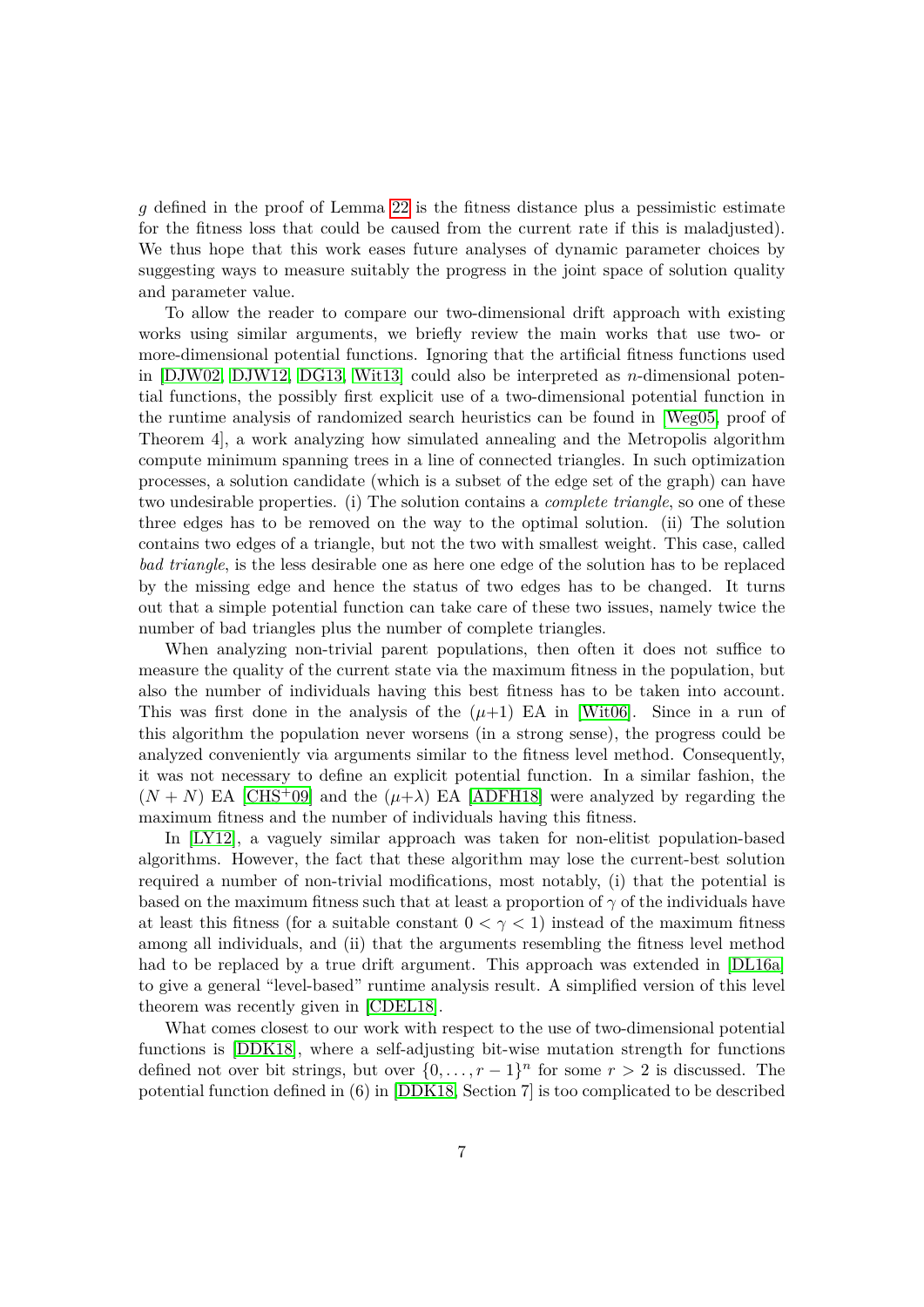$g$ defined in the proof of Lemma 22 is the fitness distance plus a pessimistic estimate for the fitness loss that could be caused from the current rate if this is maladjusted). We thus hope that this work eases future analyses of dynamic parameter choices by suggesting ways to measure suitably the progress in the joint space of solution quality and parameter value.

To allow the reader to compare our two-dimensional drift approach with existing works using similar arguments, we briefly review the main works that use two- or more-dimensional potential functions. Ignoring that the artificial fitness functions used in [DJW02, DJW12, DG13, Wit13] could also be interpreted as $n$-dimensional potential functions, the possibly first explicit use of a two-dimensional potential function in the runtime analysis of randomized search heuristics can be found in [Weg05, proof of Theorem 4], a work analyzing how simulated annealing and the Metropolis algorithm compute minimum spanning trees in a line of connected triangles. In such optimization processes, a solution candidate (which is a subset of the edge set of the graph) can have two undesirable properties. (i) The solution contains a *complete triangle*, so one of these three edges has to be removed on the way to the optimal solution. (ii) The solution contains two edges of a triangle, but not the two with smallest weight. This case, called *bad triangle*, is the less desirable one as here one edge of the solution has to be replaced by the missing edge and hence the status of two edges has to be changed. It turns out that a simple potential function can take care of these two issues, namely twice the number of bad triangles plus the number of complete triangles.

When analyzing non-trivial parent populations, then often it does not suffice to measure the quality of the current state via the maximum fitness in the population, but also the number of individuals having this best fitness has to be taken into account. This was first done in the analysis of the $(\mu{+}1)$ EA in [Wit06]. Since in a run of this algorithm the population never worsens (in a strong sense), the progress could be analyzed conveniently via arguments similar to the fitness level method. Consequently, it was not necessary to define an explicit potential function. In a similar fashion, the $(N + N)$ EA [CHS+09] and the $(\mu{+}\lambda)$ EA [ADFH18] were analyzed by regarding the maximum fitness and the number of individuals having this fitness.

In [LY12], a vaguely similar approach was taken for non-elitist population-based algorithms. However, the fact that these algorithm may lose the current-best solution required a number of non-trivial modifications, most notably, (i) that the potential is based on the maximum fitness such that at least a proportion of $\gamma$ of the individuals have at least this fitness (for a suitable constant $0 < \gamma < 1$) instead of the maximum fitness among all individuals, and (ii) that the arguments resembling the fitness level method had to be replaced by a true drift argument. This approach was extended in [DL16a] to give a general "level-based" runtime analysis result. A simplified version of this level theorem was recently given in [CDEL18].

What comes closest to our work with respect to the use of two-dimensional potential functions is [DDK18], where a self-adjusting bit-wise mutation strength for functions defined not over bit strings, but over $\{0, \ldots, r-1\}^n$ for some $r > 2$ is discussed. The potential function defined in (6) in [DDK18, Section 7] is too complicated to be described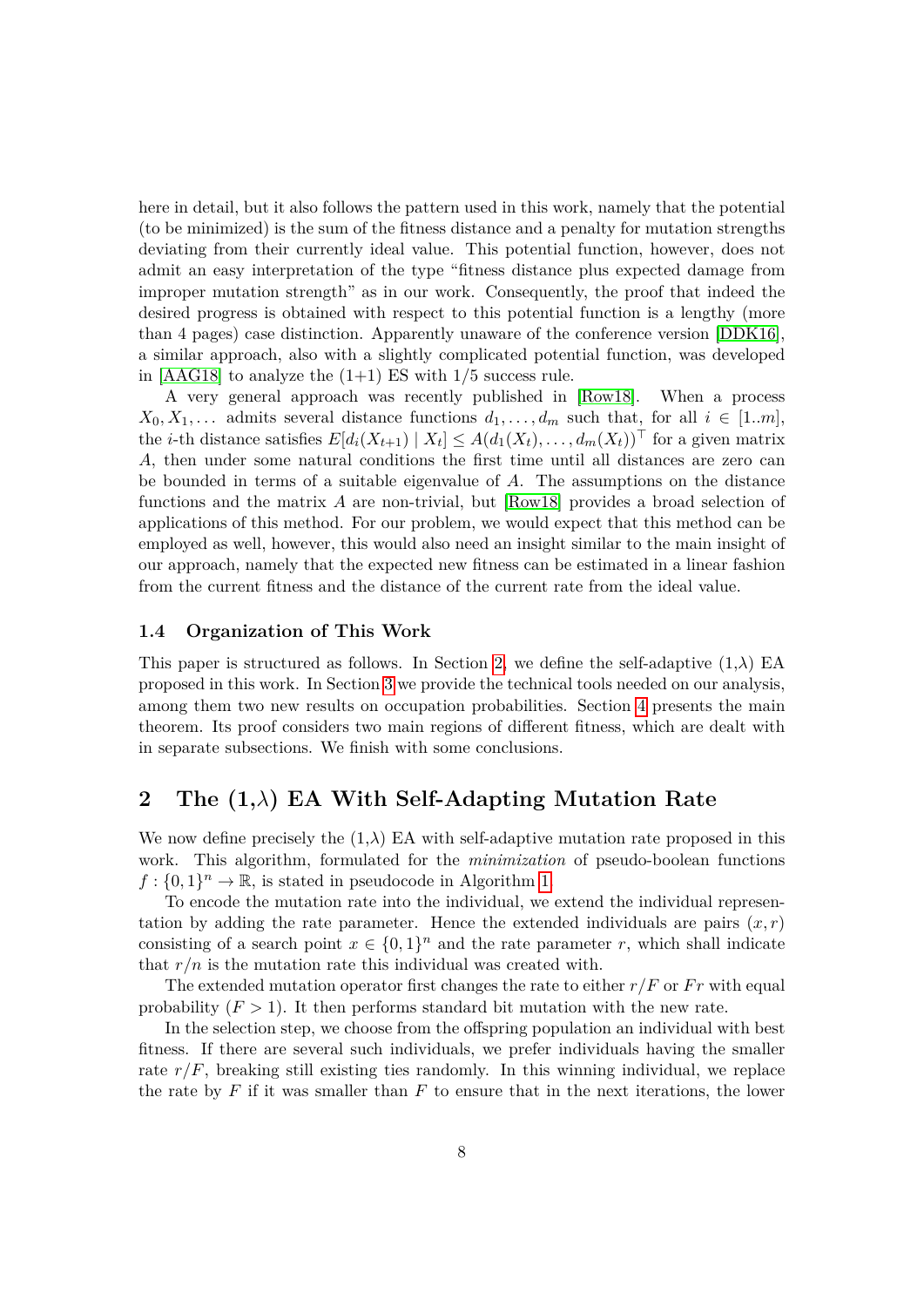here in detail, but it also follows the pattern used in this work, namely that the potential (to be minimized) is the sum of the fitness distance and a penalty for mutation strengths deviating from their currently ideal value. This potential function, however, does not admit an easy interpretation of the type "fitness distance plus expected damage from improper mutation strength" as in our work. Consequently, the proof that indeed the desired progress is obtained with respect to this potential function is a lengthy (more than 4 pages) case distinction. Apparently unaware of the conference version [DDK16], a similar approach, also with a slightly complicated potential function, was developed in [AAG18] to analyze the (1+1) ES with 1/5 success rule.

A very general approach was recently published in [Row18]. When a process $X_0, X_1, \dots$ admits several distance functions $d_1, \dots, d_m$ such that, for all $i \in [1..m]$, the $i$-th distance satisfies $E[d_i(X_{t+1}) \mid X_t] \le A(d_1(X_t), \dots, d_m(X_t))^\top$ for a given matrix $A$, then under some natural conditions the first time until all distances are zero can be bounded in terms of a suitable eigenvalue of $A$. The assumptions on the distance functions and the matrix $A$ are non-trivial, but [Row18] provides a broad selection of applications of this method. For our problem, we would expect that this method can be employed as well, however, this would also need an insight similar to the main insight of our approach, namely that the expected new fitness can be estimated in a linear fashion from the current fitness and the distance of the current rate from the ideal value.

### 1.4 Organization of This Work

This paper is structured as follows. In Section 2, we define the self-adaptive (1,$\lambda$) EA proposed in this work. In Section 3 we provide the technical tools needed on our analysis, among them two new results on occupation probabilities. Section 4 presents the main theorem. Its proof considers two main regions of different fitness, which are dealt with in separate subsections. We finish with some conclusions.

## 2 The (1,$\lambda$) EA With Self-Adapting Mutation Rate

We now define precisely the (1,$\lambda$) EA with self-adaptive mutation rate proposed in this work. This algorithm, formulated for the *minimization* of pseudo-boolean functions $f : \{0,1\}^n \to \mathbb{R}$, is stated in pseudocode in Algorithm 1.

To encode the mutation rate into the individual, we extend the individual representation by adding the rate parameter. Hence the extended individuals are pairs $(x, r)$ consisting of a search point $x \in \{0,1\}^n$ and the rate parameter $r$, which shall indicate that $r/n$ is the mutation rate this individual was created with.

The extended mutation operator first changes the rate to either $r/F$ or $Fr$ with equal probability ($F > 1$). It then performs standard bit mutation with the new rate.

In the selection step, we choose from the offspring population an individual with best fitness. If there are several such individuals, we prefer individuals having the smaller rate $r/F$, breaking still existing ties randomly. In this winning individual, we replace the rate by $F$ if it was smaller than $F$ to ensure that in the next iterations, the lower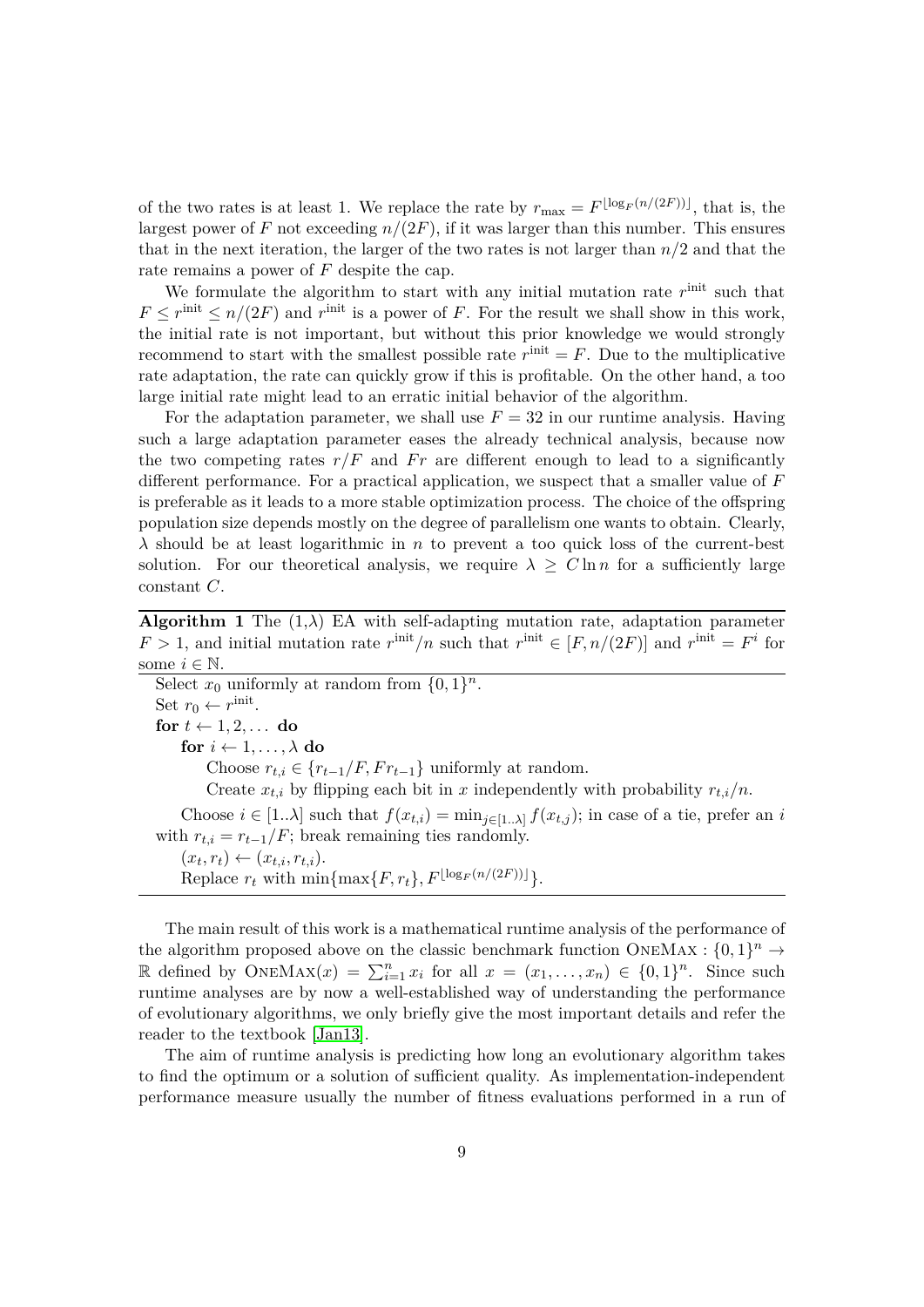of the two rates is at least 1. We replace the rate by $r_{\max} = F^{\lfloor \log_F(n/(2F)) \rfloor}$, that is, the largest power of $F$ not exceeding $n/(2F)$, if it was larger than this number. This ensures that in the next iteration, the larger of the two rates is not larger than $n/2$ and that the rate remains a power of $F$ despite the cap.

We formulate the algorithm to start with any initial mutation rate $r^{\text{init}}$ such that $F \leq r^{\text{init}} \leq n/(2F)$ and $r^{\text{init}}$ is a power of $F$. For the result we shall show in this work, the initial rate is not important, but without this prior knowledge we would strongly recommend to start with the smallest possible rate $r^{\text{init}} = F$. Due to the multiplicative rate adaptation, the rate can quickly grow if this is profitable. On the other hand, a too large initial rate might lead to an erratic initial behavior of the algorithm.

For the adaptation parameter, we shall use $F = 32$ in our runtime analysis. Having such a large adaptation parameter eases the already technical analysis, because now the two competing rates $r/F$ and $Fr$ are different enough to lead to a significantly different performance. For a practical application, we suspect that a smaller value of $F$ is preferable as it leads to a more stable optimization process. The choice of the offspring population size depends mostly on the degree of parallelism one wants to obtain. Clearly, $\lambda$ should be at least logarithmic in $n$ to prevent a too quick loss of the current-best solution. For our theoretical analysis, we require $\lambda \geq C \ln n$ for a sufficiently large constant $C$.

---

**Algorithm 1** The (1,$\lambda$) EA with self-adapting mutation rate, adaptation parameter $F > 1$, and initial mutation rate $r^{\text{init}}/n$ such that $r^{\text{init}} \in [F, n/(2F)]$ and $r^{\text{init}} = F^i$ for some $i \in \mathbb{N}$.

---

Select $x_0$ uniformly at random from $\{0,1\}^n$.
Set $r_0 \leftarrow r^{\text{init}}$.
**for** $t \leftarrow 1, 2, \ldots$ **do**
  **for** $i \leftarrow 1, \ldots, \lambda$ **do**
    Choose $r_{t,i} \in \{r_{t-1}/F, Fr_{t-1}\}$ uniformly at random.
    Create $x_{t,i}$ by flipping each bit in $x$ independently with probability $r_{t,i}/n$.
  Choose $i \in [1..\lambda]$ such that $f(x_{t,i}) = \min_{j \in [1..\lambda]} f(x_{t,j})$; in case of a tie, prefer an $i$ with $r_{t,i} = r_{t-1}/F$; break remaining ties randomly.
  $(x_t, r_t) \leftarrow (x_{t,i}, r_{t,i})$.
  Replace $r_t$ with $\min\{\max\{F, r_t\}, F^{\lfloor \log_F(n/(2F)) \rfloor}\}$.

---

The main result of this work is a mathematical runtime analysis of the performance of the algorithm proposed above on the classic benchmark function OneMax : $\{0,1\}^n \to \mathbb{R}$ defined by $\text{OneMax}(x) = \sum_{i=1}^n x_i$ for all $x = (x_1, \ldots, x_n) \in \{0,1\}^n$. Since such runtime analyses are by now a well-established way of understanding the performance of evolutionary algorithms, we only briefly give the most important details and refer the reader to the textbook [Jan13].

The aim of runtime analysis is predicting how long an evolutionary algorithm takes to find the optimum or a solution of sufficient quality. As implementation-independent performance measure usually the number of fitness evaluations performed in a run of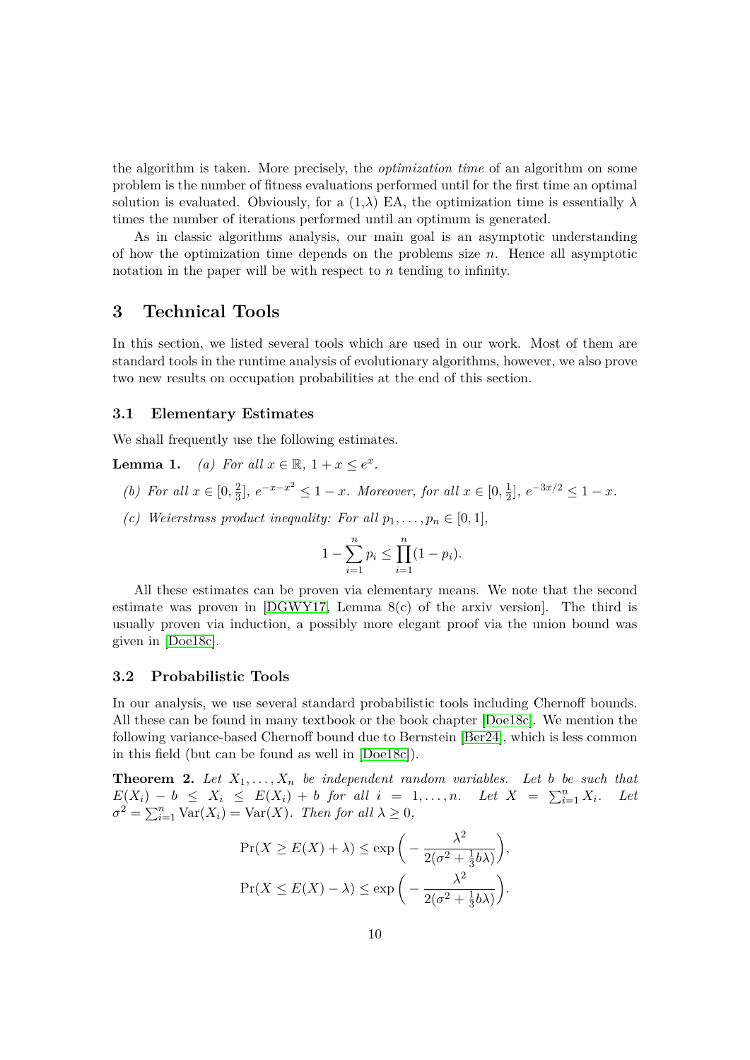the algorithm is taken. More precisely, the *optimization time* of an algorithm on some problem is the number of fitness evaluations performed until for the first time an optimal solution is evaluated. Obviously, for a (1,$\lambda$) EA, the optimization time is essentially $\lambda$ times the number of iterations performed until an optimum is generated.

As in classic algorithms analysis, our main goal is an asymptotic understanding of how the optimization time depends on the problems size $n$. Hence all asymptotic notation in the paper will be with respect to $n$ tending to infinity.

# 3 Technical Tools

In this section, we listed several tools which are used in our work. Most of them are standard tools in the runtime analysis of evolutionary algorithms, however, we also prove two new results on occupation probabilities at the end of this section.

## 3.1 Elementary Estimates

We shall frequently use the following estimates.

**Lemma 1.** *(a) For all $x \in \mathbb{R}$, $1 + x \le e^x$.*

*(b) For all $x \in [0, \frac{2}{3}]$, $e^{-x-x^2} \le 1 - x$. Moreover, for all $x \in [0, \frac{1}{2}]$, $e^{-3x/2} \le 1 - x$.*

*(c) Weierstrass product inequality: For all $p_1, \ldots, p_n \in [0, 1]$,*

$$1 - \sum_{i=1}^{n} p_i \le \prod_{i=1}^{n} (1 - p_i).$$

All these estimates can be proven via elementary means. We note that the second estimate was proven in [DGWY17, Lemma 8(c) of the arxiv version]. The third is usually proven via induction, a possibly more elegant proof via the union bound was given in [Doe18c].

## 3.2 Probabilistic Tools

In our analysis, we use several standard probabilistic tools including Chernoff bounds. All these can be found in many textbook or the book chapter [Doe18c]. We mention the following variance-based Chernoff bound due to Bernstein [Ber24], which is less common in this field (but can be found as well in [Doe18c]).

**Theorem 2.** *Let $X_1, \ldots, X_n$ be independent random variables. Let $b$ be such that $E(X_i) - b \le X_i \le E(X_i) + b$ for all $i = 1, \ldots, n$. Let $X = \sum_{i=1}^{n} X_i$. Let $\sigma^2 = \sum_{i=1}^{n} \operatorname{Var}(X_i) = \operatorname{Var}(X)$. Then for all $\lambda \ge 0$,*

$$\Pr(X \ge E(X) + \lambda) \le \exp\Big( -\frac{\lambda^2}{2(\sigma^2 + \frac{1}{3}b\lambda)} \Big),$$

$$\Pr(X \le E(X) - \lambda) \le \exp\Big( -\frac{\lambda^2}{2(\sigma^2 + \frac{1}{3}b\lambda)} \Big).$$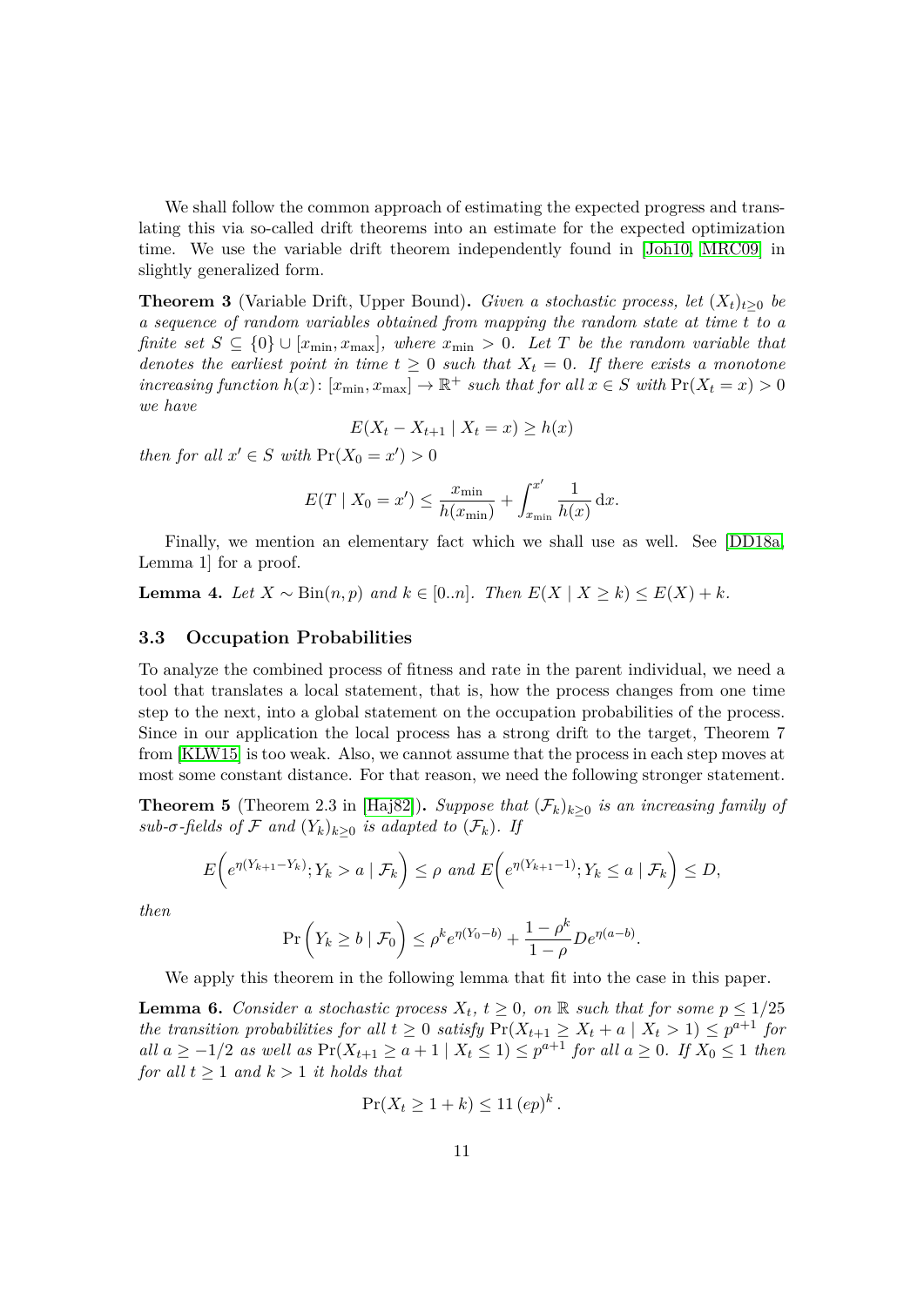We shall follow the common approach of estimating the expected progress and translating this via so-called drift theorems into an estimate for the expected optimization time. We use the variable drift theorem independently found in [Joh10, MRC09] in slightly generalized form.

**Theorem 3** (Variable Drift, Upper Bound)**.** *Given a stochastic process, let $(X_t)_{t\geq 0}$ be a sequence of random variables obtained from mapping the random state at time $t$ to a finite set $S \subseteq \{0\} \cup [x_{\min}, x_{\max}]$, where $x_{\min} > 0$. Let $T$ be the random variable that denotes the earliest point in time $t \geq 0$ such that $X_t = 0$. If there exists a monotone increasing function $h(x)\colon [x_{\min}, x_{\max}] \to \mathbb{R}^+$ such that for all $x \in S$ with $\Pr(X_t = x) > 0$ we have*

$$E(X_t - X_{t+1} \mid X_t = x) \geq h(x)$$

*then for all $x' \in S$ with $\Pr(X_0 = x') > 0$*

$$E(T \mid X_0 = x') \leq \frac{x_{\min}}{h(x_{\min})} + \int_{x_{\min}}^{x'} \frac{1}{h(x)} \, \mathrm{d}x.$$

Finally, we mention an elementary fact which we shall use as well. See [DD18a, Lemma 1] for a proof.

**Lemma 4.** *Let $X \sim \mathrm{Bin}(n,p)$ and $k \in [0..n]$. Then $E(X \mid X \geq k) \leq E(X) + k$.*

### 3.3 Occupation Probabilities

To analyze the combined process of fitness and rate in the parent individual, we need a tool that translates a local statement, that is, how the process changes from one time step to the next, into a global statement on the occupation probabilities of the process. Since in our application the local process has a strong drift to the target, Theorem 7 from [KLW15] is too weak. Also, we cannot assume that the process in each step moves at most some constant distance. For that reason, we need the following stronger statement.

**Theorem 5** (Theorem 2.3 in [Haj82])**.** *Suppose that $(\mathcal{F}_k)_{k\geq 0}$ is an increasing family of sub-$\sigma$-fields of $\mathcal{F}$ and $(Y_k)_{k\geq 0}$ is adapted to $(\mathcal{F}_k)$. If*

$$E\left(e^{\eta(Y_{k+1}-Y_k)}; Y_k > a \mid \mathcal{F}_k\right) \leq \rho \text{ and } E\left(e^{\eta(Y_{k+1}-1)}; Y_k \leq a \mid \mathcal{F}_k\right) \leq D,$$

*then*

$$\Pr\left(Y_k \geq b \mid \mathcal{F}_0\right) \leq \rho^k e^{\eta(Y_0 - b)} + \frac{1-\rho^k}{1-\rho} D e^{\eta(a-b)}.$$

We apply this theorem in the following lemma that fit into the case in this paper.

**Lemma 6.** *Consider a stochastic process $X_t$, $t \geq 0$, on $\mathbb{R}$ such that for some $p \leq 1/25$ the transition probabilities for all $t \geq 0$ satisfy $\Pr(X_{t+1} \geq X_t + a \mid X_t > 1) \leq p^{a+1}$ for all $a \geq -1/2$ as well as $\Pr(X_{t+1} \geq a + 1 \mid X_t \leq 1) \leq p^{a+1}$ for all $a \geq 0$. If $X_0 \leq 1$ then for all $t \geq 1$ and $k > 1$ it holds that*

$$\Pr(X_t \geq 1 + k) \leq 11 \, (ep)^k.$$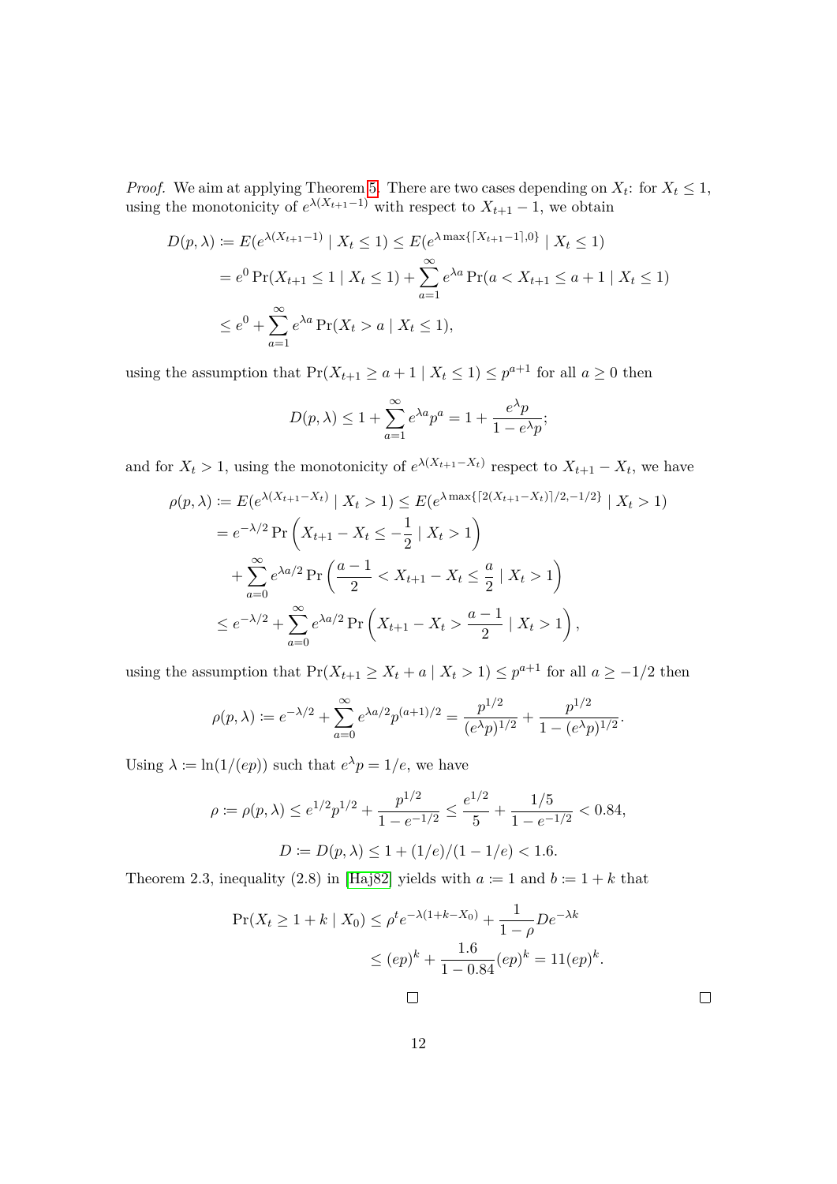*Proof.* We aim at applying Theorem 5. There are two cases depending on $X_t$: for $X_t \leq 1$, using the monotonicity of $e^{\lambda(X_{t+1}-1)}$ with respect to $X_{t+1}-1$, we obtain

$$
\begin{aligned}
D(p,\lambda) &:= E(e^{\lambda(X_{t+1}-1)} \mid X_t \leq 1) \leq E(e^{\lambda \max\{\lceil X_{t+1}-1 \rceil, 0\}} \mid X_t \leq 1) \\
&= e^0 \Pr(X_{t+1} \leq 1 \mid X_t \leq 1) + \sum_{a=1}^{\infty} e^{\lambda a} \Pr(a < X_{t+1} \leq a+1 \mid X_t \leq 1) \\
&\leq e^0 + \sum_{a=1}^{\infty} e^{\lambda a} \Pr(X_t > a \mid X_t \leq 1),
\end{aligned}
$$

using the assumption that $\Pr(X_{t+1} \geq a+1 \mid X_t \leq 1) \leq p^{a+1}$ for all $a \geq 0$ then

$$
D(p,\lambda) \leq 1 + \sum_{a=1}^{\infty} e^{\lambda a} p^a = 1 + \frac{e^\lambda p}{1 - e^\lambda p};
$$

and for $X_t > 1$, using the monotonicity of $e^{\lambda(X_{t+1}-X_t)}$ respect to $X_{t+1} - X_t$, we have

$$
\begin{aligned}
\rho(p,\lambda) &:= E(e^{\lambda(X_{t+1}-X_t)} \mid X_t > 1) \leq E(e^{\lambda \max\{\lceil 2(X_{t+1}-X_t) \rceil/2, -1/2\}} \mid X_t > 1) \\
&= e^{-\lambda/2} \Pr\left(X_{t+1} - X_t \leq -\frac{1}{2} \mid X_t > 1\right) \\
&\quad + \sum_{a=0}^{\infty} e^{\lambda a/2} \Pr\left(\frac{a-1}{2} < X_{t+1} - X_t \leq \frac{a}{2} \mid X_t > 1\right) \\
&\leq e^{-\lambda/2} + \sum_{a=0}^{\infty} e^{\lambda a/2} \Pr\left(X_{t+1} - X_t > \frac{a-1}{2} \mid X_t > 1\right),
\end{aligned}
$$

using the assumption that $\Pr(X_{t+1} \geq X_t + a \mid X_t > 1) \leq p^{a+1}$ for all $a \geq -1/2$ then

$$
\rho(p,\lambda) := e^{-\lambda/2} + \sum_{a=0}^{\infty} e^{\lambda a/2} p^{(a+1)/2} = \frac{p^{1/2}}{(e^\lambda p)^{1/2}} + \frac{p^{1/2}}{1 - (e^\lambda p)^{1/2}}.
$$

Using $\lambda := \ln(1/(ep))$ such that $e^\lambda p = 1/e$, we have

$$
\rho := \rho(p,\lambda) \leq e^{1/2} p^{1/2} + \frac{p^{1/2}}{1 - e^{-1/2}} \leq \frac{e^{1/2}}{5} + \frac{1/5}{1 - e^{-1/2}} < 0.84,
$$

$$
D := D(p,\lambda) \leq 1 + (1/e)/(1 - 1/e) < 1.6.
$$

Theorem 2.3, inequality (2.8) in [Haj82] yields with $a := 1$ and $b := 1 + k$ that

$$
\begin{aligned}
\Pr(X_t \geq 1 + k \mid X_0) &\leq \rho^t e^{-\lambda(1+k-X_0)} + \frac{1}{1-\rho} D e^{-\lambda k} \\
&\leq (ep)^k + \frac{1.6}{1 - 0.84} (ep)^k = 11(ep)^k.
\end{aligned}
$$

□ □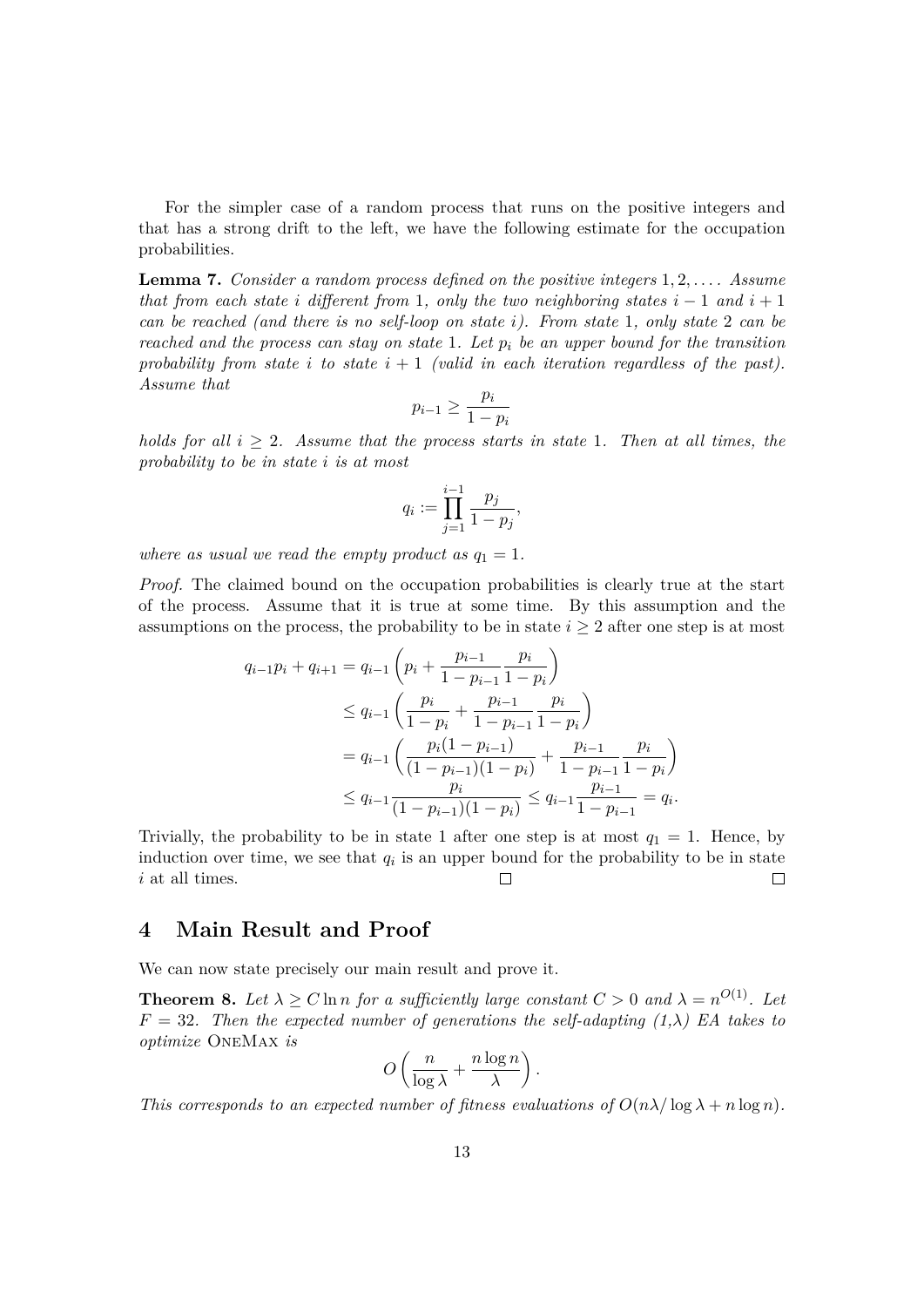For the simpler case of a random process that runs on the positive integers and that has a strong drift to the left, we have the following estimate for the occupation probabilities.

**Lemma 7.** *Consider a random process defined on the positive integers $1, 2, \ldots$. Assume that from each state $i$ different from $1$, only the two neighboring states $i-1$ and $i+1$ can be reached (and there is no self-loop on state $i$). From state $1$, only state $2$ can be reached and the process can stay on state $1$. Let $p_i$ be an upper bound for the transition probability from state $i$ to state $i+1$ (valid in each iteration regardless of the past). Assume that*

$$p_{i-1} \geq \frac{p_i}{1-p_i}$$

*holds for all $i \geq 2$. Assume that the process starts in state $1$. Then at all times, the probability to be in state $i$ is at most*

$$q_i := \prod_{j=1}^{i-1} \frac{p_j}{1-p_j},$$

*where as usual we read the empty product as $q_1 = 1$.*

*Proof.* The claimed bound on the occupation probabilities is clearly true at the start of the process. Assume that it is true at some time. By this assumption and the assumptions on the process, the probability to be in state $i \geq 2$ after one step is at most

$$\begin{aligned}
q_{i-1}p_i + q_{i+1} &= q_{i-1}\left(p_i + \frac{p_{i-1}}{1-p_{i-1}}\frac{p_i}{1-p_i}\right) \\
&\leq q_{i-1}\left(\frac{p_i}{1-p_i} + \frac{p_{i-1}}{1-p_{i-1}}\frac{p_i}{1-p_i}\right) \\
&= q_{i-1}\left(\frac{p_i(1-p_{i-1})}{(1-p_{i-1})(1-p_i)} + \frac{p_{i-1}}{1-p_{i-1}}\frac{p_i}{1-p_i}\right) \\
&\leq q_{i-1}\frac{p_i}{(1-p_{i-1})(1-p_i)} \leq q_{i-1}\frac{p_{i-1}}{1-p_{i-1}} = q_i.
\end{aligned}$$

Trivially, the probability to be in state 1 after one step is at most $q_1 = 1$. Hence, by induction over time, we see that $q_i$ is an upper bound for the probability to be in state $i$ at all times. □ □

## 4 Main Result and Proof

We can now state precisely our main result and prove it.

**Theorem 8.** *Let $\lambda \geq C \ln n$ for a sufficiently large constant $C > 0$ and $\lambda = n^{O(1)}$. Let $F = 32$. Then the expected number of generations the self-adapting (1,λ) EA takes to optimize* OneMax *is*

$$O\left(\frac{n}{\log \lambda} + \frac{n \log n}{\lambda}\right).$$

*This corresponds to an expected number of fitness evaluations of $O(n\lambda/\log \lambda + n \log n)$.*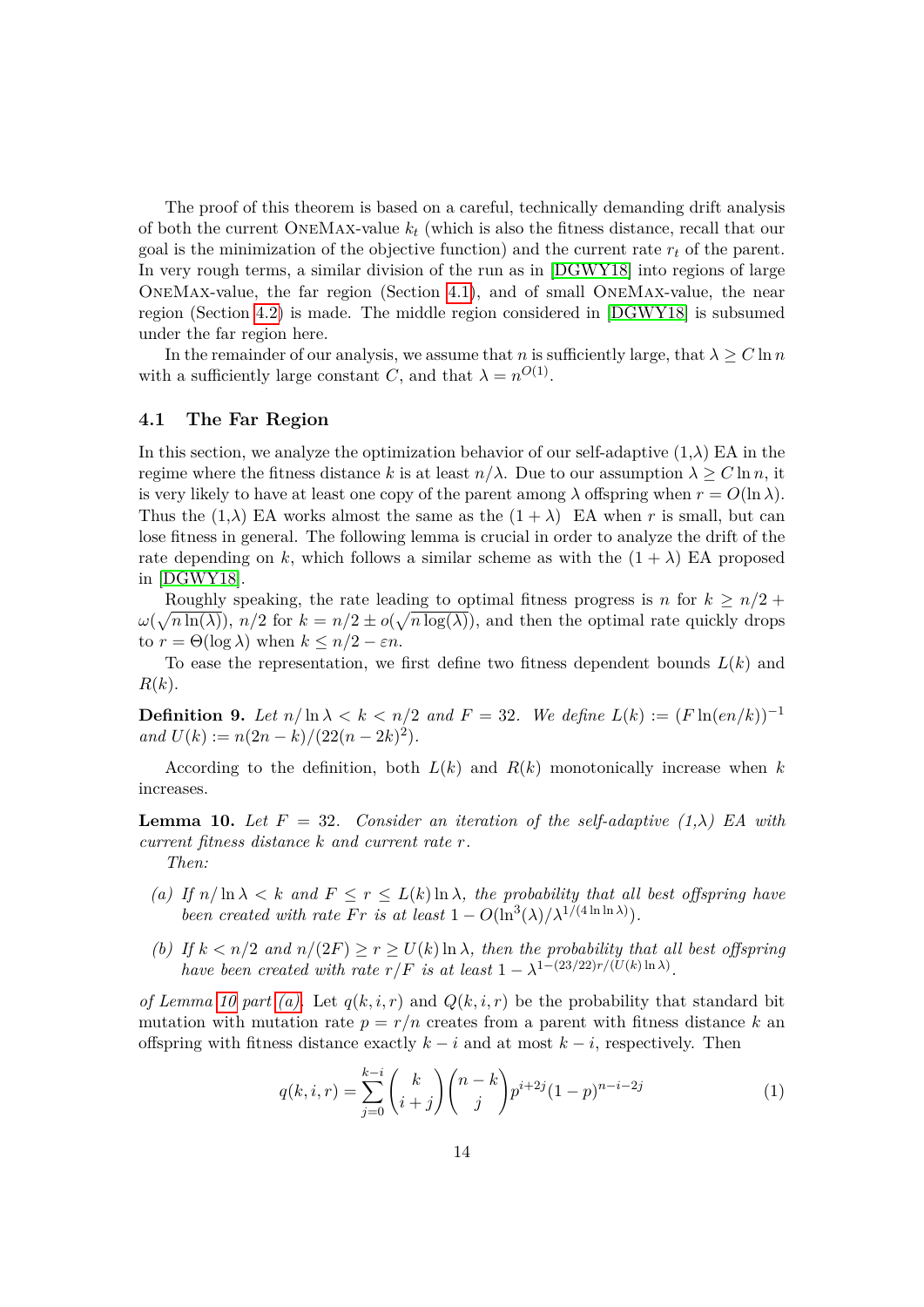The proof of this theorem is based on a careful, technically demanding drift analysis of both the current OneMax-value $k_t$ (which is also the fitness distance, recall that our goal is the minimization of the objective function) and the current rate $r_t$ of the parent. In very rough terms, a similar division of the run as in [DGWY18] into regions of large OneMax-value, the far region (Section 4.1), and of small OneMax-value, the near region (Section 4.2) is made. The middle region considered in [DGWY18] is subsumed under the far region here.

In the remainder of our analysis, we assume that $n$ is sufficiently large, that $\lambda \geq C \ln n$ with a sufficiently large constant $C$, and that $\lambda = n^{O(1)}$.

### 4.1 The Far Region

In this section, we analyze the optimization behavior of our self-adaptive (1,$\lambda$) EA in the regime where the fitness distance $k$ is at least $n/\lambda$. Due to our assumption $\lambda \geq C \ln n$, it is very likely to have at least one copy of the parent among $\lambda$ offspring when $r = O(\ln \lambda)$. Thus the (1,$\lambda$) EA works almost the same as the $(1+\lambda)$ EA when $r$ is small, but can lose fitness in general. The following lemma is crucial in order to analyze the drift of the rate depending on $k$, which follows a similar scheme as with the $(1+\lambda)$ EA proposed in [DGWY18].

Roughly speaking, the rate leading to optimal fitness progress is $n$ for $k \geq n/2 + \omega(\sqrt{n \ln(\lambda)})$, $n/2$ for $k = n/2 \pm o(\sqrt{n \log(\lambda)})$, and then the optimal rate quickly drops to $r = \Theta(\log \lambda)$ when $k \leq n/2 - \varepsilon n$.

To ease the representation, we first define two fitness dependent bounds $L(k)$ and $R(k)$.

**Definition 9.** *Let $n/\ln\lambda < k < n/2$ and $F = 32$. We define $L(k) := (F \ln(en/k))^{-1}$ and $U(k) := n(2n-k)/(22(n-2k)^2)$.*

According to the definition, both $L(k)$ and $R(k)$ monotonically increase when $k$ increases.

**Lemma 10.** *Let $F = 32$. Consider an iteration of the self-adaptive (1,$\lambda$) EA with current fitness distance $k$ and current rate $r$.*

*Then:*

*(a) If $n/\ln\lambda < k$ and $F \leq r \leq L(k)\ln\lambda$, the probability that all best offspring have been created with rate $Fr$ is at least $1 - O(\ln^3(\lambda)/\lambda^{1/(4\ln\ln\lambda)})$.*

*(b) If $k < n/2$ and $n/(2F) \geq r \geq U(k)\ln\lambda$, then the probability that all best offspring have been created with rate $r/F$ is at least $1 - \lambda^{1-(23/22)r/(U(k)\ln\lambda)}$.*

*of Lemma 10 part (a).* Let $q(k,i,r)$ and $Q(k,i,r)$ be the probability that standard bit mutation with mutation rate $p = r/n$ creates from a parent with fitness distance $k$ an offspring with fitness distance exactly $k-i$ and at most $k-i$, respectively. Then

$$q(k,i,r) = \sum_{j=0}^{k-i} \binom{k}{i+j}\binom{n-k}{j} p^{i+2j}(1-p)^{n-i-2j} \tag{1}$$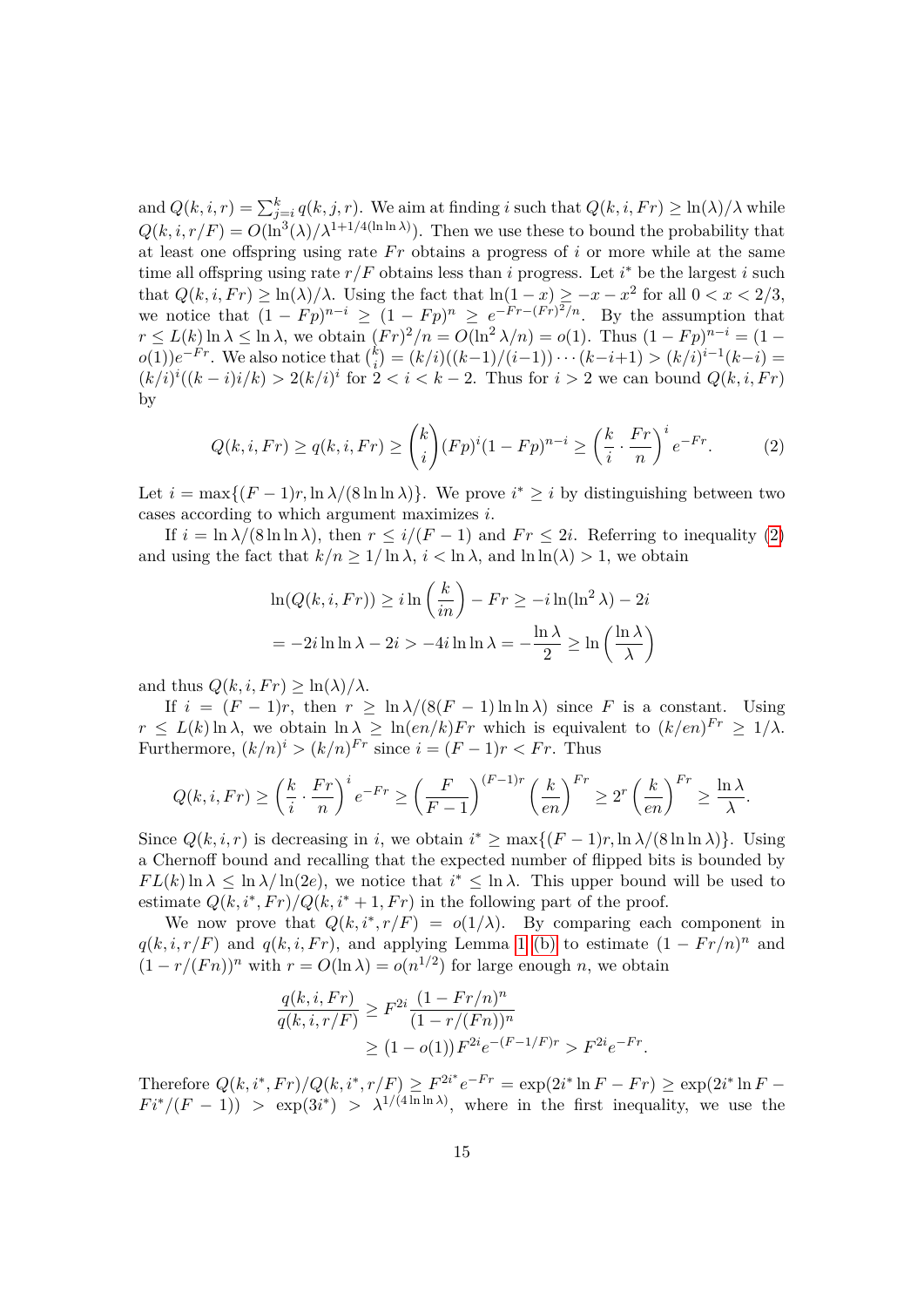and $Q(k,i,r) = \sum_{j=i}^{k} q(k,j,r)$. We aim at finding $i$ such that $Q(k,i,Fr) \geq \ln(\lambda)/\lambda$ while $Q(k,i,r/F) = O(\ln^3(\lambda)/\lambda^{1+1/4(\ln\ln\lambda)})$. Then we use these to bound the probability that at least one offspring using rate $Fr$ obtains a progress of $i$ or more while at the same time all offspring using rate $r/F$ obtains less than $i$ progress. Let $i^*$ be the largest $i$ such that $Q(k,i,Fr) \geq \ln(\lambda)/\lambda$. Using the fact that $\ln(1-x) \geq -x - x^2$ for all $0 < x < 2/3$, we notice that $(1-Fp)^{n-i} \geq (1-Fp)^n \geq e^{-Fr-(Fr)^2/n}$. By the assumption that $r \leq L(k)\ln\lambda \leq \ln\lambda$, we obtain $(Fr)^2/n = O(\ln^2\lambda/n) = o(1)$. Thus $(1-Fp)^{n-i} = (1-o(1))e^{-Fr}$. We also notice that $\binom{k}{i} = (k/i)((k-1)/(i-1))\cdots(k-i+1) > (k/i)^{i-1}(k-i) = (k/i)^i((k-i)i/k) > 2(k/i)^i$ for $2 < i < k-2$. Thus for $i > 2$ we can bound $Q(k,i,Fr)$ by

$$Q(k,i,Fr) \geq q(k,i,Fr) \geq \binom{k}{i}(Fp)^i(1-Fp)^{n-i} \geq \left(\frac{k}{i}\cdot\frac{Fr}{n}\right)^i e^{-Fr}. \tag{2}$$

Let $i = \max\{(F-1)r, \ln\lambda/(8\ln\ln\lambda)\}$. We prove $i^* \geq i$ by distinguishing between two cases according to which argument maximizes $i$.

If $i = \ln\lambda/(8\ln\ln\lambda)$, then $r \leq i/(F-1)$ and $Fr \leq 2i$. Referring to inequality (2) and using the fact that $k/n \geq 1/\ln\lambda$, $i < \ln\lambda$, and $\ln\ln(\lambda) > 1$, we obtain

$$\begin{aligned}
\ln(Q(k,i,Fr)) &\geq i\ln\left(\frac{k}{in}\right) - Fr \geq -i\ln(\ln^2\lambda) - 2i \\
&= -2i\ln\ln\lambda - 2i > -4i\ln\ln\lambda = -\frac{\ln\lambda}{2} \geq \ln\left(\frac{\ln\lambda}{\lambda}\right)
\end{aligned}$$

and thus $Q(k,i,Fr) \geq \ln(\lambda)/\lambda$.

If $i = (F-1)r$, then $r \geq \ln\lambda/(8(F-1)\ln\ln\lambda)$ since $F$ is a constant. Using $r \leq L(k)\ln\lambda$, we obtain $\ln\lambda \geq \ln(en/k)Fr$ which is equivalent to $(k/en)^{Fr} \geq 1/\lambda$. Furthermore, $(k/n)^i > (k/n)^{Fr}$ since $i = (F-1)r < Fr$. Thus

$$Q(k,i,Fr) \geq \left(\frac{k}{i}\cdot\frac{Fr}{n}\right)^i e^{-Fr} \geq \left(\frac{F}{F-1}\right)^{(F-1)r}\left(\frac{k}{en}\right)^{Fr} \geq 2^r\left(\frac{k}{en}\right)^{Fr} \geq \frac{\ln\lambda}{\lambda}.$$

Since $Q(k,i,r)$ is decreasing in $i$, we obtain $i^* \geq \max\{(F-1)r, \ln\lambda/(8\ln\ln\lambda)\}$. Using a Chernoff bound and recalling that the expected number of flipped bits is bounded by $FL(k)\ln\lambda \leq \ln\lambda/\ln(2e)$, we notice that $i^* \leq \ln\lambda$. This upper bound will be used to estimate $Q(k,i^*,Fr)/Q(k,i^*+1,Fr)$ in the following part of the proof.

We now prove that $Q(k,i^*,r/F) = o(1/\lambda)$. By comparing each component in $q(k,i,r/F)$ and $q(k,i,Fr)$, and applying Lemma 1 (b) to estimate $(1-Fr/n)^n$ and $(1-r/(Fn))^n$ with $r = O(\ln\lambda) = o(n^{1/2})$ for large enough $n$, we obtain

$$\begin{aligned}
\frac{q(k,i,Fr)}{q(k,i,r/F)} &\geq F^{2i}\frac{(1-Fr/n)^n}{(1-r/(Fn))^n} \\
&\geq (1-o(1))F^{2i}e^{-(F-1/F)r} > F^{2i}e^{-Fr}.
\end{aligned}$$

Therefore $Q(k,i^*,Fr)/Q(k,i^*,r/F) \geq F^{2i^*}e^{-Fr} = \exp(2i^*\ln F - Fr) \geq \exp(2i^*\ln F - Fi^*/(F-1)) > \exp(3i^*) > \lambda^{1/(4\ln\ln\lambda)}$, where in the first inequality, we use the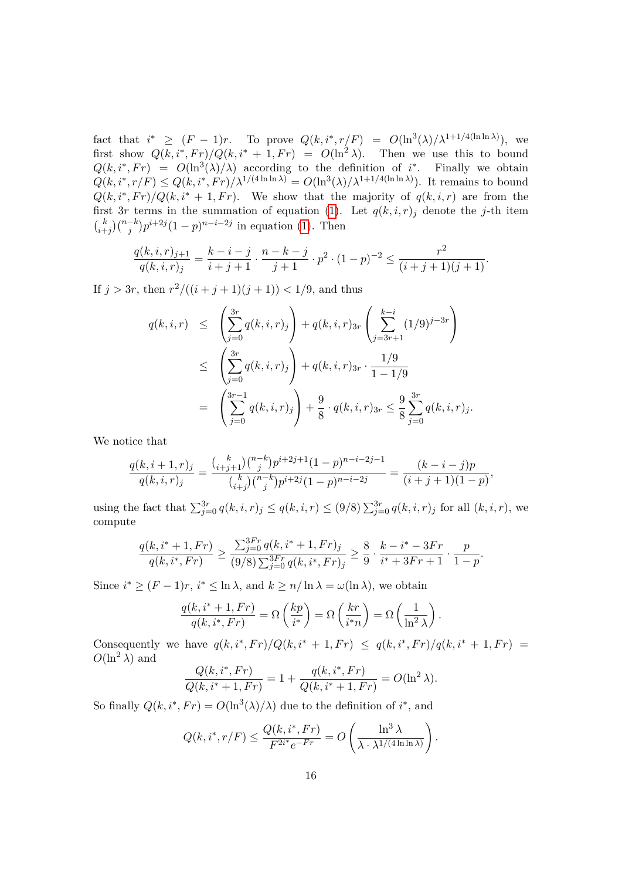fact that $i^* \geq (F-1)r$. To prove $Q(k, i^*, r/F) = O(\ln^3(\lambda)/\lambda^{1+1/4(\ln\ln\lambda)})$, we first show $Q(k, i^*, Fr)/Q(k, i^*+1, Fr) = O(\ln^2\lambda)$. Then we use this to bound $Q(k, i^*, Fr) = O(\ln^3(\lambda)/\lambda)$ according to the definition of $i^*$. Finally we obtain $Q(k, i^*, r/F) \leq Q(k, i^*, Fr)/\lambda^{1/(4\ln\ln\lambda)} = O(\ln^3(\lambda)/\lambda^{1+1/4(\ln\ln\lambda)})$. It remains to bound $Q(k, i^*, Fr)/Q(k, i^*+1, Fr)$. We show that the majority of $q(k, i, r)$ are from the first $3r$ terms in the summation of equation (1). Let $q(k, i, r)_j$ denote the $j$-th item $\binom{k}{i+j}\binom{n-k}{j}p^{i+2j}(1-p)^{n-i-2j}$ in equation (1). Then

$$\frac{q(k,i,r)_{j+1}}{q(k,i,r)_j} = \frac{k-i-j}{i+j+1} \cdot \frac{n-k-j}{j+1} \cdot p^2 \cdot (1-p)^{-2} \leq \frac{r^2}{(i+j+1)(j+1)}.$$

If $j > 3r$, then $r^2/((i+j+1)(j+1)) < 1/9$, and thus

$$\begin{aligned}
q(k,i,r) &\leq \left(\sum_{j=0}^{3r} q(k,i,r)_j\right) + q(k,i,r)_{3r}\left(\sum_{j=3r+1}^{k-i} (1/9)^{j-3r}\right) \\
&\leq \left(\sum_{j=0}^{3r} q(k,i,r)_j\right) + q(k,i,r)_{3r} \cdot \frac{1/9}{1-1/9} \\
&= \left(\sum_{j=0}^{3r-1} q(k,i,r)_j\right) + \frac{9}{8} \cdot q(k,i,r)_{3r} \leq \frac{9}{8}\sum_{j=0}^{3r} q(k,i,r)_j.
\end{aligned}$$

We notice that

$$\frac{q(k,i+1,r)_j}{q(k,i,r)_j} = \frac{\binom{k}{i+j+1}\binom{n-k}{j}p^{i+2j+1}(1-p)^{n-i-2j-1}}{\binom{k}{i+j}\binom{n-k}{j}p^{i+2j}(1-p)^{n-i-2j}} = \frac{(k-i-j)p}{(i+j+1)(1-p)},$$

using the fact that $\sum_{j=0}^{3r} q(k,i,r)_j \leq q(k,i,r) \leq (9/8)\sum_{j=0}^{3r} q(k,i,r)_j$ for all $(k,i,r)$, we compute

$$\frac{q(k,i^*+1,Fr)}{q(k,i^*,Fr)} \geq \frac{\sum_{j=0}^{3Fr} q(k,i^*+1,Fr)_j}{(9/8)\sum_{j=0}^{3Fr} q(k,i^*,Fr)_j} \geq \frac{8}{9} \cdot \frac{k-i^*-3Fr}{i^*+3Fr+1} \cdot \frac{p}{1-p}.$$

Since $i^* \geq (F-1)r$, $i^* \leq \ln\lambda$, and $k \geq n/\ln\lambda = \omega(\ln\lambda)$, we obtain

$$\frac{q(k,i^*+1,Fr)}{q(k,i^*,Fr)} = \Omega\left(\frac{kp}{i^*}\right) = \Omega\left(\frac{kr}{i^*n}\right) = \Omega\left(\frac{1}{\ln^2\lambda}\right).$$

Consequently we have $q(k,i^*,Fr)/Q(k,i^*+1,Fr) \leq q(k,i^*,Fr)/q(k,i^*+1,Fr) = O(\ln^2\lambda)$ and

$$\frac{Q(k,i^*,Fr)}{Q(k,i^*+1,Fr)} = 1 + \frac{q(k,i^*,Fr)}{Q(k,i^*+1,Fr)} = O(\ln^2\lambda).$$

So finally $Q(k,i^*,Fr) = O(\ln^3(\lambda)/\lambda)$ due to the definition of $i^*$, and

$$Q(k,i^*,r/F) \leq \frac{Q(k,i^*,Fr)}{F^{2i^*}e^{-Fr}} = O\left(\frac{\ln^3\lambda}{\lambda \cdot \lambda^{1/(4\ln\ln\lambda)}}\right).$$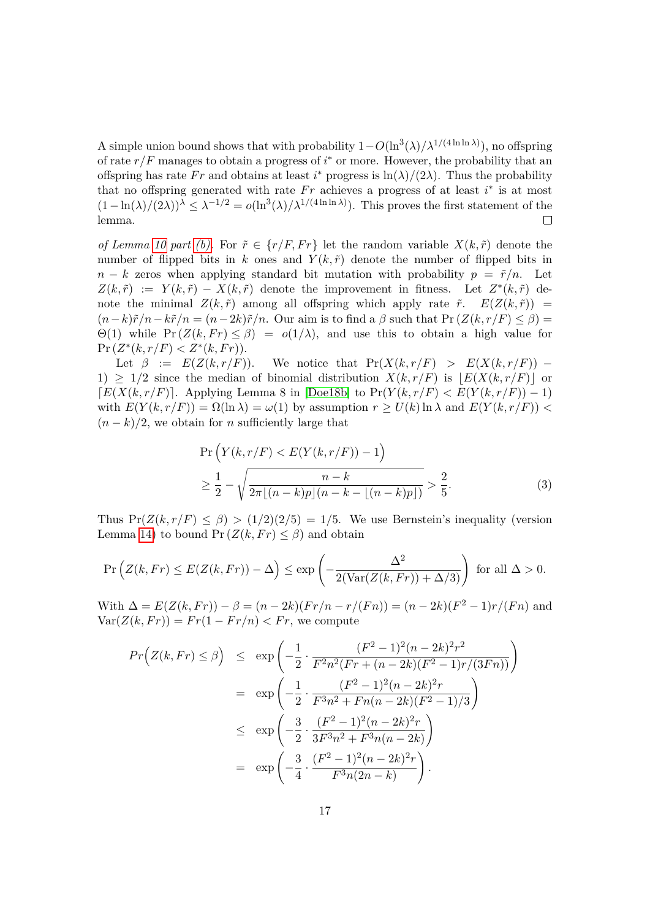A simple union bound shows that with probability $1 - O(\ln^3(\lambda)/\lambda^{1/(4\ln\ln\lambda)})$, no offspring of rate $r/F$ manages to obtain a progress of $i^*$ or more. However, the probability that an offspring has rate $Fr$ and obtains at least $i^*$ progress is $\ln(\lambda)/(2\lambda)$. Thus the probability that no offspring generated with rate $Fr$ achieves a progress of at least $i^*$ is at most $(1 - \ln(\lambda)/(2\lambda))^\lambda \leq \lambda^{-1/2} = o(\ln^3(\lambda)/\lambda^{1/(4\ln\ln\lambda)})$. This proves the first statement of the lemma. $\square$

*of Lemma 10 part (b).* For $\tilde{r} \in \{r/F, Fr\}$ let the random variable $X(k, \tilde{r})$ denote the number of flipped bits in $k$ ones and $Y(k, \tilde{r})$ denote the number of flipped bits in $n - k$ zeros when applying standard bit mutation with probability $p = \tilde{r}/n$. Let $Z(k, \tilde{r}) := Y(k, \tilde{r}) - X(k, \tilde{r})$ denote the improvement in fitness. Let $Z^*(k, \tilde{r})$ denote the minimal $Z(k, \tilde{r})$ among all offspring which apply rate $\tilde{r}$. $E(Z(k, \tilde{r})) = (n-k)\tilde{r}/n - k\tilde{r}/n = (n - 2k)\tilde{r}/n$. Our aim is to find a $\beta$ such that $\Pr(Z(k, r/F) \leq \beta) = \Theta(1)$ while $\Pr(Z(k, Fr) \leq \beta) = o(1/\lambda)$, and use this to obtain a high value for $\Pr(Z^*(k, r/F) < Z^*(k, Fr))$.

Let $\beta := E(Z(k, r/F))$. We notice that $\Pr(X(k, r/F) > E(X(k, r/F)) - 1) \geq 1/2$ since the median of binomial distribution $X(k, r/F)$ is $\lfloor E(X(k, r/F)) \rfloor$ or $\lceil E(X(k, r/F)) \rceil$. Applying Lemma 8 in [Doe18b] to $\Pr(Y(k, r/F) < E(Y(k, r/F)) - 1)$ with $E(Y(k, r/F)) = \Omega(\ln \lambda) = \omega(1)$ by assumption $r \geq U(k) \ln \lambda$ and $E(Y(k, r/F)) < (n - k)/2$, we obtain for $n$ sufficiently large that

$$\Pr\Big(Y(k, r/F) < E(Y(k, r/F)) - 1\Big) \geq \frac{1}{2} - \sqrt{\frac{n-k}{2\pi\lfloor (n-k)p \rfloor (n - k - \lfloor (n-k)p \rfloor)}} > \frac{2}{5}. \tag{3}$$

Thus $\Pr(Z(k, r/F) \leq \beta) > (1/2)(2/5) = 1/5$. We use Bernstein's inequality (version Lemma 14) to bound $\Pr(Z(k, Fr) \leq \beta)$ and obtain

$$\Pr\Big(Z(k, Fr) \leq E(Z(k, Fr)) - \Delta\Big) \leq \exp\left(-\frac{\Delta^2}{2(\mathrm{Var}(Z(k, Fr)) + \Delta/3)}\right) \text{ for all } \Delta > 0.$$

With $\Delta = E(Z(k, Fr)) - \beta = (n - 2k)(Fr/n - r/(Fn)) = (n - 2k)(F^2 - 1)r/(Fn)$ and $\mathrm{Var}(Z(k, Fr)) = Fr(1 - Fr/n) < Fr$, we compute

$$\begin{aligned}
Pr\Big(Z(k, Fr) \leq \beta\Big) &\leq \exp\left(-\frac{1}{2} \cdot \frac{(F^2-1)^2(n-2k)^2 r^2}{F^2 n^2 (Fr + (n-2k)(F^2-1)r/(3Fn))}\right) \\
&= \exp\left(-\frac{1}{2} \cdot \frac{(F^2-1)^2(n-2k)^2 r}{F^3 n^2 + Fn(n-2k)(F^2-1)/3}\right) \\
&\leq \exp\left(-\frac{3}{2} \cdot \frac{(F^2-1)^2(n-2k)^2 r}{3F^3 n^2 + F^3 n(n-2k)}\right) \\
&= \exp\left(-\frac{3}{4} \cdot \frac{(F^2-1)^2(n-2k)^2 r}{F^3 n(2n-k)}\right).
\end{aligned}$$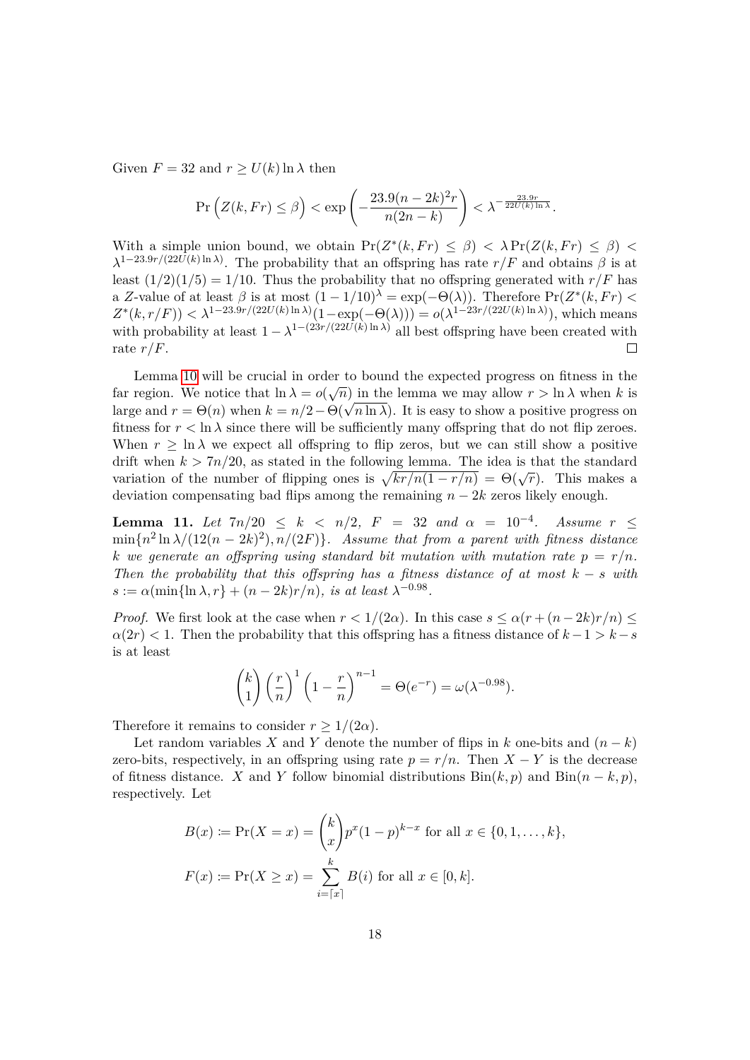Given $F = 32$ and $r \geq U(k)\ln\lambda$ then

$$\Pr\left(Z(k, Fr) \leq \beta\right) < \exp\left(-\frac{23.9(n-2k)^2 r}{n(2n-k)}\right) < \lambda^{-\frac{23.9r}{22U(k)\ln\lambda}}.$$

With a simple union bound, we obtain $\Pr(Z^*(k, Fr) \leq \beta) < \lambda \Pr(Z(k, Fr) \leq \beta) < \lambda^{1-23.9r/(22U(k)\ln\lambda)}$. The probability that an offspring has rate $r/F$ and obtains $\beta$ is at least $(1/2)(1/5) = 1/10$. Thus the probability that no offspring generated with $r/F$ has a $Z$-value of at least $\beta$ is at most $(1 - 1/10)^\lambda = \exp(-\Theta(\lambda))$. Therefore $\Pr(Z^*(k, Fr) < Z^*(k, r/F)) < \lambda^{1-23.9r/(22U(k)\ln\lambda)}(1-\exp(-\Theta(\lambda))) = o(\lambda^{1-23r/(22U(k)\ln\lambda)})$, which means with probability at least $1 - \lambda^{1-(23r/(22U(k)\ln\lambda)}$ all best offspring have been created with rate $r/F$. $\square$

Lemma 10 will be crucial in order to bound the expected progress on fitness in the far region. We notice that $\ln\lambda = o(\sqrt{n})$ in the lemma we may allow $r > \ln\lambda$ when $k$ is large and $r = \Theta(n)$ when $k = n/2 - \Theta(\sqrt{n\ln\lambda})$. It is easy to show a positive progress on fitness for $r < \ln\lambda$ since there will be sufficiently many offspring that do not flip zeroes. When $r \geq \ln\lambda$ we expect all offspring to flip zeros, but we can still show a positive drift when $k > 7n/20$, as stated in the following lemma. The idea is that the standard variation of the number of flipping ones is $\sqrt{kr/n(1-r/n)} = \Theta(\sqrt{r})$. This makes a deviation compensating bad flips among the remaining $n - 2k$ zeros likely enough.

**Lemma 11.** *Let $7n/20 \leq k < n/2$, $F = 32$ and $\alpha = 10^{-4}$. Assume $r \leq \min\{n^2\ln\lambda/(12(n-2k)^2), n/(2F)\}$. Assume that from a parent with fitness distance $k$ we generate an offspring using standard bit mutation with mutation rate $p = r/n$. Then the probability that this offspring has a fitness distance of at most $k - s$ with $s := \alpha(\min\{\ln\lambda, r\} + (n-2k)r/n)$, is at least $\lambda^{-0.98}$.*

*Proof.* We first look at the case when $r < 1/(2\alpha)$. In this case $s \leq \alpha(r + (n-2k)r/n) \leq \alpha(2r) < 1$. Then the probability that this offspring has a fitness distance of $k-1 > k-s$ is at least

$$\binom{k}{1}\left(\frac{r}{n}\right)^1\left(1-\frac{r}{n}\right)^{n-1} = \Theta(e^{-r}) = \omega(\lambda^{-0.98}).$$

Therefore it remains to consider $r \geq 1/(2\alpha)$.

Let random variables $X$ and $Y$ denote the number of flips in $k$ one-bits and $(n-k)$ zero-bits, respectively, in an offspring using rate $p = r/n$. Then $X - Y$ is the decrease of fitness distance. $X$ and $Y$ follow binomial distributions $\mathrm{Bin}(k, p)$ and $\mathrm{Bin}(n-k, p)$, respectively. Let

$$B(x) \coloneqq \Pr(X = x) = \binom{k}{x}p^x(1-p)^{k-x} \text{ for all } x \in \{0, 1, \ldots, k\},$$

$$F(x) \coloneqq \Pr(X \geq x) = \sum_{i=\lceil x\rceil}^{k} B(i) \text{ for all } x \in [0, k].$$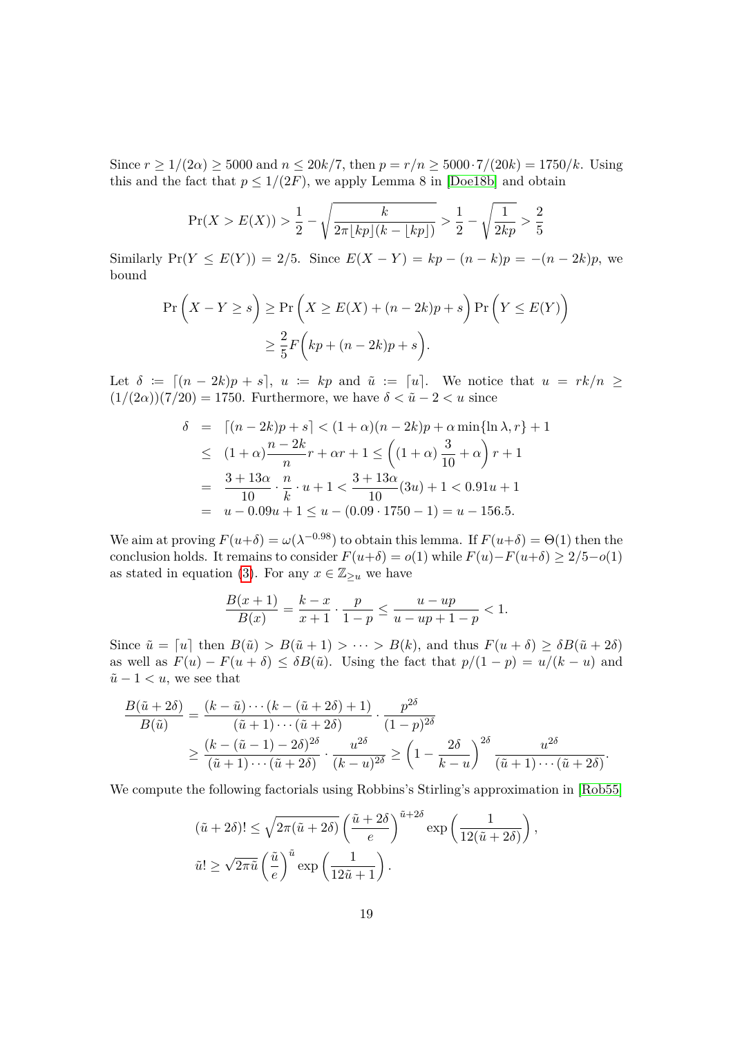Since $r \geq 1/(2\alpha) \geq 5000$ and $n \leq 20k/7$, then $p = r/n \geq 5000 \cdot 7/(20k) = 1750/k$. Using this and the fact that $p \leq 1/(2F)$, we apply Lemma 8 in [Doe18b] and obtain

$$\Pr(X > E(X)) > \frac{1}{2} - \sqrt{\frac{k}{2\pi\lfloor kp\rfloor(k - \lfloor kp\rfloor)}} > \frac{1}{2} - \sqrt{\frac{1}{2kp}} > \frac{2}{5}$$

Similarly $\Pr(Y \leq E(Y)) = 2/5$. Since $E(X - Y) = kp - (n-k)p = -(n-2k)p$, we bound

$$\begin{aligned}\Pr\Big(X - Y \geq s\Big) &\geq \Pr\Big(X \geq E(X) + (n-2k)p + s\Big)\Pr\Big(Y \leq E(Y)\Big)\\ &\geq \frac{2}{5}F\Big(kp + (n-2k)p + s\Big).\end{aligned}$$

Let $\delta := \lceil (n-2k)p + s\rceil$, $u := kp$ and $\tilde{u} := \lceil u \rceil$. We notice that $u = rk/n \geq (1/(2\alpha))(7/20) = 1750$. Furthermore, we have $\delta < \tilde{u} - 2 < u$ since

$$\begin{aligned}\delta &= \lceil (n-2k)p + s\rceil < (1+\alpha)(n-2k)p + \alpha\min\{\ln\lambda, r\} + 1\\ &\leq (1+\alpha)\frac{n-2k}{n}r + \alpha r + 1 \leq \left((1+\alpha)\frac{3}{10} + \alpha\right)r + 1\\ &= \frac{3+13\alpha}{10}\cdot\frac{n}{k}\cdot u + 1 < \frac{3+13\alpha}{10}(3u) + 1 < 0.91u + 1\\ &= u - 0.09u + 1 \leq u - (0.09\cdot 1750 - 1) = u - 156.5.\end{aligned}$$

We aim at proving $F(u+\delta) = \omega(\lambda^{-0.98})$ to obtain this lemma. If $F(u+\delta) = \Theta(1)$ then the conclusion holds. It remains to consider $F(u+\delta) = o(1)$ while $F(u) - F(u+\delta) \geq 2/5 - o(1)$ as stated in equation (3). For any $x \in \mathbb{Z}_{\geq u}$ we have

$$\frac{B(x+1)}{B(x)} = \frac{k-x}{x+1}\cdot\frac{p}{1-p} \leq \frac{u - up}{u - up + 1 - p} < 1.$$

Since $\tilde{u} = \lceil u \rceil$ then $B(\tilde{u}) > B(\tilde{u}+1) > \cdots > B(k)$, and thus $F(u+\delta) \geq \delta B(\tilde{u} + 2\delta)$ as well as $F(u) - F(u+\delta) \leq \delta B(\tilde{u})$. Using the fact that $p/(1-p) = u/(k-u)$ and $\tilde{u} - 1 < u$, we see that

$$\begin{aligned}\frac{B(\tilde{u}+2\delta)}{B(\tilde{u})} &= \frac{(k-\tilde{u})\cdots(k-(\tilde{u}+2\delta)+1)}{(\tilde{u}+1)\cdots(\tilde{u}+2\delta)}\cdot\frac{p^{2\delta}}{(1-p)^{2\delta}}\\ &\geq \frac{(k-(\tilde{u}-1)-2\delta)^{2\delta}}{(\tilde{u}+1)\cdots(\tilde{u}+2\delta)}\cdot\frac{u^{2\delta}}{(k-u)^{2\delta}} \geq \left(1 - \frac{2\delta}{k-u}\right)^{2\delta}\frac{u^{2\delta}}{(\tilde{u}+1)\cdots(\tilde{u}+2\delta)}.\end{aligned}$$

We compute the following factorials using Robbins's Stirling's approximation in [Rob55]

$$\begin{aligned}(\tilde{u}+2\delta)! &\leq \sqrt{2\pi(\tilde{u}+2\delta)}\left(\frac{\tilde{u}+2\delta}{e}\right)^{\tilde{u}+2\delta}\exp\left(\frac{1}{12(\tilde{u}+2\delta)}\right),\\ \tilde{u}! &\geq \sqrt{2\pi\tilde{u}}\left(\frac{\tilde{u}}{e}\right)^{\tilde{u}}\exp\left(\frac{1}{12\tilde{u}+1}\right).\end{aligned}$$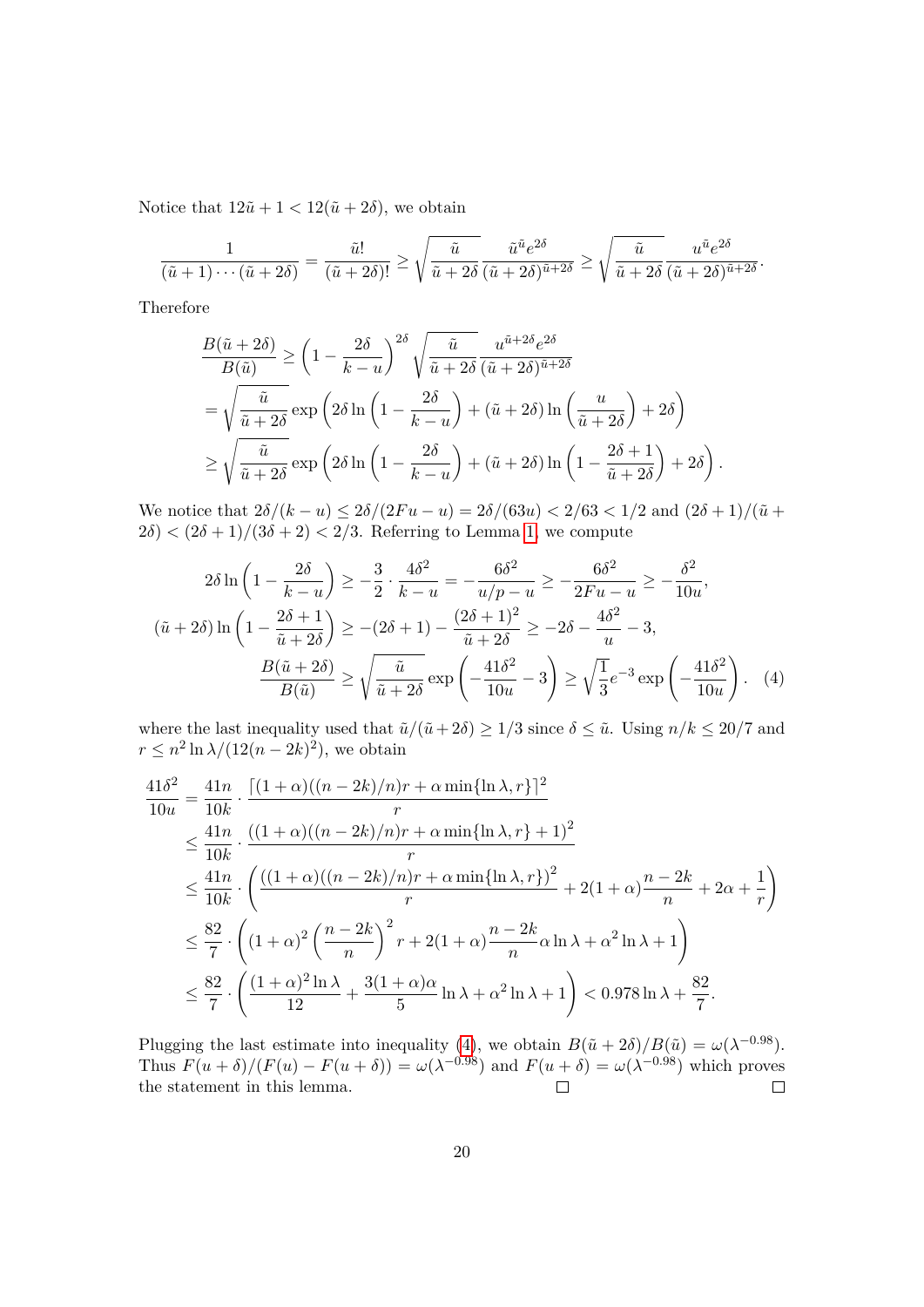Notice that $12\tilde{u}+1 < 12(\tilde{u}+2\delta)$, we obtain

$$\frac{1}{(\tilde{u}+1)\cdots(\tilde{u}+2\delta)} = \frac{\tilde{u}!}{(\tilde{u}+2\delta)!} \geq \sqrt{\frac{\tilde{u}}{\tilde{u}+2\delta}}\frac{\tilde{u}^{\tilde{u}}e^{2\delta}}{(\tilde{u}+2\delta)^{\tilde{u}+2\delta}} \geq \sqrt{\frac{\tilde{u}}{\tilde{u}+2\delta}}\frac{u^{\tilde{u}}e^{2\delta}}{(\tilde{u}+2\delta)^{\tilde{u}+2\delta}}.$$

Therefore

$$\begin{aligned}
\frac{B(\tilde{u}+2\delta)}{B(\tilde{u})} &\geq \left(1-\frac{2\delta}{k-u}\right)^{2\delta}\sqrt{\frac{\tilde{u}}{\tilde{u}+2\delta}}\frac{u^{\tilde{u}+2\delta}e^{2\delta}}{(\tilde{u}+2\delta)^{\tilde{u}+2\delta}} \\
&= \sqrt{\frac{\tilde{u}}{\tilde{u}+2\delta}}\exp\left(2\delta\ln\left(1-\frac{2\delta}{k-u}\right)+(\tilde{u}+2\delta)\ln\left(\frac{u}{\tilde{u}+2\delta}\right)+2\delta\right) \\
&\geq \sqrt{\frac{\tilde{u}}{\tilde{u}+2\delta}}\exp\left(2\delta\ln\left(1-\frac{2\delta}{k-u}\right)+(\tilde{u}+2\delta)\ln\left(1-\frac{2\delta+1}{\tilde{u}+2\delta}\right)+2\delta\right).
\end{aligned}$$

We notice that $2\delta/(k-u) \leq 2\delta/(2Fu-u) = 2\delta/(63u) < 2/63 < 1/2$ and $(2\delta+1)/(\tilde{u}+2\delta) < (2\delta+1)/(3\delta+2) < 2/3$. Referring to Lemma 1, we compute

$$\begin{aligned}
2\delta\ln\left(1-\frac{2\delta}{k-u}\right) &\geq -\frac{3}{2}\cdot\frac{4\delta^2}{k-u} = -\frac{6\delta^2}{u/p-u} \geq -\frac{6\delta^2}{2Fu-u} \geq -\frac{\delta^2}{10u}, \\
(\tilde{u}+2\delta)\ln\left(1-\frac{2\delta+1}{\tilde{u}+2\delta}\right) &\geq -(2\delta+1) - \frac{(2\delta+1)^2}{\tilde{u}+2\delta} \geq -2\delta - \frac{4\delta^2}{u} - 3, \\
\frac{B(\tilde{u}+2\delta)}{B(\tilde{u})} &\geq \sqrt{\frac{\tilde{u}}{\tilde{u}+2\delta}}\exp\left(-\frac{41\delta^2}{10u}-3\right) \geq \sqrt{\frac{1}{3}}e^{-3}\exp\left(-\frac{41\delta^2}{10u}\right). \quad (4)
\end{aligned}$$

where the last inequality used that $\tilde{u}/(\tilde{u}+2\delta) \geq 1/3$ since $\delta \leq \tilde{u}$. Using $n/k \leq 20/7$ and $r \leq n^2\ln\lambda/(12(n-2k)^2)$, we obtain

$$\begin{aligned}
\frac{41\delta^2}{10u} &= \frac{41n}{10k}\cdot\frac{\lceil(1+\alpha)((n-2k)/n)r+\alpha\min\{\ln\lambda,r\}\rceil^2}{r} \\
&\leq \frac{41n}{10k}\cdot\frac{((1+\alpha)((n-2k)/n)r+\alpha\min\{\ln\lambda,r\}+1)^2}{r} \\
&\leq \frac{41n}{10k}\cdot\left(\frac{((1+\alpha)((n-2k)/n)r+\alpha\min\{\ln\lambda,r\})^2}{r}+2(1+\alpha)\frac{n-2k}{n}+2\alpha+\frac{1}{r}\right) \\
&\leq \frac{82}{7}\cdot\left((1+\alpha)^2\left(\frac{n-2k}{n}\right)^2 r+2(1+\alpha)\frac{n-2k}{n}\alpha\ln\lambda+\alpha^2\ln\lambda+1\right) \\
&\leq \frac{82}{7}\cdot\left(\frac{(1+\alpha)^2\ln\lambda}{12}+\frac{3(1+\alpha)\alpha}{5}\ln\lambda+\alpha^2\ln\lambda+1\right) < 0.978\ln\lambda+\frac{82}{7}.
\end{aligned}$$

Plugging the last estimate into inequality (4), we obtain $B(\tilde{u}+2\delta)/B(\tilde{u}) = \omega(\lambda^{-0.98})$. Thus $F(u+\delta)/(F(u)-F(u+\delta)) = \omega(\lambda^{-0.98})$ and $F(u+\delta) = \omega(\lambda^{-0.98})$ which proves the statement in this lemma. □ □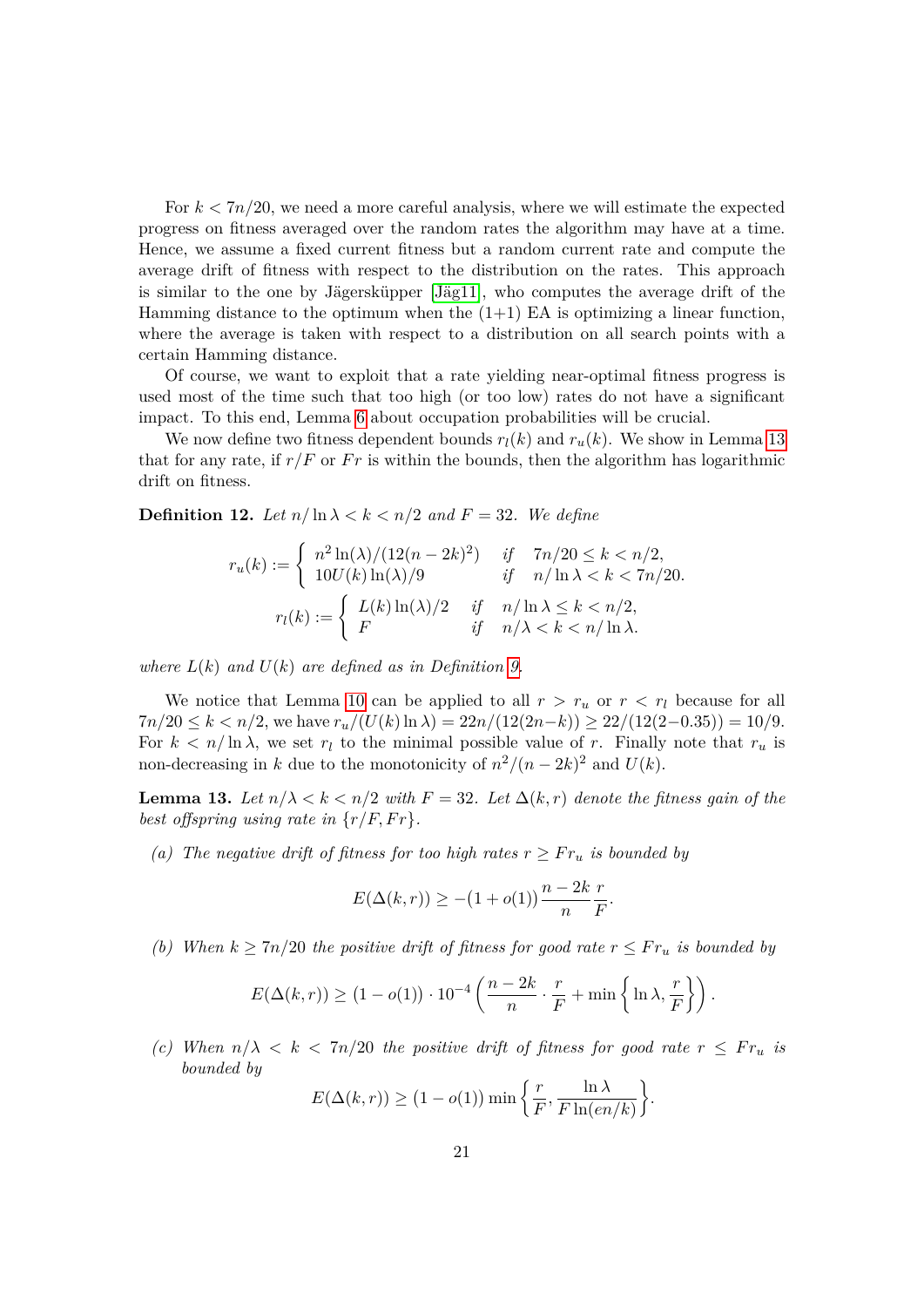For $k < 7n/20$, we need a more careful analysis, where we will estimate the expected progress on fitness averaged over the random rates the algorithm may have at a time. Hence, we assume a fixed current fitness but a random current rate and compute the average drift of fitness with respect to the distribution on the rates. This approach is similar to the one by Jägersküpper [Jäg11], who computes the average drift of the Hamming distance to the optimum when the (1+1) EA is optimizing a linear function, where the average is taken with respect to a distribution on all search points with a certain Hamming distance.

Of course, we want to exploit that a rate yielding near-optimal fitness progress is used most of the time such that too high (or too low) rates do not have a significant impact. To this end, Lemma 6 about occupation probabilities will be crucial.

We now define two fitness dependent bounds $r_l(k)$ and $r_u(k)$. We show in Lemma 13 that for any rate, if $r/F$ or $Fr$ is within the bounds, then the algorithm has logarithmic drift on fitness.

**Definition 12.** *Let $n/\ln\lambda < k < n/2$ and $F = 32$. We define*

$$r_u(k) := \begin{cases} n^2\ln(\lambda)/(12(n-2k)^2) & \text{if} \quad 7n/20 \le k < n/2, \\ 10U(k)\ln(\lambda)/9 & \text{if} \quad n/\ln\lambda < k < 7n/20. \end{cases}$$

$$r_l(k) := \begin{cases} L(k)\ln(\lambda)/2 & \text{if} \quad n/\ln\lambda \le k < n/2, \\ F & \text{if} \quad n/\lambda < k < n/\ln\lambda. \end{cases}$$

*where $L(k)$ and $U(k)$ are defined as in Definition 9.*

We notice that Lemma 10 can be applied to all $r > r_u$ or $r < r_l$ because for all $7n/20 \le k < n/2$, we have $r_u/(U(k)\ln\lambda) = 22n/(12(2n-k)) \ge 22/(12(2-0.35)) = 10/9$. For $k < n/\ln\lambda$, we set $r_l$ to the minimal possible value of $r$. Finally note that $r_u$ is non-decreasing in $k$ due to the monotonicity of $n^2/(n-2k)^2$ and $U(k)$.

**Lemma 13.** *Let $n/\lambda < k < n/2$ with $F = 32$. Let $\Delta(k,r)$ denote the fitness gain of the best offspring using rate in $\{r/F, Fr\}$.*

*(a) The negative drift of fitness for too high rates $r \ge Fr_u$ is bounded by*

$$E(\Delta(k,r)) \ge -(1+o(1))\frac{n-2k}{n}\frac{r}{F}.$$

*(b) When $k \ge 7n/20$ the positive drift of fitness for good rate $r \le Fr_u$ is bounded by*

$$E(\Delta(k,r)) \ge (1-o(1)) \cdot 10^{-4}\left(\frac{n-2k}{n}\cdot\frac{r}{F} + \min\left\{\ln\lambda, \frac{r}{F}\right\}\right).$$

*(c) When $n/\lambda < k < 7n/20$ the positive drift of fitness for good rate $r \le Fr_u$ is bounded by*

$$E(\Delta(k,r)) \ge (1-o(1))\min\left\{\frac{r}{F}, \frac{\ln\lambda}{F\ln(en/k)}\right\}.$$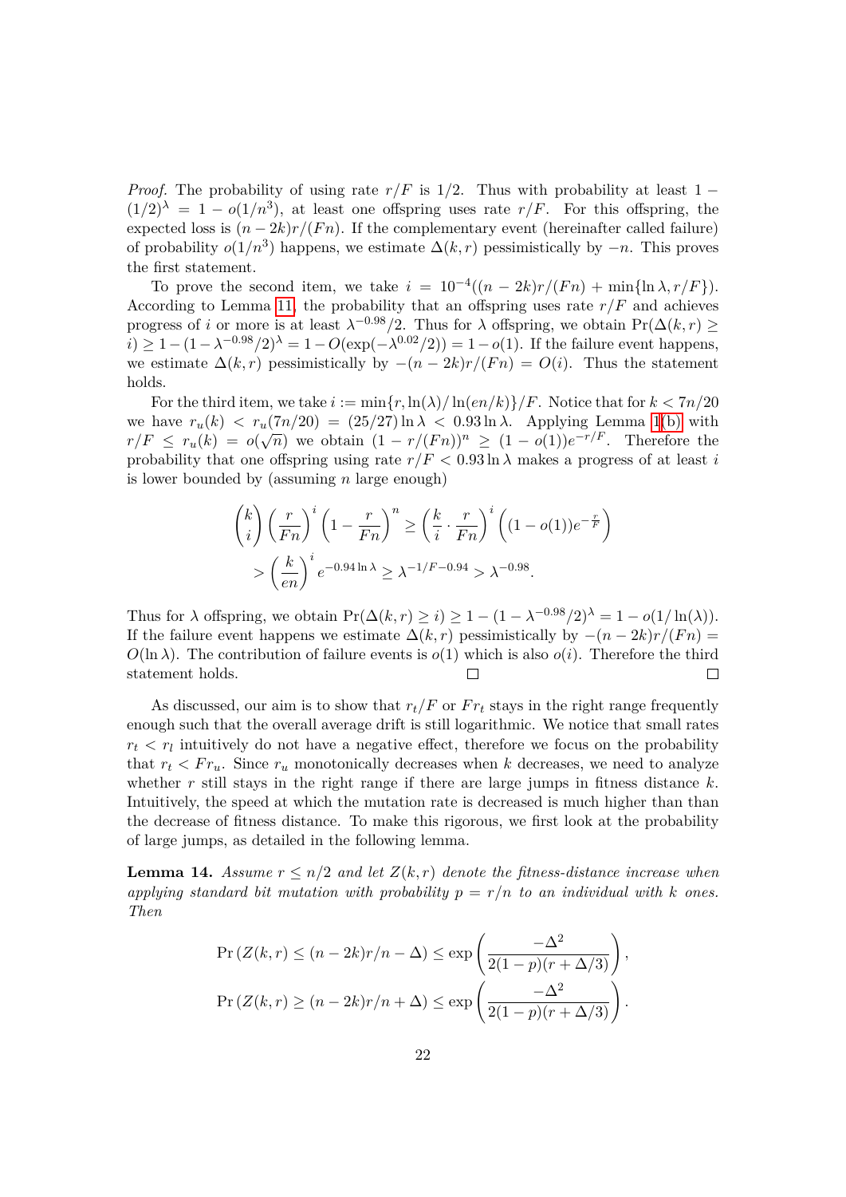*Proof.* The probability of using rate $r/F$ is $1/2$. Thus with probability at least $1 - (1/2)^\lambda = 1 - o(1/n^3)$, at least one offspring uses rate $r/F$. For this offspring, the expected loss is $(n-2k)r/(Fn)$. If the complementary event (hereinafter called failure) of probability $o(1/n^3)$ happens, we estimate $\Delta(k,r)$ pessimistically by $-n$. This proves the first statement.

To prove the second item, we take $i = 10^{-4}((n-2k)r/(Fn) + \min\{\ln\lambda, r/F\})$. According to Lemma 11, the probability that an offspring uses rate $r/F$ and achieves progress of $i$ or more is at least $\lambda^{-0.98}/2$. Thus for $\lambda$ offspring, we obtain $\Pr(\Delta(k,r) \geq i) \geq 1 - (1-\lambda^{-0.98}/2)^\lambda = 1 - O(\exp(-\lambda^{0.02}/2)) = 1 - o(1)$. If the failure event happens, we estimate $\Delta(k,r)$ pessimistically by $-(n-2k)r/(Fn) = O(i)$. Thus the statement holds.

For the third item, we take $i := \min\{r, \ln(\lambda)/\ln(en/k)\}/F$. Notice that for $k < 7n/20$ we have $r_u(k) < r_u(7n/20) = (25/27)\ln\lambda < 0.93\ln\lambda$. Applying Lemma 1(b) with $r/F \leq r_u(k) = o(\sqrt{n})$ we obtain $(1 - r/(Fn))^n \geq (1-o(1))e^{-r/F}$. Therefore the probability that one offspring using rate $r/F < 0.93\ln\lambda$ makes a progress of at least $i$ is lower bounded by (assuming $n$ large enough)

$$\binom{k}{i}\left(\frac{r}{Fn}\right)^i\left(1-\frac{r}{Fn}\right)^n \geq \left(\frac{k}{i}\cdot\frac{r}{Fn}\right)^i\left((1-o(1))e^{-\frac{r}{F}}\right)$$
$$> \left(\frac{k}{en}\right)^i e^{-0.94\ln\lambda} \geq \lambda^{-1/F-0.94} > \lambda^{-0.98}.$$

Thus for $\lambda$ offspring, we obtain $\Pr(\Delta(k,r) \geq i) \geq 1 - (1-\lambda^{-0.98}/2)^\lambda = 1 - o(1/\ln(\lambda))$. If the failure event happens we estimate $\Delta(k,r)$ pessimistically by $-(n-2k)r/(Fn) = O(\ln\lambda)$. The contribution of failure events is $o(1)$ which is also $o(i)$. Therefore the third statement holds. □ □

As discussed, our aim is to show that $r_t/F$ or $Fr_t$ stays in the right range frequently enough such that the overall average drift is still logarithmic. We notice that small rates $r_t < r_l$ intuitively do not have a negative effect, therefore we focus on the probability that $r_t < Fr_u$. Since $r_u$ monotonically decreases when $k$ decreases, we need to analyze whether $r$ still stays in the right range if there are large jumps in fitness distance $k$. Intuitively, the speed at which the mutation rate is decreased is much higher than than the decrease of fitness distance. To make this rigorous, we first look at the probability of large jumps, as detailed in the following lemma.

**Lemma 14.** *Assume $r \leq n/2$ and let $Z(k,r)$ denote the fitness-distance increase when applying standard bit mutation with probability $p = r/n$ to an individual with $k$ ones. Then*

$$\Pr\left(Z(k,r) \leq (n-2k)r/n - \Delta\right) \leq \exp\left(\frac{-\Delta^2}{2(1-p)(r+\Delta/3)}\right),$$
$$\Pr\left(Z(k,r) \geq (n-2k)r/n + \Delta\right) \leq \exp\left(\frac{-\Delta^2}{2(1-p)(r+\Delta/3)}\right).$$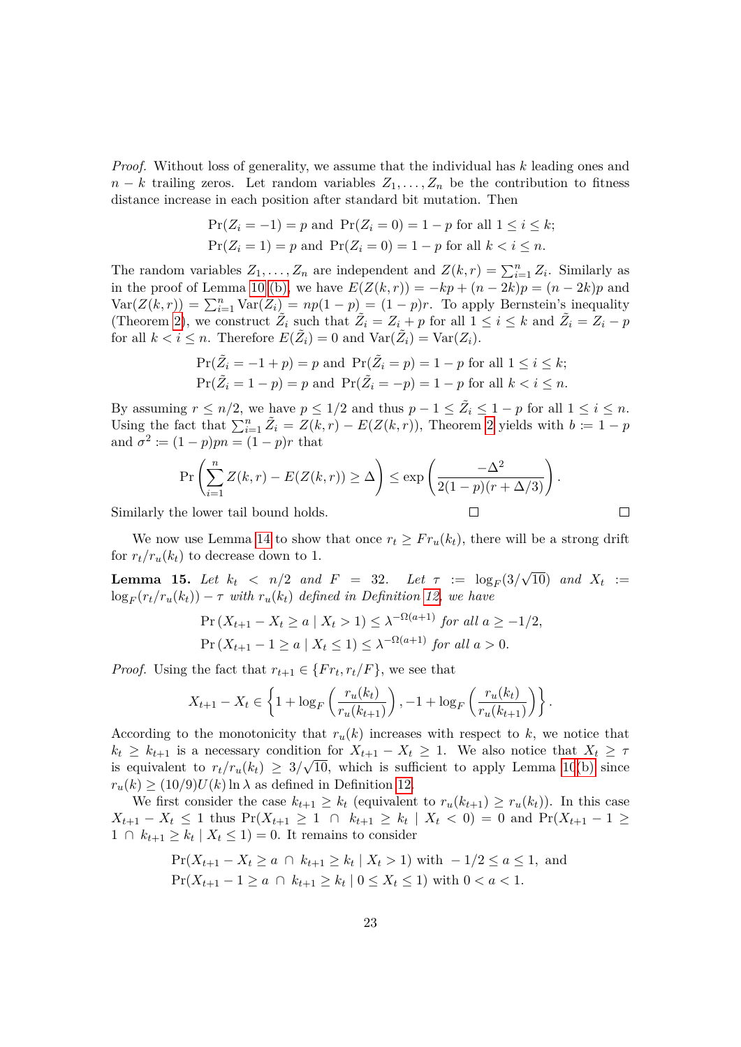*Proof.* Without loss of generality, we assume that the individual has $k$ leading ones and $n-k$ trailing zeros. Let random variables $Z_1, \dots, Z_n$ be the contribution to fitness distance increase in each position after standard bit mutation. Then

$$\Pr(Z_i = -1) = p \text{ and } \Pr(Z_i = 0) = 1 - p \text{ for all } 1 \le i \le k;$$
$$\Pr(Z_i = 1) = p \text{ and } \Pr(Z_i = 0) = 1 - p \text{ for all } k < i \le n.$$

The random variables $Z_1, \dots, Z_n$ are independent and $Z(k, r) = \sum_{i=1}^{n} Z_i$. Similarly as in the proof of Lemma 10 (b), we have $E(Z(k, r)) = -kp + (n - 2k)p = (n - 2k)p$ and $\mathrm{Var}(Z(k, r)) = \sum_{i=1}^{n} \mathrm{Var}(Z_i) = np(1 - p) = (1 - p)r$. To apply Bernstein's inequality (Theorem 2), we construct $\tilde{Z}_i$ such that $\tilde{Z}_i = Z_i + p$ for all $1 \le i \le k$ and $\tilde{Z}_i = Z_i - p$ for all $k < i \le n$. Therefore $E(\tilde{Z}_i) = 0$ and $\mathrm{Var}(\tilde{Z}_i) = \mathrm{Var}(Z_i)$.

$$\Pr(\tilde{Z}_i = -1 + p) = p \text{ and } \Pr(\tilde{Z}_i = p) = 1 - p \text{ for all } 1 \le i \le k;$$
$$\Pr(\tilde{Z}_i = 1 - p) = p \text{ and } \Pr(\tilde{Z}_i = -p) = 1 - p \text{ for all } k < i \le n.$$

By assuming $r \le n/2$, we have $p \le 1/2$ and thus $p - 1 \le \tilde{Z}_i \le 1 - p$ for all $1 \le i \le n$. Using the fact that $\sum_{i=1}^{n} \tilde{Z}_i = Z(k, r) - E(Z(k, r))$, Theorem 2 yields with $b := 1 - p$ and $\sigma^2 := (1 - p)pn = (1 - p)r$ that

$$\Pr\left(\sum_{i=1}^{n} Z(k, r) - E(Z(k, r)) \ge \Delta\right) \le \exp\left(\frac{-\Delta^2}{2(1 - p)(r + \Delta/3)}\right).$$

Similarly the lower tail bound holds. □ □

We now use Lemma 14 to show that once $r_t \ge F r_u(k_t)$, there will be a strong drift for $r_t/r_u(k_t)$ to decrease down to 1.

**Lemma 15.** *Let $k_t < n/2$ and $F = 32$. Let $\tau := \log_F(3/\sqrt{10})$ and $X_t := \log_F(r_t/r_u(k_t)) - \tau$ with $r_u(k_t)$ defined in Definition 12, we have*

$$\Pr\left(X_{t+1} - X_t \ge a \mid X_t > 1\right) \le \lambda^{-\Omega(a+1)} \textit{ for all } a \ge -1/2,$$
$$\Pr\left(X_{t+1} - 1 \ge a \mid X_t \le 1\right) \le \lambda^{-\Omega(a+1)} \textit{ for all } a > 0.$$

*Proof.* Using the fact that $r_{t+1} \in \{F r_t, r_t/F\}$, we see that

$$X_{t+1} - X_t \in \left\{1 + \log_F\left(\frac{r_u(k_t)}{r_u(k_{t+1})}\right), -1 + \log_F\left(\frac{r_u(k_t)}{r_u(k_{t+1})}\right)\right\}.$$

According to the monotonicity that $r_u(k)$ increases with respect to $k$, we notice that $k_t \ge k_{t+1}$ is a necessary condition for $X_{t+1} - X_t \ge 1$. We also notice that $X_t \ge \tau$ is equivalent to $r_t/r_u(k_t) \ge 3/\sqrt{10}$, which is sufficient to apply Lemma 10(b) since $r_u(k) \ge (10/9)U(k) \ln \lambda$ as defined in Definition 12.

We first consider the case $k_{t+1} \ge k_t$ (equivalent to $r_u(k_{t+1}) \ge r_u(k_t)$). In this case $X_{t+1} - X_t \le 1$ thus $\Pr(X_{t+1} \ge 1 \,\cap\, k_{t+1} \ge k_t \mid X_t < 0) = 0$ and $\Pr(X_{t+1} - 1 \ge 1 \,\cap\, k_{t+1} \ge k_t \mid X_t \le 1) = 0$. It remains to consider

$$\Pr(X_{t+1} - X_t \ge a \,\cap\, k_{t+1} \ge k_t \mid X_t > 1) \text{ with } -1/2 \le a \le 1, \text{ and}$$
$$\Pr(X_{t+1} - 1 \ge a \,\cap\, k_{t+1} \ge k_t \mid 0 \le X_t \le 1) \text{ with } 0 < a < 1.$$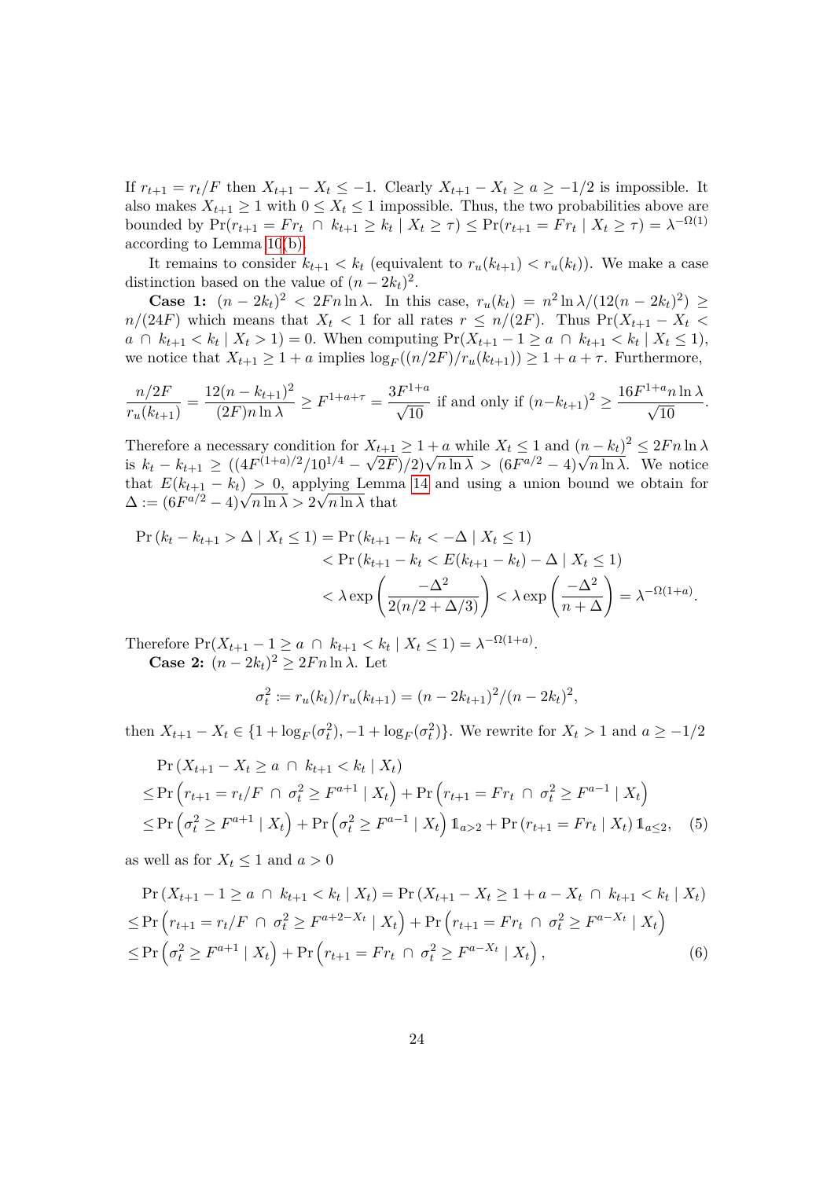If $r_{t+1} = r_t/F$ then $X_{t+1} - X_t \leq -1$. Clearly $X_{t+1} - X_t \geq a \geq -1/2$ is impossible. It also makes $X_{t+1} \geq 1$ with $0 \leq X_t \leq 1$ impossible. Thus, the two probabilities above are bounded by $\Pr(r_{t+1} = Fr_t \cap k_{t+1} \geq k_t \mid X_t \geq \tau) \leq \Pr(r_{t+1} = Fr_t \mid X_t \geq \tau) = \lambda^{-\Omega(1)}$ according to Lemma 10(b).

It remains to consider $k_{t+1} < k_t$ (equivalent to $r_u(k_{t+1}) < r_u(k_t)$). We make a case distinction based on the value of $(n - 2k_t)^2$.

**Case 1:** $(n - 2k_t)^2 < 2Fn \ln \lambda$. In this case, $r_u(k_t) = n^2 \ln \lambda / (12(n - 2k_t)^2) \geq n/(24F)$ which means that $X_t < 1$ for all rates $r \leq n/(2F)$. Thus $\Pr(X_{t+1} - X_t < a \cap k_{t+1} < k_t \mid X_t > 1) = 0$. When computing $\Pr(X_{t+1} - 1 \geq a \cap k_{t+1} < k_t \mid X_t \leq 1)$, we notice that $X_{t+1} \geq 1 + a$ implies $\log_F((n/2F)/r_u(k_{t+1})) \geq 1 + a + \tau$. Furthermore,

$$\frac{n/2F}{r_u(k_{t+1})} = \frac{12(n-k_{t+1})^2}{(2F)n \ln \lambda} \geq F^{1+a+\tau} = \frac{3F^{1+a}}{\sqrt{10}} \text{ if and only if } (n-k_{t+1})^2 \geq \frac{16F^{1+a} n \ln \lambda}{\sqrt{10}}.$$

Therefore a necessary condition for $X_{t+1} \geq 1 + a$ while $X_t \leq 1$ and $(n - k_t)^2 \leq 2Fn \ln \lambda$ is $k_t - k_{t+1} \geq ((4F^{(1+a)/2}/10^{1/4} - \sqrt{2F})/2)\sqrt{n \ln \lambda} > (6F^{a/2} - 4)\sqrt{n \ln \lambda}$. We notice that $E(k_{t+1} - k_t) > 0$, applying Lemma 14 and using a union bound we obtain for $\Delta := (6F^{a/2} - 4)\sqrt{n \ln \lambda} > 2\sqrt{n \ln \lambda}$ that

$$\begin{aligned}
\Pr(k_t - k_{t+1} > \Delta \mid X_t \leq 1) &= \Pr(k_{t+1} - k_t < -\Delta \mid X_t \leq 1) \\
&< \Pr(k_{t+1} - k_t < E(k_{t+1} - k_t) - \Delta \mid X_t \leq 1) \\
&< \lambda \exp\left(\frac{-\Delta^2}{2(n/2 + \Delta/3)}\right) < \lambda \exp\left(\frac{-\Delta^2}{n + \Delta}\right) = \lambda^{-\Omega(1+a)}.
\end{aligned}$$

Therefore $\Pr(X_{t+1} - 1 \geq a \cap k_{t+1} < k_t \mid X_t \leq 1) = \lambda^{-\Omega(1+a)}$.

**Case 2:** $(n - 2k_t)^2 \geq 2Fn \ln \lambda$. Let

$$\sigma_t^2 := r_u(k_t)/r_u(k_{t+1}) = (n - 2k_{t+1})^2/(n - 2k_t)^2,$$

then $X_{t+1} - X_t \in \{1 + \log_F(\sigma_t^2), -1 + \log_F(\sigma_t^2)\}$. We rewrite for $X_t > 1$ and $a \geq -1/2$

$$\begin{aligned}
&\Pr(X_{t+1} - X_t \geq a \cap k_{t+1} < k_t \mid X_t) \\
&\leq \Pr\left(r_{t+1} = r_t/F \cap \sigma_t^2 \geq F^{a+1} \mid X_t\right) + \Pr\left(r_{t+1} = Fr_t \cap \sigma_t^2 \geq F^{a-1} \mid X_t\right) \\
&\leq \Pr\left(\sigma_t^2 \geq F^{a+1} \mid X_t\right) + \Pr\left(\sigma_t^2 \geq F^{a-1} \mid X_t\right) \mathbb{1}_{a>2} + \Pr(r_{t+1} = Fr_t \mid X_t) \mathbb{1}_{a \leq 2}, \quad (5)
\end{aligned}$$

as well as for $X_t \leq 1$ and $a > 0$

$$\begin{aligned}
&\Pr(X_{t+1} - 1 \geq a \cap k_{t+1} < k_t \mid X_t) = \Pr(X_{t+1} - X_t \geq 1 + a - X_t \cap k_{t+1} < k_t \mid X_t) \\
&\leq \Pr\left(r_{t+1} = r_t/F \cap \sigma_t^2 \geq F^{a+2-X_t} \mid X_t\right) + \Pr\left(r_{t+1} = Fr_t \cap \sigma_t^2 \geq F^{a-X_t} \mid X_t\right) \\
&\leq \Pr\left(\sigma_t^2 \geq F^{a+1} \mid X_t\right) + \Pr\left(r_{t+1} = Fr_t \cap \sigma_t^2 \geq F^{a-X_t} \mid X_t\right), \quad (6)
\end{aligned}$$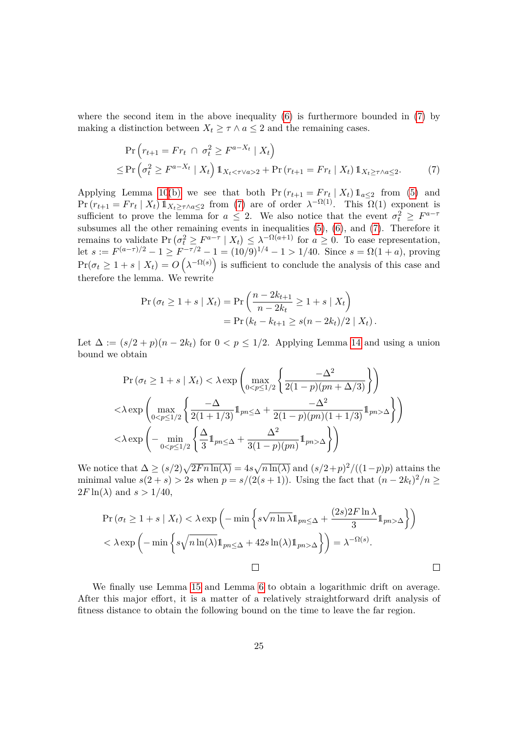where the second item in the above inequality (6) is furthermore bounded in (7) by making a distinction between $X_t \geq \tau \wedge a \leq 2$ and the remaining cases.

$$\begin{aligned}
&\Pr\left(r_{t+1} = Fr_t \,\cap\, \sigma_t^2 \geq F^{a-X_t} \mid X_t\right) \\
\leq &\Pr\left(\sigma_t^2 \geq F^{a-X_t} \mid X_t\right) \mathbb{1}_{X_t<\tau \vee a>2} + \Pr\left(r_{t+1} = Fr_t \mid X_t\right) \mathbb{1}_{X_t \geq \tau \wedge a \leq 2}. \qquad (7)
\end{aligned}$$

Applying Lemma 10(b) we see that both $\Pr\left(r_{t+1} = Fr_t \mid X_t\right) \mathbb{1}_{a\leq 2}$ from (5) and $\Pr\left(r_{t+1} = Fr_t \mid X_t\right) \mathbb{1}_{X_t\geq\tau\wedge a\leq 2}$ from (7) are of order $\lambda^{-\Omega(1)}$. This $\Omega(1)$ exponent is sufficient to prove the lemma for $a \leq 2$. We also notice that the event $\sigma_t^2 \geq F^{a-\tau}$ subsumes all the other remaining events in inequalities (5), (6), and (7). Therefore it remains to validate $\Pr\left(\sigma_t^2 \geq F^{a-\tau} \mid X_t\right) \leq \lambda^{-\Omega(a+1)}$ for $a \geq 0$. To ease representation, let $s := F^{(a-\tau)/2} - 1 \geq F^{-\tau/2} - 1 = (10/9)^{1/4} - 1 > 1/40$. Since $s = \Omega(1 + a)$, proving $\Pr(\sigma_t \geq 1 + s \mid X_t) = O\left(\lambda^{-\Omega(s)}\right)$ is sufficient to conclude the analysis of this case and therefore the lemma. We rewrite

$$\begin{aligned}
\Pr\left(\sigma_t \geq 1 + s \mid X_t\right) &= \Pr\left(\frac{n - 2k_{t+1}}{n - 2k_t} \geq 1 + s \mid X_t\right) \\
&= \Pr\left(k_t - k_{t+1} \geq s(n - 2k_t)/2 \mid X_t\right).
\end{aligned}$$

Let $\Delta := (s/2 + p)(n - 2k_t)$ for $0 < p \leq 1/2$. Applying Lemma 14 and using a union bound we obtain

$$\begin{aligned}
&\Pr\left(\sigma_t \geq 1 + s \mid X_t\right) < \lambda \exp\left(\max_{0<p\leq 1/2}\left\{\frac{-\Delta^2}{2(1-p)(pn + \Delta/3)}\right\}\right) \\
<&\lambda \exp\left(\max_{0<p\leq 1/2}\left\{\frac{-\Delta}{2(1 + 1/3)}\mathbb{1}_{pn\leq\Delta} + \frac{-\Delta^2}{2(1-p)(pn)(1 + 1/3)}\mathbb{1}_{pn>\Delta}\right\}\right) \\
<&\lambda \exp\left(-\min_{0<p\leq 1/2}\left\{\frac{\Delta}{3}\mathbb{1}_{pn\leq\Delta} + \frac{\Delta^2}{3(1-p)(pn)}\mathbb{1}_{pn>\Delta}\right\}\right)
\end{aligned}$$

We notice that $\Delta \geq (s/2)\sqrt{2Fn\ln(\lambda)} = 4s\sqrt{n\ln(\lambda)}$ and $(s/2+p)^2/((1-p)p)$ attains the minimal value $s(2+s) > 2s$ when $p = s/(2(s+1))$. Using the fact that $(n-2k_t)^2/n \geq 2F\ln(\lambda)$ and $s > 1/40$,

$$\begin{aligned}
&\Pr\left(\sigma_t \geq 1 + s \mid X_t\right) < \lambda \exp\left(-\min\left\{s\sqrt{n\ln\lambda}\mathbb{1}_{pn\leq\Delta} + \frac{(2s)2F\ln\lambda}{3}\mathbb{1}_{pn>\Delta}\right\}\right) \\
&< \lambda \exp\left(-\min\left\{s\sqrt{n\ln(\lambda)}\mathbb{1}_{pn\leq\Delta} + 42s\ln(\lambda)\mathbb{1}_{pn>\Delta}\right\}\right) = \lambda^{-\Omega(s)}.
\end{aligned}$$

□ □

We finally use Lemma 15 and Lemma 6 to obtain a logarithmic drift on average. After this major effort, it is a matter of a relatively straightforward drift analysis of fitness distance to obtain the following bound on the time to leave the far region.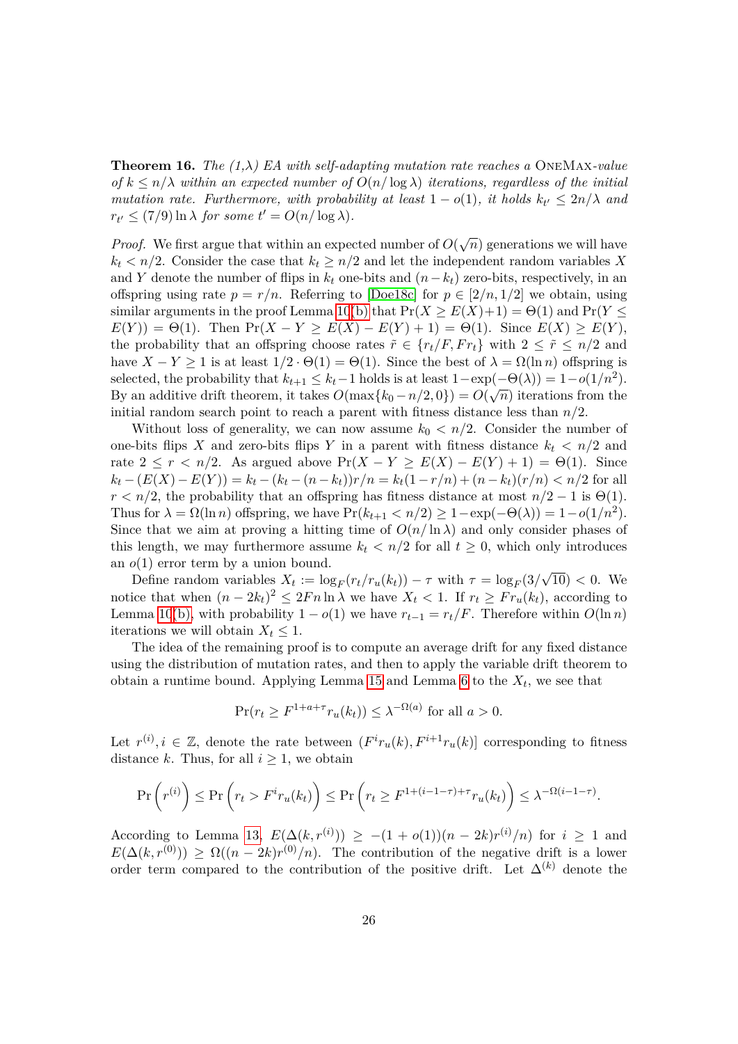**Theorem 16.** *The (1,λ) EA with self-adapting mutation rate reaches a* OneMax*-value of $k \leq n/\lambda$ within an expected number of $O(n/\log \lambda)$ iterations, regardless of the initial mutation rate. Furthermore, with probability at least $1 - o(1)$, it holds $k_{t'} \leq 2n/\lambda$ and $r_{t'} \leq (7/9)\ln \lambda$ for some $t' = O(n/\log \lambda)$.*

*Proof.* We first argue that within an expected number of $O(\sqrt{n})$ generations we will have $k_t < n/2$. Consider the case that $k_t \geq n/2$ and let the independent random variables $X$ and $Y$ denote the number of flips in $k_t$ one-bits and $(n - k_t)$ zero-bits, respectively, in an offspring using rate $p = r/n$. Referring to [Doe18c] for $p \in [2/n, 1/2]$ we obtain, using similar arguments in the proof Lemma 10(b) that $\Pr(X \geq E(X)+1) = \Theta(1)$ and $\Pr(Y \leq E(Y)) = \Theta(1)$. Then $\Pr(X - Y \geq E(X) - E(Y) + 1) = \Theta(1)$. Since $E(X) \geq E(Y)$, the probability that an offspring choose rates $\tilde{r} \in \{r_t/F, Fr_t\}$ with $2 \leq \tilde{r} \leq n/2$ and have $X - Y \geq 1$ is at least $1/2 \cdot \Theta(1) = \Theta(1)$. Since the best of $\lambda = \Omega(\ln n)$ offspring is selected, the probability that $k_{t+1} \leq k_t - 1$ holds is at least $1 - \exp(-\Theta(\lambda)) = 1 - o(1/n^2)$. By an additive drift theorem, it takes $O(\max\{k_0 - n/2, 0\}) = O(\sqrt{n})$ iterations from the initial random search point to reach a parent with fitness distance less than $n/2$.

Without loss of generality, we can now assume $k_0 < n/2$. Consider the number of one-bits flips $X$ and zero-bits flips $Y$ in a parent with fitness distance $k_t < n/2$ and rate $2 \leq r < n/2$. As argued above $\Pr(X - Y \geq E(X) - E(Y) + 1) = \Theta(1)$. Since $k_t - (E(X) - E(Y)) = k_t - (k_t - (n - k_t))r/n = k_t(1 - r/n) + (n - k_t)(r/n) < n/2$ for all $r < n/2$, the probability that an offspring has fitness distance at most $n/2 - 1$ is $\Theta(1)$. Thus for $\lambda = \Omega(\ln n)$ offspring, we have $\Pr(k_{t+1} < n/2) \geq 1 - \exp(-\Theta(\lambda)) = 1 - o(1/n^2)$. Since that we aim at proving a hitting time of $O(n/\ln \lambda)$ and only consider phases of this length, we may furthermore assume $k_t < n/2$ for all $t \geq 0$, which only introduces an $o(1)$ error term by a union bound.

Define random variables $X_t := \log_F(r_t/r_u(k_t)) - \tau$ with $\tau = \log_F(3/\sqrt{10}) < 0$. We notice that when $(n - 2k_t)^2 \leq 2Fn \ln \lambda$ we have $X_t < 1$. If $r_t \geq Fr_u(k_t)$, according to Lemma 10(b), with probability $1 - o(1)$ we have $r_{t-1} = r_t/F$. Therefore within $O(\ln n)$ iterations we will obtain $X_t \leq 1$.

The idea of the remaining proof is to compute an average drift for any fixed distance using the distribution of mutation rates, and then to apply the variable drift theorem to obtain a runtime bound. Applying Lemma 15 and Lemma 6 to the $X_t$, we see that

$$\Pr(r_t \geq F^{1+a+\tau} r_u(k_t)) \leq \lambda^{-\Omega(a)} \text{ for all } a > 0.$$

Let $r^{(i)}, i \in \mathbb{Z}$, denote the rate between $(F^i r_u(k), F^{i+1} r_u(k)]$ corresponding to fitness distance $k$. Thus, for all $i \geq 1$, we obtain

$$\Pr\left(r^{(i)}\right) \leq \Pr\left(r_t > F^i r_u(k_t)\right) \leq \Pr\left(r_t \geq F^{1+(i-1-\tau)+\tau} r_u(k_t)\right) \leq \lambda^{-\Omega(i-1-\tau)}.$$

According to Lemma 13, $E(\Delta(k, r^{(i)})) \geq -(1 + o(1))(n - 2k)r^{(i)}/n)$ for $i \geq 1$ and $E(\Delta(k, r^{(0)})) \geq \Omega((n - 2k)r^{(0)}/n)$. The contribution of the negative drift is a lower order term compared to the contribution of the positive drift. Let $\Delta^{(k)}$ denote the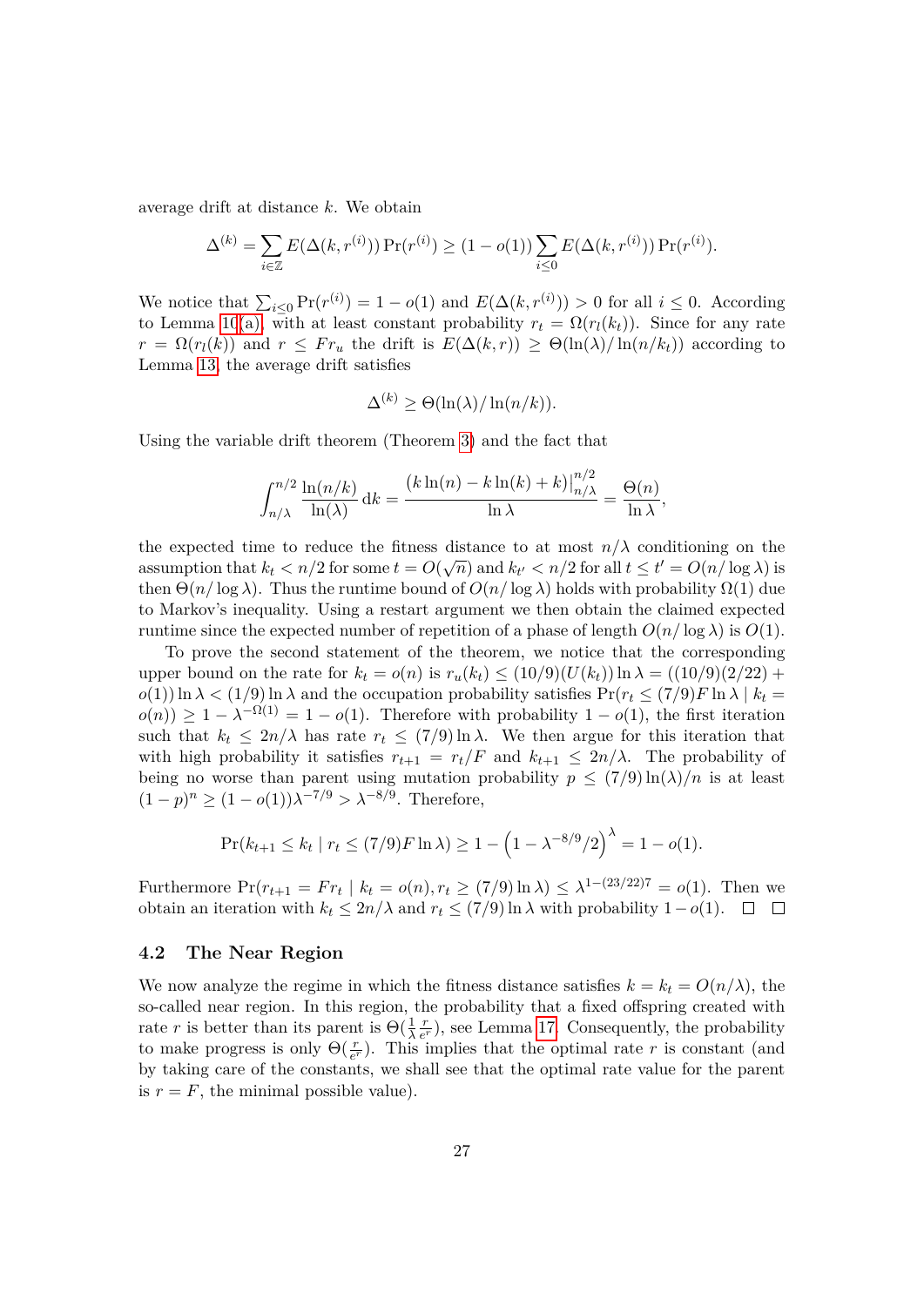average drift at distance $k$. We obtain

$$\Delta^{(k)} = \sum_{i \in \mathbb{Z}} E(\Delta(k, r^{(i)})) \Pr(r^{(i)}) \geq (1 - o(1)) \sum_{i \leq 0} E(\Delta(k, r^{(i)})) \Pr(r^{(i)}).$$

We notice that $\sum_{i \leq 0} \Pr(r^{(i)}) = 1 - o(1)$ and $E(\Delta(k, r^{(i)})) > 0$ for all $i \leq 0$. According to Lemma 10(a), with at least constant probability $r_t = \Omega(r_l(k_t))$. Since for any rate $r = \Omega(r_l(k))$ and $r \leq F r_u$ the drift is $E(\Delta(k, r)) \geq \Theta(\ln(\lambda)/\ln(n/k_t))$ according to Lemma 13, the average drift satisfies

$$\Delta^{(k)} \geq \Theta(\ln(\lambda)/\ln(n/k)).$$

Using the variable drift theorem (Theorem 3) and the fact that

$$\int_{n/\lambda}^{n/2} \frac{\ln(n/k)}{\ln(\lambda)} \, \mathrm{d}k = \frac{\left(k \ln(n) - k \ln(k) + k\right)\big|_{n/\lambda}^{n/2}}{\ln \lambda} = \frac{\Theta(n)}{\ln \lambda},$$

the expected time to reduce the fitness distance to at most $n/\lambda$ conditioning on the assumption that $k_t < n/2$ for some $t = O(\sqrt{n})$ and $k_{t'} < n/2$ for all $t \leq t' = O(n/\log \lambda)$ is then $\Theta(n/\log \lambda)$. Thus the runtime bound of $O(n/\log \lambda)$ holds with probability $\Omega(1)$ due to Markov's inequality. Using a restart argument we then obtain the claimed expected runtime since the expected number of repetition of a phase of length $O(n/\log \lambda)$ is $O(1)$.

To prove the second statement of the theorem, we notice that the corresponding upper bound on the rate for $k_t = o(n)$ is $r_u(k_t) \leq (10/9)(U(k_t)) \ln \lambda = ((10/9)(2/22) + o(1)) \ln \lambda < (1/9) \ln \lambda$ and the occupation probability satisfies $\Pr(r_t \leq (7/9) F \ln \lambda \mid k_t = o(n)) \geq 1 - \lambda^{-\Omega(1)} = 1 - o(1)$. Therefore with probability $1 - o(1)$, the first iteration such that $k_t \leq 2n/\lambda$ has rate $r_t \leq (7/9) \ln \lambda$. We then argue for this iteration that with high probability it satisfies $r_{t+1} = r_t/F$ and $k_{t+1} \leq 2n/\lambda$. The probability of being no worse than parent using mutation probability $p \leq (7/9) \ln(\lambda)/n$ is at least $(1-p)^n \geq (1 - o(1))\lambda^{-7/9} > \lambda^{-8/9}$. Therefore,

$$\Pr(k_{t+1} \leq k_t \mid r_t \leq (7/9) F \ln \lambda) \geq 1 - \left(1 - \lambda^{-8/9}/2\right)^{\lambda} = 1 - o(1).$$

Furthermore $\Pr(r_{t+1} = F r_t \mid k_t = o(n), r_t \geq (7/9) \ln \lambda) \leq \lambda^{1-(23/22)7} = o(1)$. Then we obtain an iteration with $k_t \leq 2n/\lambda$ and $r_t \leq (7/9) \ln \lambda$ with probability $1 - o(1)$. □ □

### 4.2 The Near Region

We now analyze the regime in which the fitness distance satisfies $k = k_t = O(n/\lambda)$, the so-called near region. In this region, the probability that a fixed offspring created with rate $r$ is better than its parent is $\Theta(\frac{1}{\lambda} \frac{r}{e^r})$, see Lemma 17. Consequently, the probability to make progress is only $\Theta(\frac{r}{e^r})$. This implies that the optimal rate $r$ is constant (and by taking care of the constants, we shall see that the optimal rate value for the parent is $r = F$, the minimal possible value).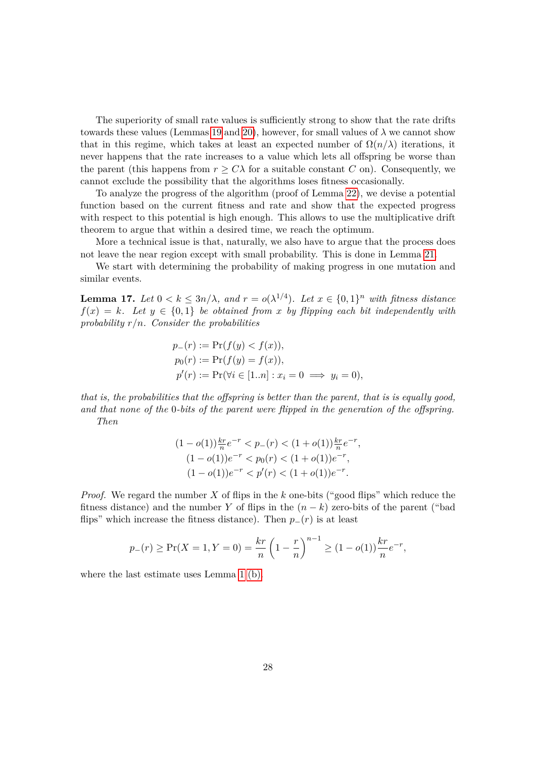The superiority of small rate values is sufficiently strong to show that the rate drifts towards these values (Lemmas 19 and 20), however, for small values of $\lambda$ we cannot show that in this regime, which takes at least an expected number of $\Omega(n/\lambda)$ iterations, it never happens that the rate increases to a value which lets all offspring be worse than the parent (this happens from $r \geq C\lambda$ for a suitable constant $C$ on). Consequently, we cannot exclude the possibility that the algorithms loses fitness occasionally.

To analyze the progress of the algorithm (proof of Lemma 22), we devise a potential function based on the current fitness and rate and show that the expected progress with respect to this potential is high enough. This allows to use the multiplicative drift theorem to argue that within a desired time, we reach the optimum.

More a technical issue is that, naturally, we also have to argue that the process does not leave the near region except with small probability. This is done in Lemma 21.

We start with determining the probability of making progress in one mutation and similar events.

**Lemma 17.** *Let $0 < k \leq 3n/\lambda$, and $r = o(\lambda^{1/4})$. Let $x \in \{0,1\}^n$ with fitness distance $f(x) = k$. Let $y \in \{0,1\}$ be obtained from $x$ by flipping each bit independently with probability $r/n$. Consider the probabilities*

$$
\begin{aligned}
p_-(r) &:= \Pr(f(y) < f(x)), \\
p_0(r) &:= \Pr(f(y) = f(x)), \\
p'(r) &:= \Pr(\forall i \in [1..n] : x_i = 0 \implies y_i = 0),
\end{aligned}
$$

*that is, the probabilities that the offspring is better than the parent, that is is equally good, and that none of the 0-bits of the parent were flipped in the generation of the offspring.*

*Then*

$$
\begin{aligned}
(1 - o(1))\tfrac{kr}{n}e^{-r} < p_-(r) < (1 + o(1))\tfrac{kr}{n}e^{-r}, \\
(1 - o(1))e^{-r} < p_0(r) < (1 + o(1))e^{-r}, \\
(1 - o(1))e^{-r} < p'(r) < (1 + o(1))e^{-r}.
\end{aligned}
$$

*Proof.* We regard the number $X$ of flips in the $k$ one-bits ("good flips" which reduce the fitness distance) and the number $Y$ of flips in the $(n-k)$ zero-bits of the parent ("bad flips" which increase the fitness distance). Then $p_-(r)$ is at least

$$
p_-(r) \geq \Pr(X = 1, Y = 0) = \frac{kr}{n}\left(1 - \frac{r}{n}\right)^{n-1} \geq (1 - o(1))\frac{kr}{n}e^{-r},
$$

where the last estimate uses Lemma 1 (b).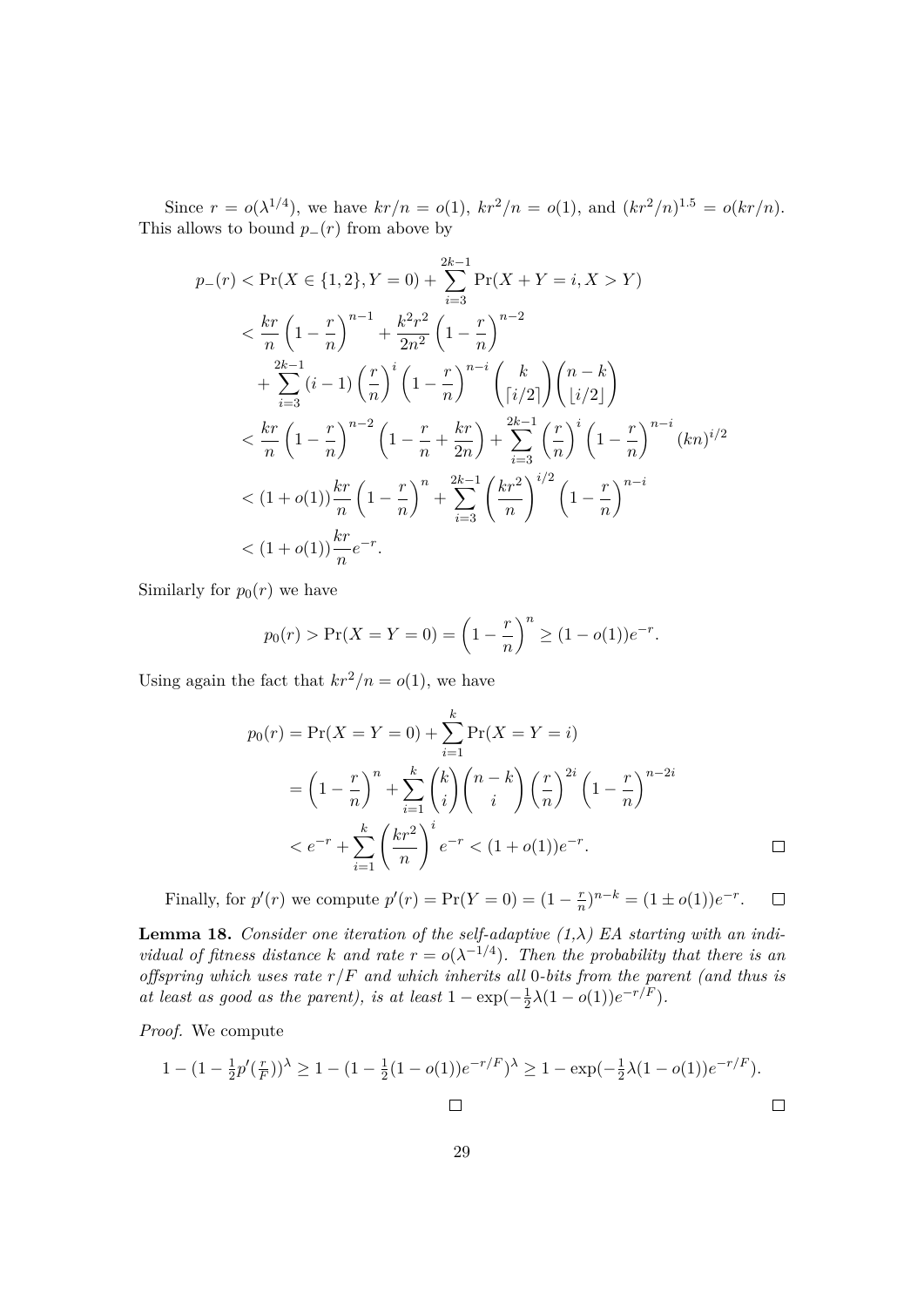Since $r = o(\lambda^{1/4})$, we have $kr/n = o(1)$, $kr^2/n = o(1)$, and $(kr^2/n)^{1.5} = o(kr/n)$. This allows to bound $p_-(r)$ from above by

$$
\begin{aligned}
p_-(r) &< \Pr(X \in \{1,2\}, Y = 0) + \sum_{i=3}^{2k-1} \Pr(X + Y = i, X > Y) \\
&< \frac{kr}{n}\left(1 - \frac{r}{n}\right)^{n-1} + \frac{k^2r^2}{2n^2}\left(1 - \frac{r}{n}\right)^{n-2} \\
&\quad + \sum_{i=3}^{2k-1} (i-1)\left(\frac{r}{n}\right)^i \left(1 - \frac{r}{n}\right)^{n-i} \binom{k}{\lceil i/2 \rceil}\binom{n-k}{\lfloor i/2 \rfloor} \\
&< \frac{kr}{n}\left(1 - \frac{r}{n}\right)^{n-2}\left(1 - \frac{r}{n} + \frac{kr}{2n}\right) + \sum_{i=3}^{2k-1} \left(\frac{r}{n}\right)^i \left(1 - \frac{r}{n}\right)^{n-i} (kn)^{i/2} \\
&< (1 + o(1))\frac{kr}{n}\left(1 - \frac{r}{n}\right)^n + \sum_{i=3}^{2k-1} \left(\frac{kr^2}{n}\right)^{i/2} \left(1 - \frac{r}{n}\right)^{n-i} \\
&< (1 + o(1))\frac{kr}{n}e^{-r}.
\end{aligned}
$$

Similarly for $p_0(r)$ we have

$$
p_0(r) > \Pr(X = Y = 0) = \left(1 - \frac{r}{n}\right)^n \geq (1 - o(1))e^{-r}.
$$

Using again the fact that $kr^2/n = o(1)$, we have

$$
\begin{aligned}
p_0(r) &= \Pr(X = Y = 0) + \sum_{i=1}^{k} \Pr(X = Y = i) \\
&= \left(1 - \frac{r}{n}\right)^n + \sum_{i=1}^{k} \binom{k}{i}\binom{n-k}{i}\left(\frac{r}{n}\right)^{2i}\left(1 - \frac{r}{n}\right)^{n-2i} \\
&< e^{-r} + \sum_{i=1}^{k} \left(\frac{kr^2}{n}\right)^i e^{-r} < (1 + o(1))e^{-r}.
\end{aligned}
$$

□

Finally, for $p'(r)$ we compute $p'(r) = \Pr(Y = 0) = (1 - \frac{r}{n})^{n-k} = (1 \pm o(1))e^{-r}$. □

**Lemma 18.** *Consider one iteration of the self-adaptive (1,λ) EA starting with an individual of fitness distance $k$ and rate $r = o(\lambda^{-1/4})$. Then the probability that there is an offspring which uses rate $r/F$ and which inherits all 0-bits from the parent (and thus is at least as good as the parent), is at least $1 - \exp(-\frac{1}{2}\lambda(1 - o(1))e^{-r/F})$.*

*Proof.* We compute

$$
1 - (1 - \tfrac{1}{2}p'(\tfrac{r}{F}))^\lambda \geq 1 - (1 - \tfrac{1}{2}(1 - o(1))e^{-r/F})^\lambda \geq 1 - \exp(-\tfrac{1}{2}\lambda(1 - o(1))e^{-r/F}).
$$

□

□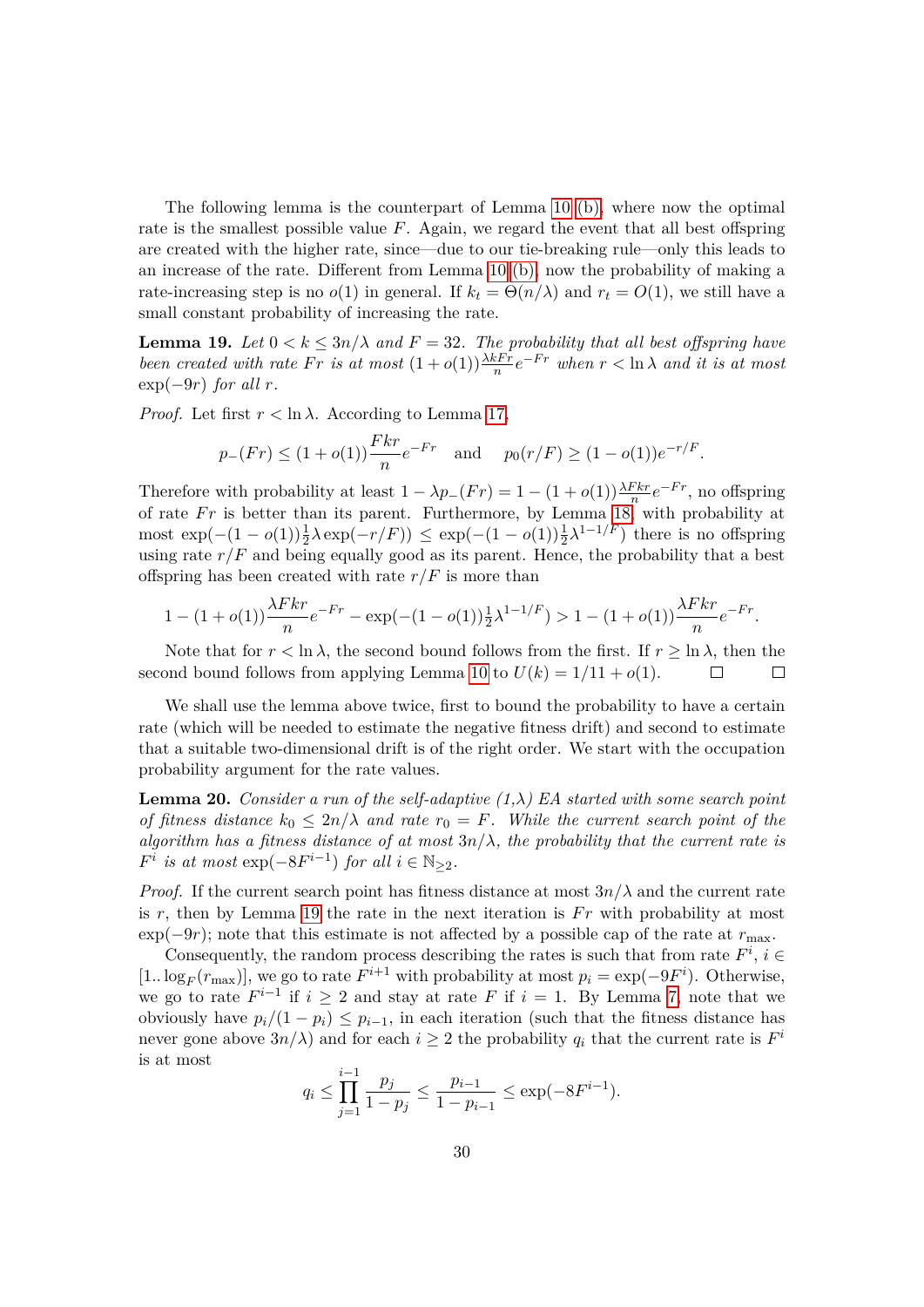The following lemma is the counterpart of Lemma 10 (b), where now the optimal rate is the smallest possible value $F$. Again, we regard the event that all best offspring are created with the higher rate, since—due to our tie-breaking rule—only this leads to an increase of the rate. Different from Lemma 10 (b), now the probability of making a rate-increasing step is no $o(1)$ in general. If $k_t = \Theta(n/\lambda)$ and $r_t = O(1)$, we still have a small constant probability of increasing the rate.

**Lemma 19.** *Let $0 < k \le 3n/\lambda$ and $F = 32$. The probability that all best offspring have been created with rate $Fr$ is at most $(1+o(1))\frac{\lambda k F r}{n} e^{-Fr}$ when $r < \ln \lambda$ and it is at most $\exp(-9r)$ for all $r$.*

*Proof.* Let first $r < \ln \lambda$. According to Lemma 17,

$$p_-(Fr) \le (1+o(1))\frac{Fkr}{n}e^{-Fr} \quad \text{and} \quad p_0(r/F) \ge (1-o(1))e^{-r/F}.$$

Therefore with probability at least $1 - \lambda p_-(Fr) = 1 - (1+o(1))\frac{\lambda F k r}{n} e^{-Fr}$, no offspring of rate $Fr$ is better than its parent. Furthermore, by Lemma 18, with probability at most $\exp(-(1-o(1))\frac{1}{2}\lambda \exp(-r/F)) \le \exp(-(1-o(1))\frac{1}{2}\lambda^{1-1/F})$ there is no offspring using rate $r/F$ and being equally good as its parent. Hence, the probability that a best offspring has been created with rate $r/F$ is more than

$$1 - (1+o(1))\frac{\lambda F k r}{n}e^{-Fr} - \exp(-(1-o(1))\tfrac{1}{2}\lambda^{1-1/F}) > 1 - (1+o(1))\frac{\lambda F k r}{n}e^{-Fr}.$$

Note that for $r < \ln \lambda$, the second bound follows from the first. If $r \ge \ln \lambda$, then the second bound follows from applying Lemma 10 to $U(k) = 1/11 + o(1)$. □ □

We shall use the lemma above twice, first to bound the probability to have a certain rate (which will be needed to estimate the negative fitness drift) and second to estimate that a suitable two-dimensional drift is of the right order. We start with the occupation probability argument for the rate values.

**Lemma 20.** *Consider a run of the self-adaptive (1,λ) EA started with some search point of fitness distance $k_0 \le 2n/\lambda$ and rate $r_0 = F$. While the current search point of the algorithm has a fitness distance of at most $3n/\lambda$, the probability that the current rate is $F^i$ is at most $\exp(-8F^{i-1})$ for all $i \in \mathbb{N}_{\ge 2}$.*

*Proof.* If the current search point has fitness distance at most $3n/\lambda$ and the current rate is $r$, then by Lemma 19 the rate in the next iteration is $Fr$ with probability at most $\exp(-9r)$; note that this estimate is not affected by a possible cap of the rate at $r_{\max}$.

Consequently, the random process describing the rates is such that from rate $F^i$, $i \in [1..\log_F(r_{\max})]$, we go to rate $F^{i+1}$ with probability at most $p_i = \exp(-9F^i)$. Otherwise, we go to rate $F^{i-1}$ if $i \ge 2$ and stay at rate $F$ if $i = 1$. By Lemma 7, note that we obviously have $p_i/(1-p_i) \le p_{i-1}$, in each iteration (such that the fitness distance has never gone above $3n/\lambda$) and for each $i \ge 2$ the probability $q_i$ that the current rate is $F^i$ is at most

$$q_i \le \prod_{j=1}^{i-1} \frac{p_j}{1-p_j} \le \frac{p_{i-1}}{1-p_{i-1}} \le \exp(-8F^{i-1}).$$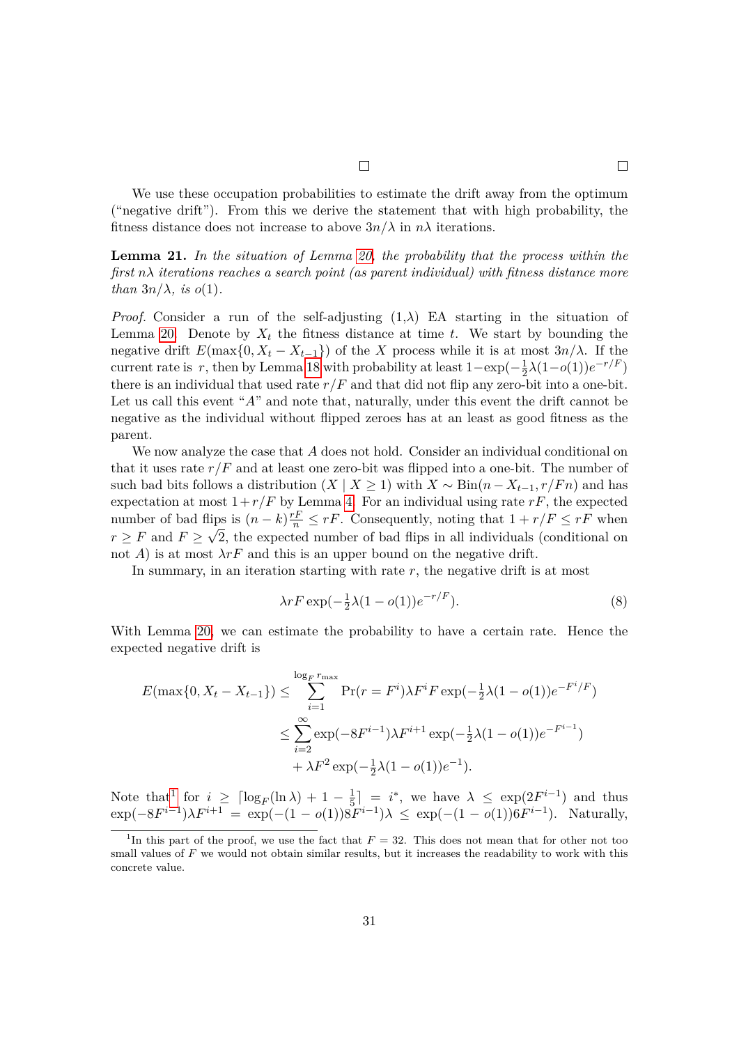□ □

We use these occupation probabilities to estimate the drift away from the optimum ("negative drift"). From this we derive the statement that with high probability, the fitness distance does not increase to above $3n/\lambda$ in $n\lambda$ iterations.

**Lemma 21.** *In the situation of Lemma 20, the probability that the process within the first $n\lambda$ iterations reaches a search point (as parent individual) with fitness distance more than $3n/\lambda$, is $o(1)$.*

*Proof.* Consider a run of the self-adjusting (1,λ) EA starting in the situation of Lemma 20. Denote by $X_t$ the fitness distance at time $t$. We start by bounding the negative drift $E(\max\{0, X_t - X_{t-1}\})$ of the $X$ process while it is at most $3n/\lambda$. If the current rate is $r$, then by Lemma 18 with probability at least $1-\exp(-\frac{1}{2}\lambda(1-o(1))e^{-r/F})$ there is an individual that used rate $r/F$ and that did not flip any zero-bit into a one-bit. Let us call this event "$A$" and note that, naturally, under this event the drift cannot be negative as the individual without flipped zeroes has at an least as good fitness as the parent.

We now analyze the case that $A$ does not hold. Consider an individual conditional on that it uses rate $r/F$ and at least one zero-bit was flipped into a one-bit. The number of such bad bits follows a distribution $(X \mid X \geq 1)$ with $X \sim \text{Bin}(n - X_{t-1}, r/Fn)$ and has expectation at most $1 + r/F$ by Lemma 4. For an individual using rate $rF$, the expected number of bad flips is $(n-k)\frac{rF}{n} \leq rF$. Consequently, noting that $1 + r/F \leq rF$ when $r \geq F$ and $F \geq \sqrt{2}$, the expected number of bad flips in all individuals (conditional on not $A$) is at most $\lambda rF$ and this is an upper bound on the negative drift.

In summary, in an iteration starting with rate $r$, the negative drift is at most

$$\lambda rF \exp(-\tfrac{1}{2}\lambda(1-o(1))e^{-r/F}). \tag{8}$$

With Lemma 20, we can estimate the probability to have a certain rate. Hence the expected negative drift is

$$\begin{aligned}
E(\max\{0, X_t - X_{t-1}\}) &\leq \sum_{i=1}^{\log_F r_{\max}} \Pr(r = F^i)\lambda F^i F \exp(-\tfrac{1}{2}\lambda(1-o(1))e^{-F^i/F}) \\
&\leq \sum_{i=2}^{\infty} \exp(-8F^{i-1})\lambda F^{i+1} \exp(-\tfrac{1}{2}\lambda(1-o(1))e^{-F^{i-1}}) \\
&\quad + \lambda F^2 \exp(-\tfrac{1}{2}\lambda(1-o(1))e^{-1}).
\end{aligned}$$

Note that[1] for $i \geq \lceil \log_F(\ln \lambda) + 1 - \frac{1}{5} \rceil = i^*$, we have $\lambda \leq \exp(2F^{i-1})$ and thus $\exp(-8F^{i-1})\lambda F^{i+1} = \exp(-(1-o(1))8F^{i-1})\lambda \leq \exp(-(1-o(1))6F^{i-1})$. Naturally,

[1] In this part of the proof, we use the fact that $F = 32$. This does not mean that for other not too small values of $F$ we would not obtain similar results, but it increases the readability to work with this concrete value.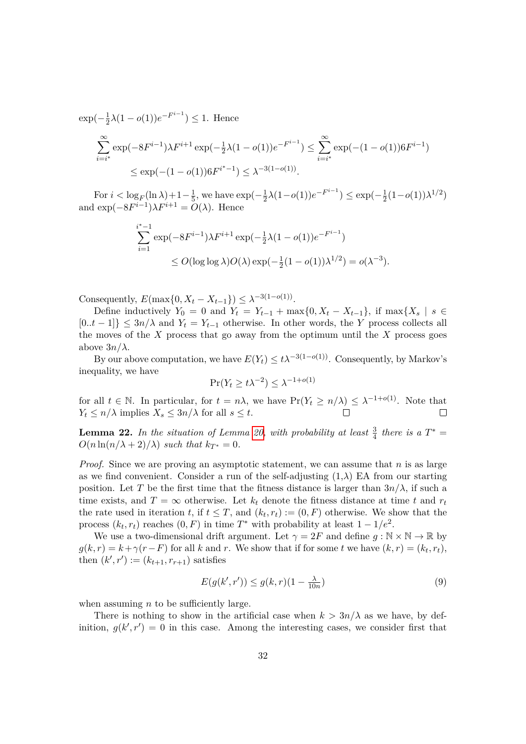$\exp(-\frac{1}{2}\lambda(1-o(1))e^{-F^{i-1}}) \le 1$. Hence

$$\sum_{i=i^*}^{\infty} \exp(-8F^{i-1})\lambda F^{i+1} \exp(-\tfrac{1}{2}\lambda(1-o(1))e^{-F^{i-1}}) \le \sum_{i=i^*}^{\infty} \exp(-(1-o(1))6F^{i-1})$$
$$\le \exp(-(1-o(1))6F^{i^*-1}) \le \lambda^{-3(1-o(1))}.$$

For $i < \log_F(\ln\lambda)+1-\frac{1}{5}$, we have $\exp(-\frac{1}{2}\lambda(1-o(1))e^{-F^{i-1}}) \le \exp(-\frac{1}{2}(1-o(1))\lambda^{1/2})$ and $\exp(-8F^{i-1})\lambda F^{i+1} = O(\lambda)$. Hence

$$\sum_{i=1}^{i^*-1} \exp(-8F^{i-1})\lambda F^{i+1} \exp(-\tfrac{1}{2}\lambda(1-o(1))e^{-F^{i-1}})$$
$$\le O(\log\log\lambda)O(\lambda)\exp(-\tfrac{1}{2}(1-o(1))\lambda^{1/2}) = o(\lambda^{-3}).$$

Consequently, $E(\max\{0, X_t - X_{t-1}\}) \le \lambda^{-3(1-o(1))}$.

Define inductively $Y_0 = 0$ and $Y_t = Y_{t-1} + \max\{0, X_t - X_{t-1}\}$, if $\max\{X_s \mid s \in [0..t-1]\} \le 3n/\lambda$ and $Y_t = Y_{t-1}$ otherwise. In other words, the $Y$ process collects all the moves of the $X$ process that go away from the optimum until the $X$ process goes above $3n/\lambda$.

By our above computation, we have $E(Y_t) \le t\lambda^{-3(1-o(1))}$. Consequently, by Markov's inequality, we have

$$\Pr(Y_t \ge t\lambda^{-2}) \le \lambda^{-1+o(1)}$$

for all $t \in \mathbb{N}$. In particular, for $t = n\lambda$, we have $\Pr(Y_t \ge n/\lambda) \le \lambda^{-1+o(1)}$. Note that $Y_t \le n/\lambda$ implies $X_s \le 3n/\lambda$ for all $s \le t$. □ □

**Lemma 22.** *In the situation of Lemma 20, with probability at least $\frac{3}{4}$ there is a $T^* = O(n\ln(n/\lambda+2)/\lambda)$ such that $k_{T^*} = 0$.*

*Proof.* Since we are proving an asymptotic statement, we can assume that $n$ is as large as we find convenient. Consider a run of the self-adjusting (1,$\lambda$) EA from our starting position. Let $T$ be the first time that the fitness distance is larger than $3n/\lambda$, if such a time exists, and $T = \infty$ otherwise. Let $k_t$ denote the fitness distance at time $t$ and $r_t$ the rate used in iteration $t$, if $t \le T$, and $(k_t, r_t) := (0, F)$ otherwise. We show that the process $(k_t, r_t)$ reaches $(0, F)$ in time $T^*$ with probability at least $1 - 1/e^2$.

We use a two-dimensional drift argument. Let $\gamma = 2F$ and define $g : \mathbb{N}\times\mathbb{N} \to \mathbb{R}$ by $g(k, r) = k + \gamma(r - F)$ for all $k$ and $r$. We show that if for some $t$ we have $(k, r) = (k_t, r_t)$, then $(k', r') := (k_{t+1}, r_{r+1})$ satisfies

$$E(g(k', r')) \le g(k, r)(1 - \tfrac{\lambda}{10n}) \tag{9}$$

when assuming $n$ to be sufficiently large.

There is nothing to show in the artificial case when $k > 3n/\lambda$ as we have, by definition, $g(k', r') = 0$ in this case. Among the interesting cases, we consider first that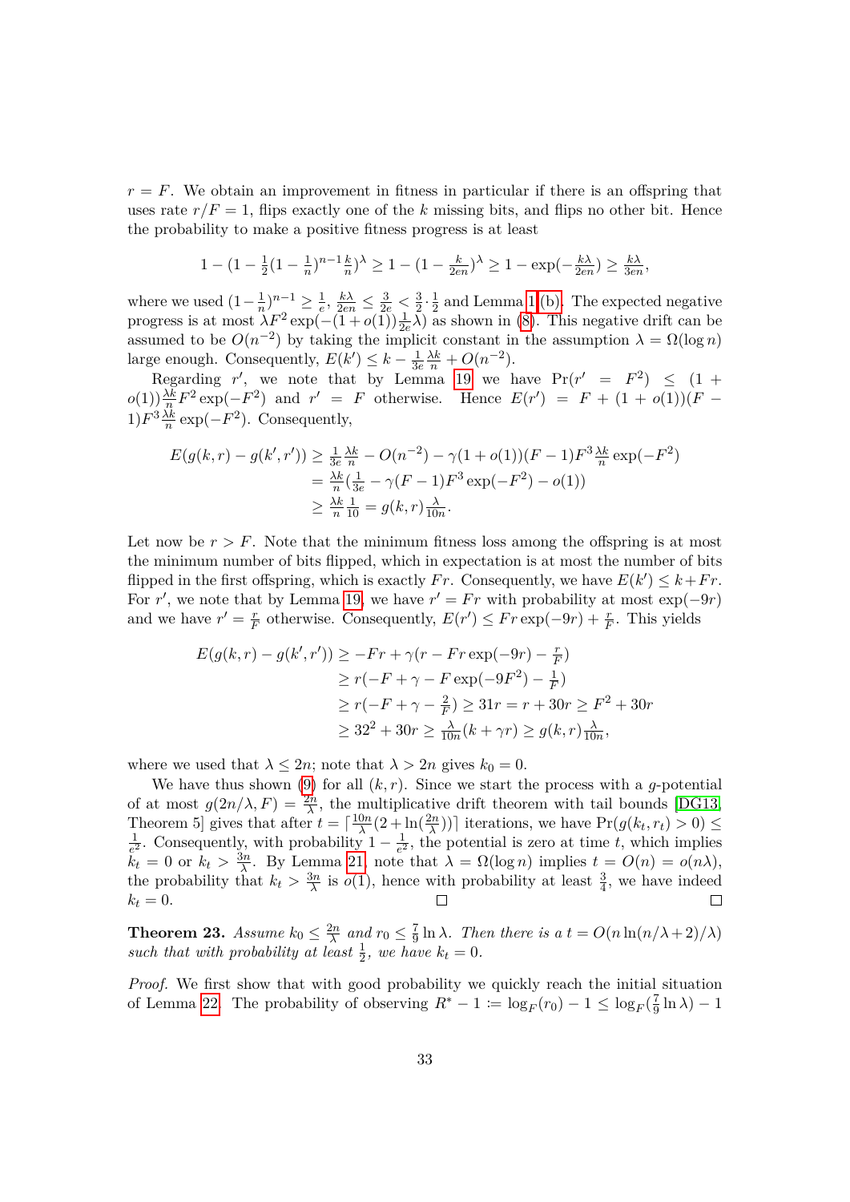$r = F$. We obtain an improvement in fitness in particular if there is an offspring that uses rate $r/F = 1$, flips exactly one of the $k$ missing bits, and flips no other bit. Hence the probability to make a positive fitness progress is at least

$$1 - (1 - \tfrac{1}{2}(1-\tfrac{1}{n})^{n-1}\tfrac{k}{n})^{\lambda} \geq 1 - (1 - \tfrac{k}{2en})^{\lambda} \geq 1 - \exp(-\tfrac{k\lambda}{2en}) \geq \tfrac{k\lambda}{3en},$$

where we used $(1-\frac{1}{n})^{n-1} \geq \frac{1}{e}$, $\frac{k\lambda}{2en} \leq \frac{3}{2e} < \frac{3}{2} \cdot \frac{1}{2}$ and Lemma 1 (b). The expected negative progress is at most $\lambda F^2 \exp(-(1+o(1))\frac{1}{2e}\lambda)$ as shown in (8). This negative drift can be assumed to be $O(n^{-2})$ by taking the implicit constant in the assumption $\lambda = \Omega(\log n)$ large enough. Consequently, $E(k') \leq k - \frac{1}{3e}\frac{\lambda k}{n} + O(n^{-2})$.

Regarding $r'$, we note that by Lemma 19 we have $\Pr(r' = F^2) \leq (1 + o(1))\frac{\lambda k}{n} F^2 \exp(-F^2)$ and $r' = F$ otherwise. Hence $E(r') = F + (1+o(1))(F-1)F^3 \frac{\lambda k}{n} \exp(-F^2)$. Consequently,

$$\begin{aligned}
E(g(k,r) - g(k',r')) &\geq \tfrac{1}{3e}\tfrac{\lambda k}{n} - O(n^{-2}) - \gamma(1+o(1))(F-1)F^3\tfrac{\lambda k}{n}\exp(-F^2) \\
&= \tfrac{\lambda k}{n}(\tfrac{1}{3e} - \gamma(F-1)F^3\exp(-F^2) - o(1)) \\
&\geq \tfrac{\lambda k}{n}\tfrac{1}{10} = g(k,r)\tfrac{\lambda}{10n}.
\end{aligned}$$

Let now be $r > F$. Note that the minimum fitness loss among the offspring is at most the minimum number of bits flipped, which in expectation is at most the number of bits flipped in the first offspring, which is exactly $Fr$. Consequently, we have $E(k') \leq k + Fr$. For $r'$, we note that by Lemma 19, we have $r' = Fr$ with probability at most $\exp(-9r)$ and we have $r' = \frac{r}{F}$ otherwise. Consequently, $E(r') \leq Fr\exp(-9r) + \frac{r}{F}$. This yields

$$\begin{aligned}
E(g(k,r) - g(k',r')) &\geq -Fr + \gamma(r - Fr\exp(-9r) - \tfrac{r}{F}) \\
&\geq r(-F + \gamma - F\exp(-9F^2) - \tfrac{1}{F}) \\
&\geq r(-F + \gamma - \tfrac{2}{F}) \geq 31r = r + 30r \geq F^2 + 30r \\
&\geq 32^2 + 30r \geq \tfrac{\lambda}{10n}(k + \gamma r) \geq g(k,r)\tfrac{\lambda}{10n},
\end{aligned}$$

where we used that $\lambda \leq 2n$; note that $\lambda > 2n$ gives $k_0 = 0$.

We have thus shown (9) for all $(k,r)$. Since we start the process with a $g$-potential of at most $g(2n/\lambda, F) = \frac{2n}{\lambda}$, the multiplicative drift theorem with tail bounds [DG13, Theorem 5] gives that after $t = \lceil \frac{10n}{\lambda}(2 + \ln(\frac{2n}{\lambda})) \rceil$ iterations, we have $\Pr(g(k_t, r_t) > 0) \leq \frac{1}{e^2}$. Consequently, with probability $1 - \frac{1}{e^2}$, the potential is zero at time $t$, which implies $k_t = 0$ or $k_t > \frac{3n}{\lambda}$. By Lemma 21, note that $\lambda = \Omega(\log n)$ implies $t = O(n) = o(n\lambda)$, the probability that $k_t > \frac{3n}{\lambda}$ is $o(1)$, hence with probability at least $\frac{3}{4}$, we have indeed $k_t = 0$. ◻ ◻

**Theorem 23.** *Assume $k_0 \leq \frac{2n}{\lambda}$ and $r_0 \leq \frac{7}{9}\ln\lambda$. Then there is a $t = O(n\ln(n/\lambda + 2)/\lambda)$ such that with probability at least $\frac{1}{2}$, we have $k_t = 0$.*

*Proof.* We first show that with good probability we quickly reach the initial situation of Lemma 22. The probability of observing $R^* - 1 := \log_F(r_0) - 1 \leq \log_F(\frac{7}{9}\ln\lambda) - 1$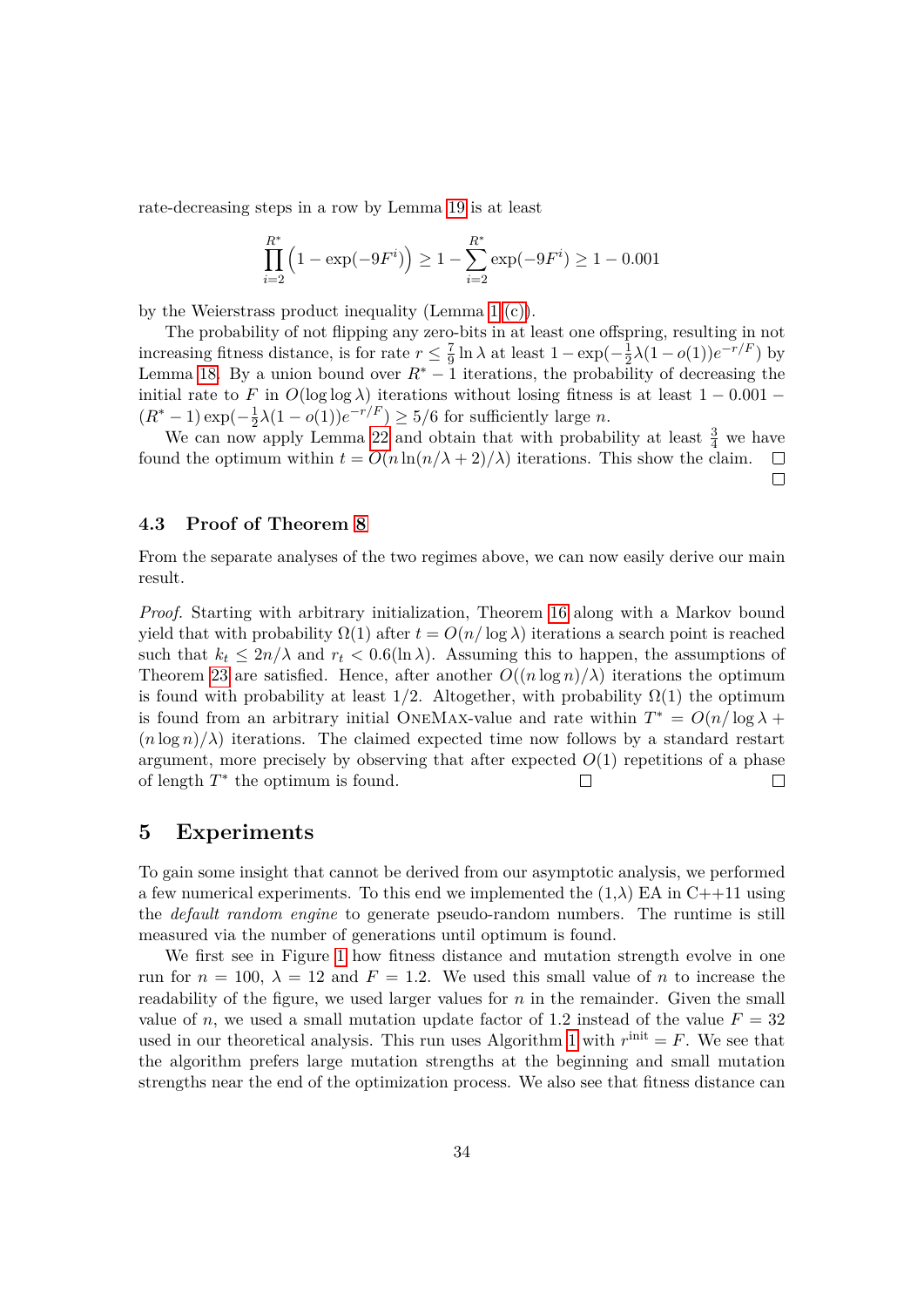rate-decreasing steps in a row by Lemma 19 is at least

$$\prod_{i=2}^{R^*}\left(1-\exp(-9F^i)\right) \geq 1-\sum_{i=2}^{R^*}\exp(-9F^i) \geq 1-0.001$$

by the Weierstrass product inequality (Lemma 1 (c)).

The probability of not flipping any zero-bits in at least one offspring, resulting in not increasing fitness distance, is for rate $r \leq \frac{7}{9}\ln\lambda$ at least $1-\exp(-\frac{1}{2}\lambda(1-o(1))e^{-r/F})$ by Lemma 18. By a union bound over $R^*-1$ iterations, the probability of decreasing the initial rate to $F$ in $O(\log\log\lambda)$ iterations without losing fitness is at least $1-0.001-(R^*-1)\exp(-\frac{1}{2}\lambda(1-o(1))e^{-r/F}) \geq 5/6$ for sufficiently large $n$.

We can now apply Lemma 22 and obtain that with probability at least $\frac{3}{4}$ we have found the optimum within $t = O(n\ln(n/\lambda+2)/\lambda)$ iterations. This show the claim. □

□

## 4.3 Proof of Theorem 8

From the separate analyses of the two regimes above, we can now easily derive our main result.

*Proof.* Starting with arbitrary initialization, Theorem 16 along with a Markov bound yield that with probability $\Omega(1)$ after $t = O(n/\log\lambda)$ iterations a search point is reached such that $k_t \leq 2n/\lambda$ and $r_t < 0.6(\ln\lambda)$. Assuming this to happen, the assumptions of Theorem 23 are satisfied. Hence, after another $O((n\log n)/\lambda)$ iterations the optimum is found with probability at least $1/2$. Altogether, with probability $\Omega(1)$ the optimum is found from an arbitrary initial OneMax-value and rate within $T^* = O(n/\log\lambda + (n\log n)/\lambda)$ iterations. The claimed expected time now follows by a standard restart argument, more precisely by observing that after expected $O(1)$ repetitions of a phase of length $T^*$ the optimum is found. □ □

# 5 Experiments

To gain some insight that cannot be derived from our asymptotic analysis, we performed a few numerical experiments. To this end we implemented the (1,λ) EA in C++11 using the *default random engine* to generate pseudo-random numbers. The runtime is still measured via the number of generations until optimum is found.

We first see in Figure 1 how fitness distance and mutation strength evolve in one run for $n = 100$, $\lambda = 12$ and $F = 1.2$. We used this small value of $n$ to increase the readability of the figure, we used larger values for $n$ in the remainder. Given the small value of $n$, we used a small mutation update factor of 1.2 instead of the value $F = 32$ used in our theoretical analysis. This run uses Algorithm 1 with $r^{\text{init}} = F$. We see that the algorithm prefers large mutation strengths at the beginning and small mutation strengths near the end of the optimization process. We also see that fitness distance can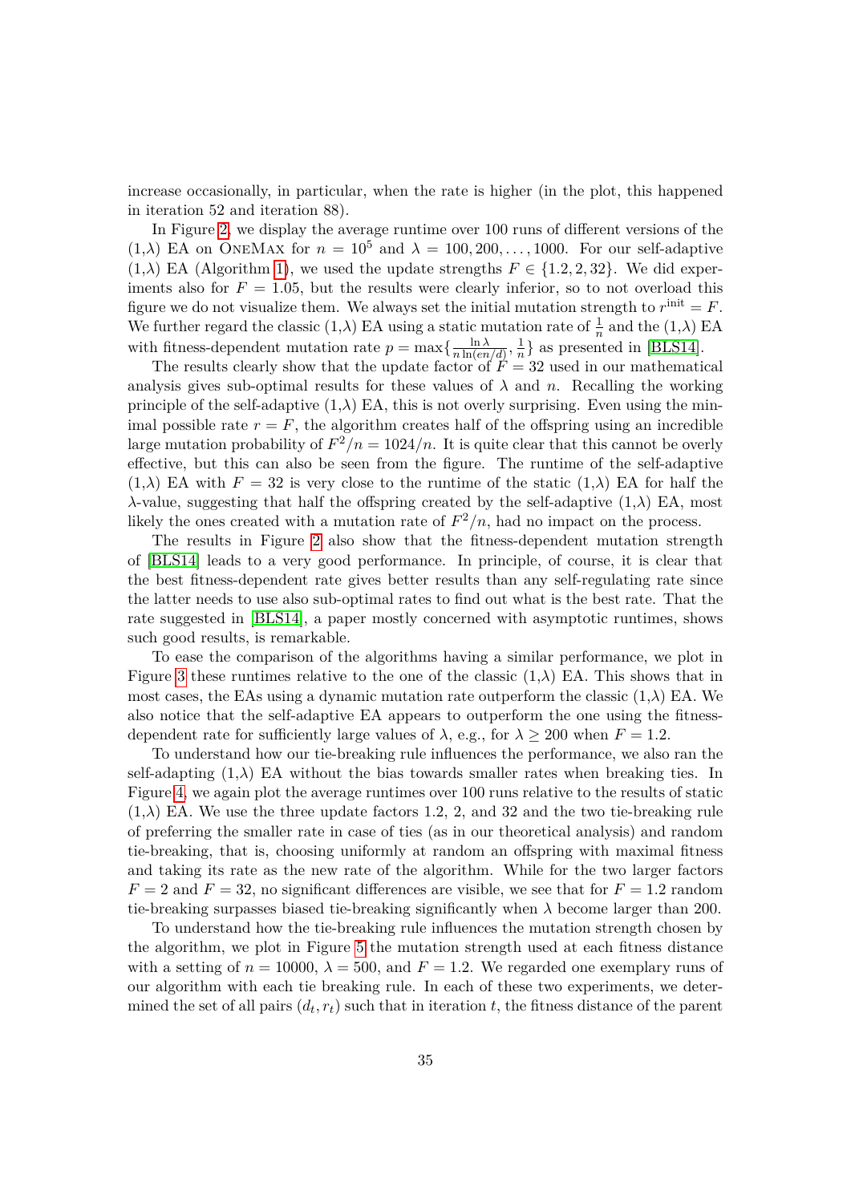increase occasionally, in particular, when the rate is higher (in the plot, this happened in iteration 52 and iteration 88).

In Figure 2, we display the average runtime over 100 runs of different versions of the (1,$\lambda$) EA on OneMax for $n = 10^5$ and $\lambda = 100, 200, \ldots, 1000$. For our self-adaptive (1,$\lambda$) EA (Algorithm 1), we used the update strengths $F \in \{1.2, 2, 32\}$. We did experiments also for $F = 1.05$, but the results were clearly inferior, so to not overload this figure we do not visualize them. We always set the initial mutation strength to $r^{\text{init}} = F$. We further regard the classic (1,$\lambda$) EA using a static mutation rate of $\frac{1}{n}$ and the (1,$\lambda$) EA with fitness-dependent mutation rate $p = \max\{\frac{\ln \lambda}{n \ln(en/d)}, \frac{1}{n}\}$ as presented in [BLS14].

The results clearly show that the update factor of $F = 32$ used in our mathematical analysis gives sub-optimal results for these values of $\lambda$ and $n$. Recalling the working principle of the self-adaptive (1,$\lambda$) EA, this is not overly surprising. Even using the minimal possible rate $r = F$, the algorithm creates half of the offspring using an incredible large mutation probability of $F^2/n = 1024/n$. It is quite clear that this cannot be overly effective, but this can also be seen from the figure. The runtime of the self-adaptive (1,$\lambda$) EA with $F = 32$ is very close to the runtime of the static (1,$\lambda$) EA for half the $\lambda$-value, suggesting that half the offspring created by the self-adaptive (1,$\lambda$) EA, most likely the ones created with a mutation rate of $F^2/n$, had no impact on the process.

The results in Figure 2 also show that the fitness-dependent mutation strength of [BLS14] leads to a very good performance. In principle, of course, it is clear that the best fitness-dependent rate gives better results than any self-regulating rate since the latter needs to use also sub-optimal rates to find out what is the best rate. That the rate suggested in [BLS14], a paper mostly concerned with asymptotic runtimes, shows such good results, is remarkable.

To ease the comparison of the algorithms having a similar performance, we plot in Figure 3 these runtimes relative to the one of the classic (1,$\lambda$) EA. This shows that in most cases, the EAs using a dynamic mutation rate outperform the classic (1,$\lambda$) EA. We also notice that the self-adaptive EA appears to outperform the one using the fitness-dependent rate for sufficiently large values of $\lambda$, e.g., for $\lambda \geq 200$ when $F = 1.2$.

To understand how our tie-breaking rule influences the performance, we also ran the self-adapting (1,$\lambda$) EA without the bias towards smaller rates when breaking ties. In Figure 4, we again plot the average runtimes over 100 runs relative to the results of static (1,$\lambda$) EA. We use the three update factors 1.2, 2, and 32 and the two tie-breaking rule of preferring the smaller rate in case of ties (as in our theoretical analysis) and random tie-breaking, that is, choosing uniformly at random an offspring with maximal fitness and taking its rate as the new rate of the algorithm. While for the two larger factors $F = 2$ and $F = 32$, no significant differences are visible, we see that for $F = 1.2$ random tie-breaking surpasses biased tie-breaking significantly when $\lambda$ become larger than 200.

To understand how the tie-breaking rule influences the mutation strength chosen by the algorithm, we plot in Figure 5 the mutation strength used at each fitness distance with a setting of $n = 10000$, $\lambda = 500$, and $F = 1.2$. We regarded one exemplary runs of our algorithm with each tie breaking rule. In each of these two experiments, we determined the set of all pairs $(d_t, r_t)$ such that in iteration $t$, the fitness distance of the parent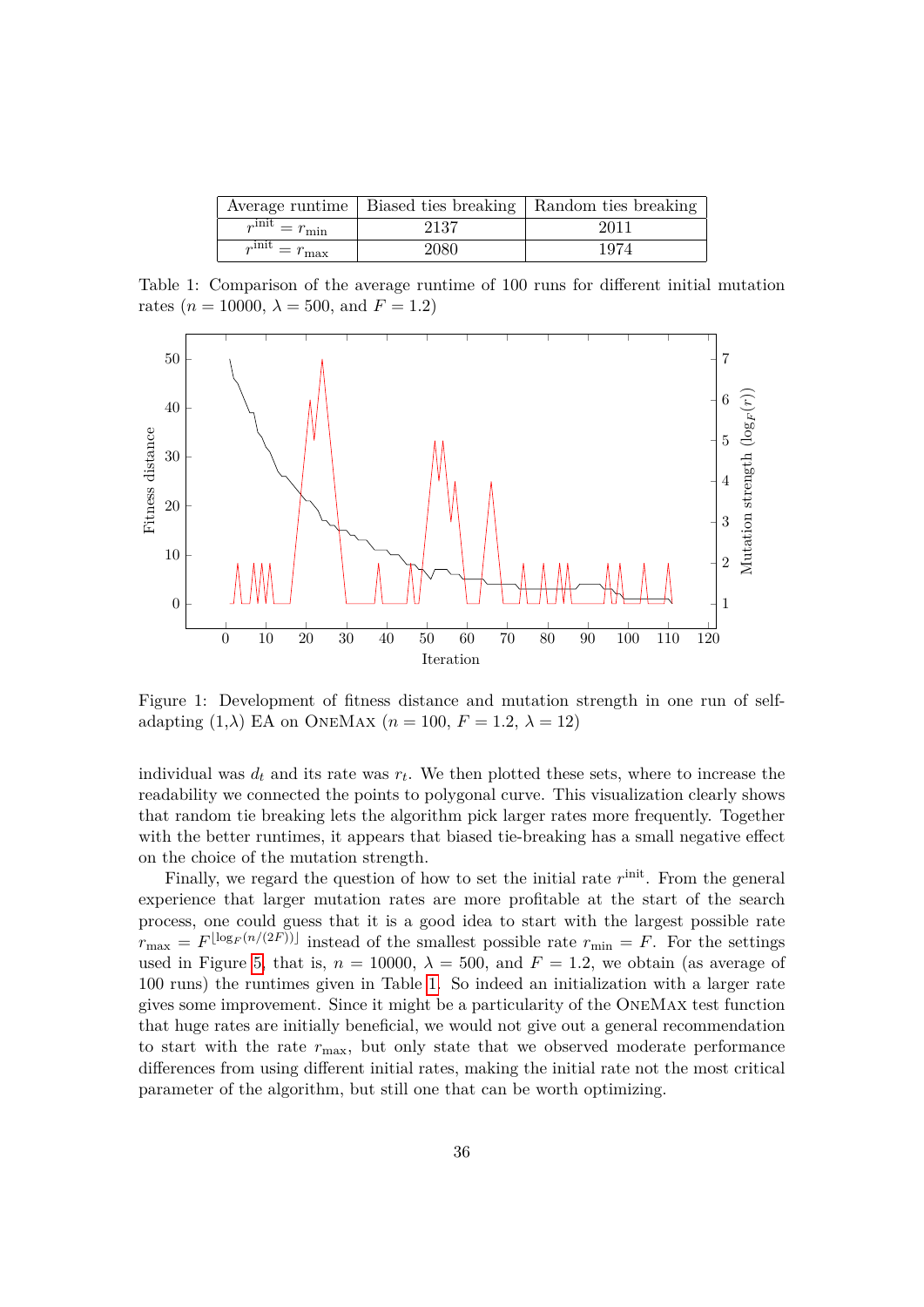| Average runtime | Biased ties breaking | Random ties breaking |
|---|---|---|
| $r^{\text{init}} = r_{\min}$ | 2137 | 2011 |
| $r^{\text{init}} = r_{\max}$ | 2080 | 1974 |

Table 1: Comparison of the average runtime of 100 runs for different initial mutation rates ($n = 10000$, $\lambda = 500$, and $F = 1.2$)

Figure 1: Development of fitness distance and mutation strength in one run of self-adapting (1,$\lambda$) EA on OneMax ($n = 100$, $F = 1.2$, $\lambda = 12$)

individual was $d_t$ and its rate was $r_t$. We then plotted these sets, where to increase the readability we connected the points to polygonal curve. This visualization clearly shows that random tie breaking lets the algorithm pick larger rates more frequently. Together with the better runtimes, it appears that biased tie-breaking has a small negative effect on the choice of the mutation strength.

Finally, we regard the question of how to set the initial rate $r^{\text{init}}$. From the general experience that larger mutation rates are more profitable at the start of the search process, one could guess that it is a good idea to start with the largest possible rate $r_{\max} = F^{\lfloor \log_F(n/(2F)) \rfloor}$ instead of the smallest possible rate $r_{\min} = F$. For the settings used in Figure 5, that is, $n = 10000$, $\lambda = 500$, and $F = 1.2$, we obtain (as average of 100 runs) the runtimes given in Table 1. So indeed an initialization with a larger rate gives some improvement. Since it might be a particularity of the OneMax test function that huge rates are initially beneficial, we would not give out a general recommendation to start with the rate $r_{\max}$, but only state that we observed moderate performance differences from using different initial rates, making the initial rate not the most critical parameter of the algorithm, but still one that can be worth optimizing.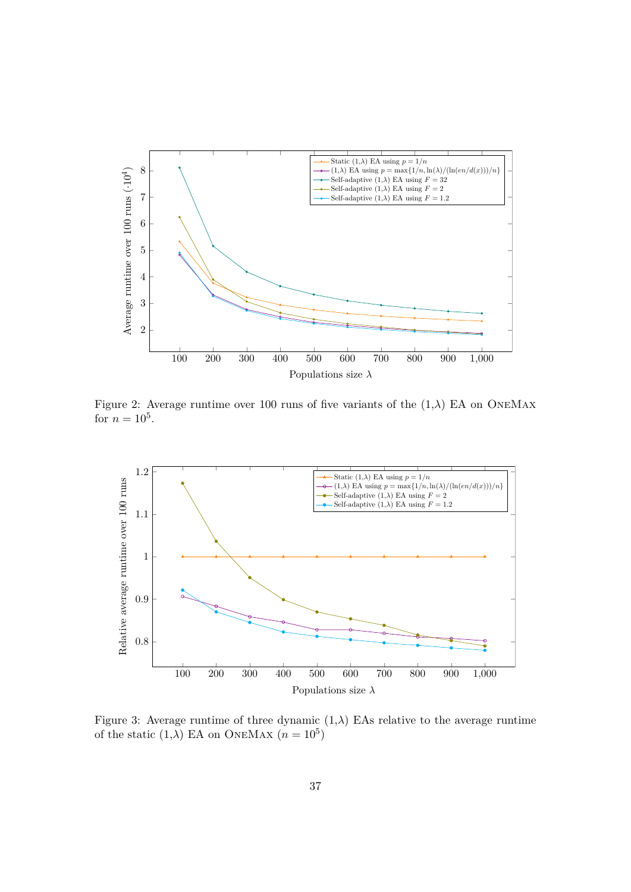Figure 2: Average runtime over 100 runs of five variants of the (1,$\lambda$) EA on OneMax for $n = 10^5$.

Figure 3: Average runtime of three dynamic (1,$\lambda$) EAs relative to the average runtime of the static (1,$\lambda$) EA on OneMax ($n = 10^5$)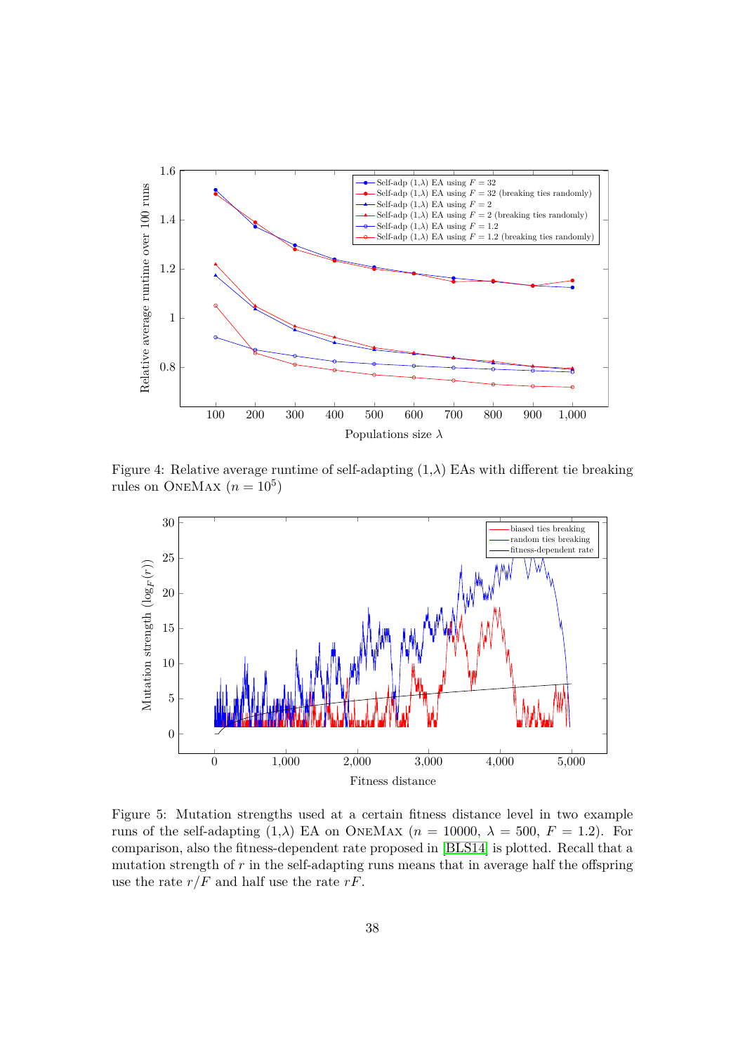Figure 4: Relative average runtime of self-adapting (1,$\lambda$) EAs with different tie breaking rules on OneMax ($n = 10^5$)

Figure 5: Mutation strengths used at a certain fitness distance level in two example runs of the self-adapting (1,$\lambda$) EA on OneMax ($n = 10000$, $\lambda = 500$, $F = 1.2$). For comparison, also the fitness-dependent rate proposed in [BLS14] is plotted. Recall that a mutation strength of $r$ in the self-adapting runs means that in average half the offspring use the rate $r/F$ and half use the rate $rF$.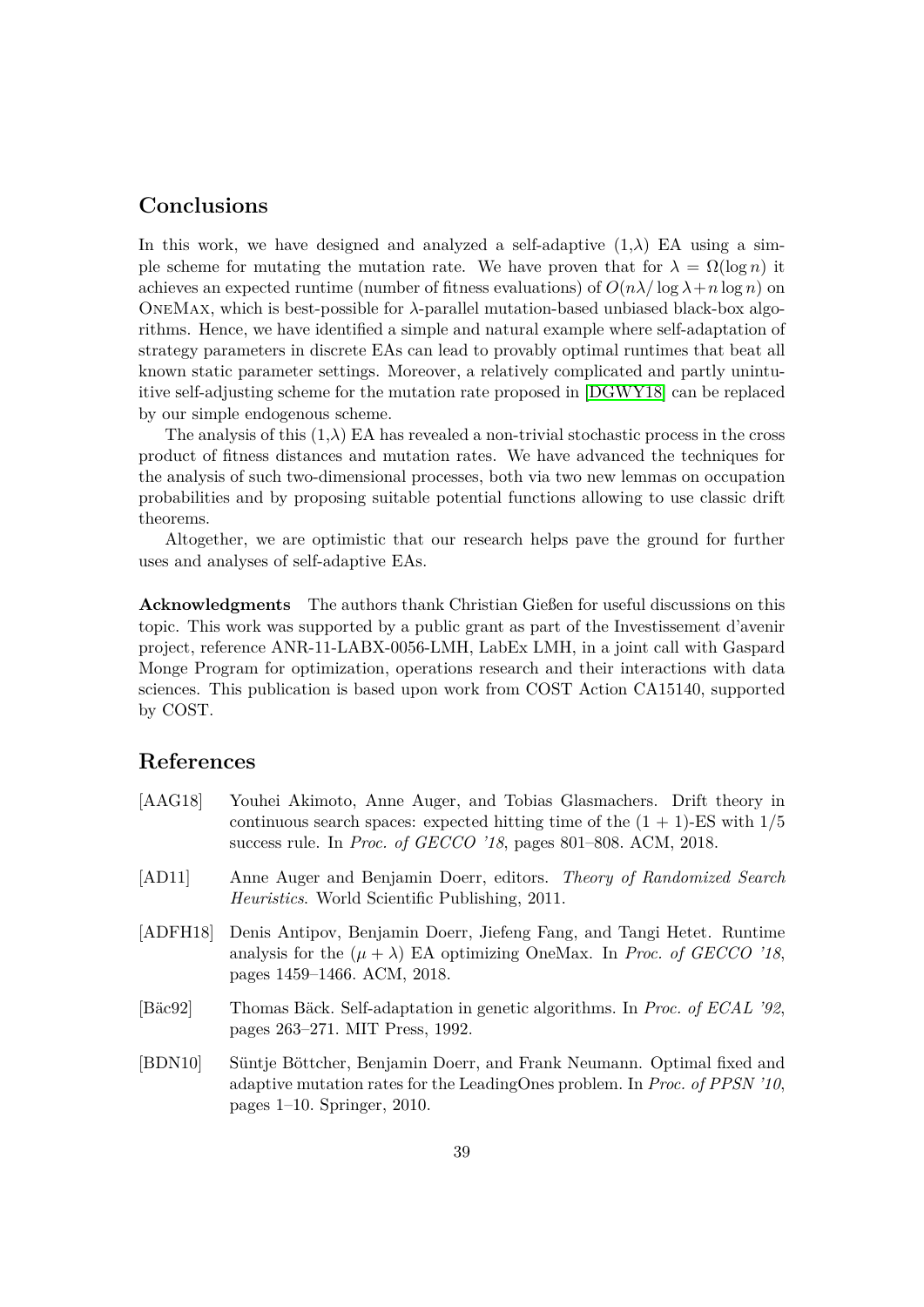## Conclusions

In this work, we have designed and analyzed a self-adaptive (1,$\lambda$) EA using a simple scheme for mutating the mutation rate. We have proven that for $\lambda = \Omega(\log n)$ it achieves an expected runtime (number of fitness evaluations) of $O(n\lambda/\log\lambda + n\log n)$ on OneMax, which is best-possible for $\lambda$-parallel mutation-based unbiased black-box algorithms. Hence, we have identified a simple and natural example where self-adaptation of strategy parameters in discrete EAs can lead to provably optimal runtimes that beat all known static parameter settings. Moreover, a relatively complicated and partly unintuitive self-adjusting scheme for the mutation rate proposed in [DGWY18] can be replaced by our simple endogenous scheme.

The analysis of this (1,$\lambda$) EA has revealed a non-trivial stochastic process in the cross product of fitness distances and mutation rates. We have advanced the techniques for the analysis of such two-dimensional processes, both via two new lemmas on occupation probabilities and by proposing suitable potential functions allowing to use classic drift theorems.

Altogether, we are optimistic that our research helps pave the ground for further uses and analyses of self-adaptive EAs.

**Acknowledgments** The authors thank Christian Gießen for useful discussions on this topic. This work was supported by a public grant as part of the Investissement d'avenir project, reference ANR-11-LABX-0056-LMH, LabEx LMH, in a joint call with Gaspard Monge Program for optimization, operations research and their interactions with data sciences. This publication is based upon work from COST Action CA15140, supported by COST.

## References

[AAG18] Youhei Akimoto, Anne Auger, and Tobias Glasmachers. Drift theory in continuous search spaces: expected hitting time of the (1 + 1)-ES with 1/5 success rule. In *Proc. of GECCO '18*, pages 801–808. ACM, 2018.

[AD11] Anne Auger and Benjamin Doerr, editors. *Theory of Randomized Search Heuristics*. World Scientific Publishing, 2011.

[ADFH18] Denis Antipov, Benjamin Doerr, Jiefeng Fang, and Tangi Hetet. Runtime analysis for the $(\mu + \lambda)$ EA optimizing OneMax. In *Proc. of GECCO '18*, pages 1459–1466. ACM, 2018.

[Bäc92] Thomas Bäck. Self-adaptation in genetic algorithms. In *Proc. of ECAL '92*, pages 263–271. MIT Press, 1992.

[BDN10] Süntje Böttcher, Benjamin Doerr, and Frank Neumann. Optimal fixed and adaptive mutation rates for the LeadingOnes problem. In *Proc. of PPSN '10*, pages 1–10. Springer, 2010.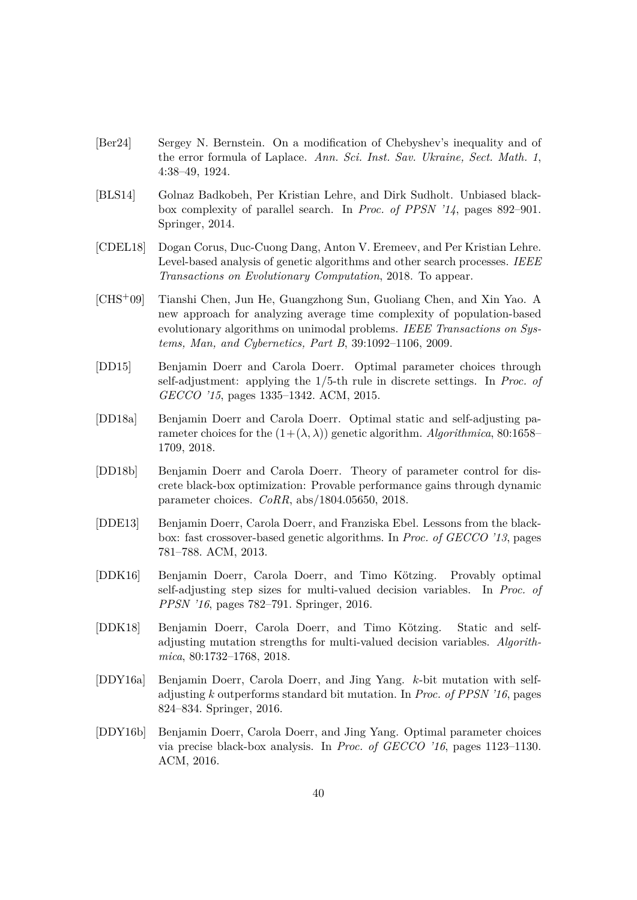[Ber24] Sergey N. Bernstein. On a modification of Chebyshev's inequality and of the error formula of Laplace. *Ann. Sci. Inst. Sav. Ukraine, Sect. Math. 1*, 4:38–49, 1924.

[BLS14] Golnaz Badkobeh, Per Kristian Lehre, and Dirk Sudholt. Unbiased black-box complexity of parallel search. In *Proc. of PPSN '14*, pages 892–901. Springer, 2014.

[CDEL18] Dogan Corus, Duc-Cuong Dang, Anton V. Eremeev, and Per Kristian Lehre. Level-based analysis of genetic algorithms and other search processes. *IEEE Transactions on Evolutionary Computation*, 2018. To appear.

[CHS$^+$09] Tianshi Chen, Jun He, Guangzhong Sun, Guoliang Chen, and Xin Yao. A new approach for analyzing average time complexity of population-based evolutionary algorithms on unimodal problems. *IEEE Transactions on Systems, Man, and Cybernetics, Part B*, 39:1092–1106, 2009.

[DD15] Benjamin Doerr and Carola Doerr. Optimal parameter choices through self-adjustment: applying the 1/5-th rule in discrete settings. In *Proc. of GECCO '15*, pages 1335–1342. ACM, 2015.

[DD18a] Benjamin Doerr and Carola Doerr. Optimal static and self-adjusting parameter choices for the $(1+(\lambda,\lambda))$ genetic algorithm. *Algorithmica*, 80:1658–1709, 2018.

[DD18b] Benjamin Doerr and Carola Doerr. Theory of parameter control for discrete black-box optimization: Provable performance gains through dynamic parameter choices. *CoRR*, abs/1804.05650, 2018.

[DDE13] Benjamin Doerr, Carola Doerr, and Franziska Ebel. Lessons from the black-box: fast crossover-based genetic algorithms. In *Proc. of GECCO '13*, pages 781–788. ACM, 2013.

[DDK16] Benjamin Doerr, Carola Doerr, and Timo Kötzing. Provably optimal self-adjusting step sizes for multi-valued decision variables. In *Proc. of PPSN '16*, pages 782–791. Springer, 2016.

[DDK18] Benjamin Doerr, Carola Doerr, and Timo Kötzing. Static and self-adjusting mutation strengths for multi-valued decision variables. *Algorithmica*, 80:1732–1768, 2018.

[DDY16a] Benjamin Doerr, Carola Doerr, and Jing Yang. $k$-bit mutation with self-adjusting $k$ outperforms standard bit mutation. In *Proc. of PPSN '16*, pages 824–834. Springer, 2016.

[DDY16b] Benjamin Doerr, Carola Doerr, and Jing Yang. Optimal parameter choices via precise black-box analysis. In *Proc. of GECCO '16*, pages 1123–1130. ACM, 2016.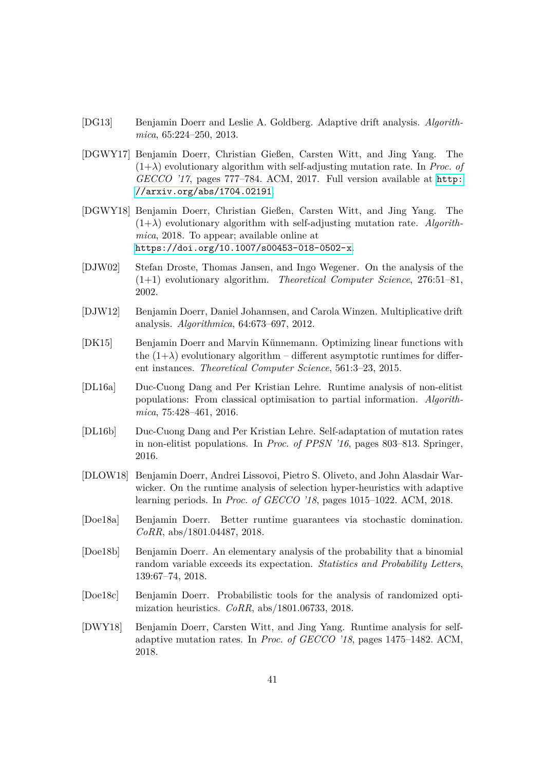[DG13] Benjamin Doerr and Leslie A. Goldberg. Adaptive drift analysis. *Algorithmica*, 65:224–250, 2013.

[DGWY17] Benjamin Doerr, Christian Gießen, Carsten Witt, and Jing Yang. The (1+$\lambda$) evolutionary algorithm with self-adjusting mutation rate. In *Proc. of GECCO '17*, pages 777–784. ACM, 2017. Full version available at http://arxiv.org/abs/1704.02191.

[DGWY18] Benjamin Doerr, Christian Gießen, Carsten Witt, and Jing Yang. The (1+$\lambda$) evolutionary algorithm with self-adjusting mutation rate. *Algorithmica*, 2018. To appear; available online at https://doi.org/10.1007/s00453-018-0502-x.

[DJW02] Stefan Droste, Thomas Jansen, and Ingo Wegener. On the analysis of the (1+1) evolutionary algorithm. *Theoretical Computer Science*, 276:51–81, 2002.

[DJW12] Benjamin Doerr, Daniel Johannsen, and Carola Winzen. Multiplicative drift analysis. *Algorithmica*, 64:673–697, 2012.

[DK15] Benjamin Doerr and Marvin Künnemann. Optimizing linear functions with the (1+$\lambda$) evolutionary algorithm – different asymptotic runtimes for different instances. *Theoretical Computer Science*, 561:3–23, 2015.

[DL16a] Duc-Cuong Dang and Per Kristian Lehre. Runtime analysis of non-elitist populations: From classical optimisation to partial information. *Algorithmica*, 75:428–461, 2016.

[DL16b] Duc-Cuong Dang and Per Kristian Lehre. Self-adaptation of mutation rates in non-elitist populations. In *Proc. of PPSN '16*, pages 803–813. Springer, 2016.

[DLOW18] Benjamin Doerr, Andrei Lissovoi, Pietro S. Oliveto, and John Alasdair Warwicker. On the runtime analysis of selection hyper-heuristics with adaptive learning periods. In *Proc. of GECCO '18*, pages 1015–1022. ACM, 2018.

[Doe18a] Benjamin Doerr. Better runtime guarantees via stochastic domination. *CoRR*, abs/1801.04487, 2018.

[Doe18b] Benjamin Doerr. An elementary analysis of the probability that a binomial random variable exceeds its expectation. *Statistics and Probability Letters*, 139:67–74, 2018.

[Doe18c] Benjamin Doerr. Probabilistic tools for the analysis of randomized optimization heuristics. *CoRR*, abs/1801.06733, 2018.

[DWY18] Benjamin Doerr, Carsten Witt, and Jing Yang. Runtime analysis for self-adaptive mutation rates. In *Proc. of GECCO '18*, pages 1475–1482. ACM, 2018.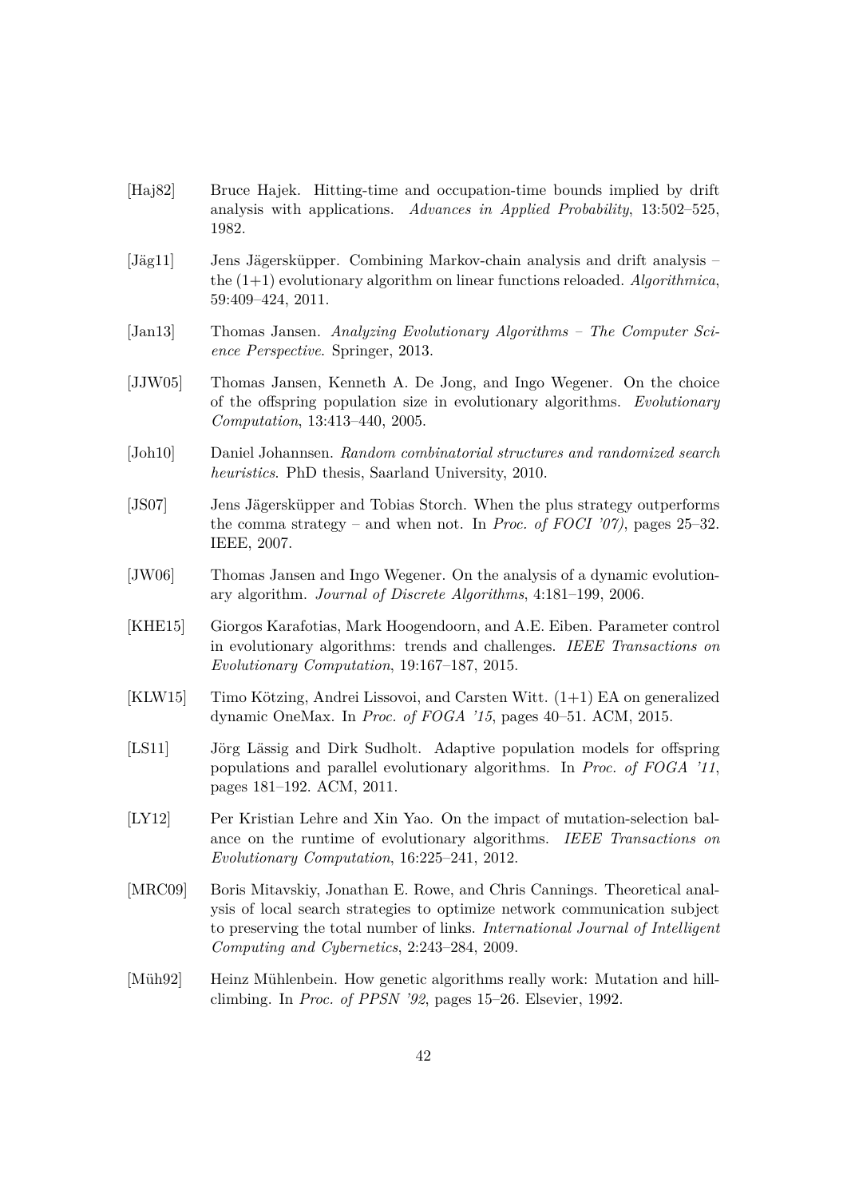[Haj82] Bruce Hajek. Hitting-time and occupation-time bounds implied by drift analysis with applications. *Advances in Applied Probability*, 13:502–525, 1982.

[Jäg11] Jens Jägersküpper. Combining Markov-chain analysis and drift analysis – the (1+1) evolutionary algorithm on linear functions reloaded. *Algorithmica*, 59:409–424, 2011.

[Jan13] Thomas Jansen. *Analyzing Evolutionary Algorithms – The Computer Science Perspective*. Springer, 2013.

[JJW05] Thomas Jansen, Kenneth A. De Jong, and Ingo Wegener. On the choice of the offspring population size in evolutionary algorithms. *Evolutionary Computation*, 13:413–440, 2005.

[Joh10] Daniel Johannsen. *Random combinatorial structures and randomized search heuristics*. PhD thesis, Saarland University, 2010.

[JS07] Jens Jägersküpper and Tobias Storch. When the plus strategy outperforms the comma strategy – and when not. In *Proc. of FOCI '07)*, pages 25–32. IEEE, 2007.

[JW06] Thomas Jansen and Ingo Wegener. On the analysis of a dynamic evolutionary algorithm. *Journal of Discrete Algorithms*, 4:181–199, 2006.

[KHE15] Giorgos Karafotias, Mark Hoogendoorn, and A.E. Eiben. Parameter control in evolutionary algorithms: trends and challenges. *IEEE Transactions on Evolutionary Computation*, 19:167–187, 2015.

[KLW15] Timo Kötzing, Andrei Lissovoi, and Carsten Witt. (1+1) EA on generalized dynamic OneMax. In *Proc. of FOGA '15*, pages 40–51. ACM, 2015.

[LS11] Jörg Lässig and Dirk Sudholt. Adaptive population models for offspring populations and parallel evolutionary algorithms. In *Proc. of FOGA '11*, pages 181–192. ACM, 2011.

[LY12] Per Kristian Lehre and Xin Yao. On the impact of mutation-selection balance on the runtime of evolutionary algorithms. *IEEE Transactions on Evolutionary Computation*, 16:225–241, 2012.

[MRC09] Boris Mitavskiy, Jonathan E. Rowe, and Chris Cannings. Theoretical analysis of local search strategies to optimize network communication subject to preserving the total number of links. *International Journal of Intelligent Computing and Cybernetics*, 2:243–284, 2009.

[Müh92] Heinz Mühlenbein. How genetic algorithms really work: Mutation and hillclimbing. In *Proc. of PPSN '92*, pages 15–26. Elsevier, 1992.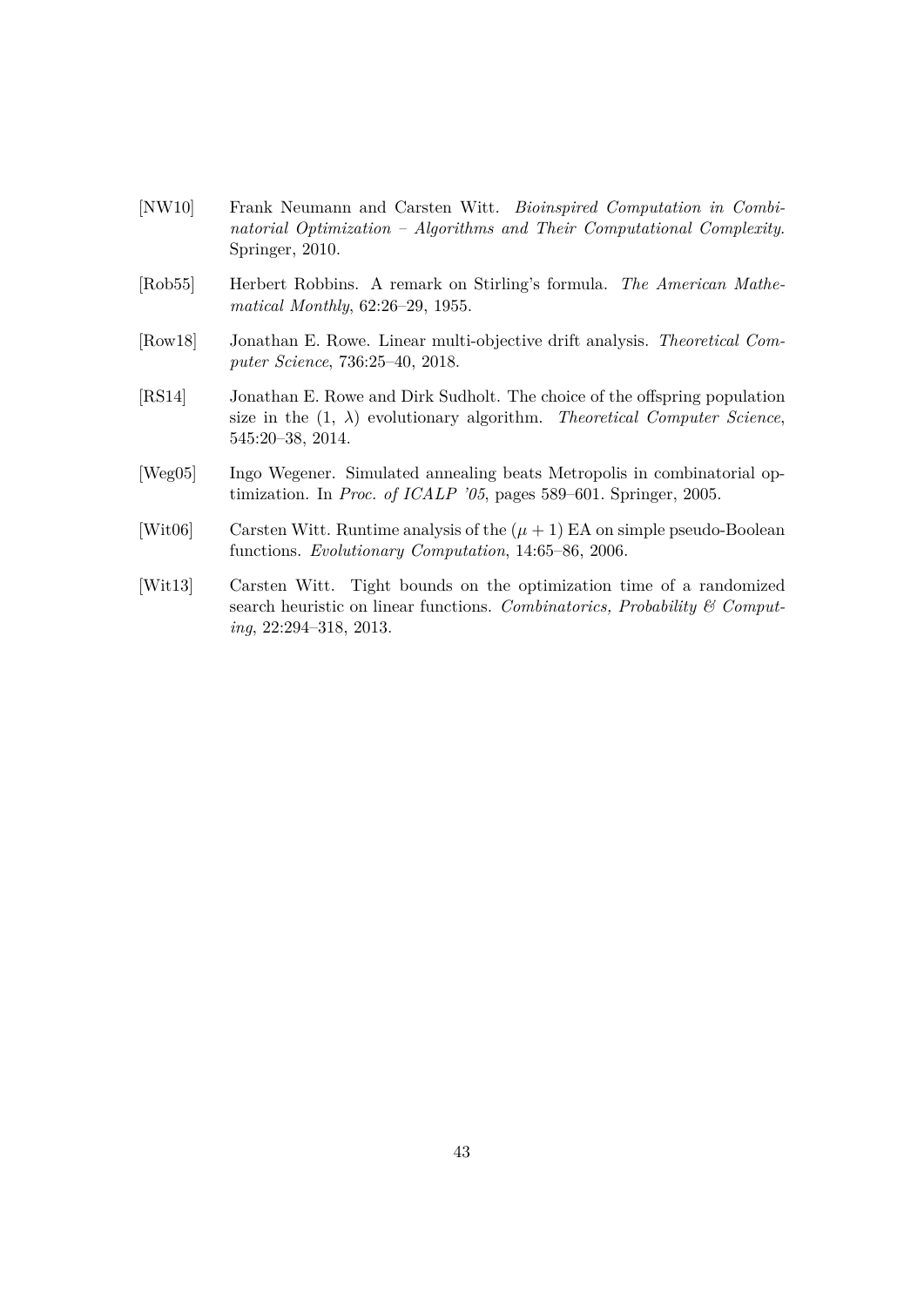[NW10] Frank Neumann and Carsten Witt. *Bioinspired Computation in Combinatorial Optimization – Algorithms and Their Computational Complexity*. Springer, 2010.

[Rob55] Herbert Robbins. A remark on Stirling's formula. *The American Mathematical Monthly*, 62:26–29, 1955.

[Row18] Jonathan E. Rowe. Linear multi-objective drift analysis. *Theoretical Computer Science*, 736:25–40, 2018.

[RS14] Jonathan E. Rowe and Dirk Sudholt. The choice of the offspring population size in the $(1, \lambda)$ evolutionary algorithm. *Theoretical Computer Science*, 545:20–38, 2014.

[Weg05] Ingo Wegener. Simulated annealing beats Metropolis in combinatorial optimization. In *Proc. of ICALP '05*, pages 589–601. Springer, 2005.

[Wit06] Carsten Witt. Runtime analysis of the $(\mu + 1)$ EA on simple pseudo-Boolean functions. *Evolutionary Computation*, 14:65–86, 2006.

[Wit13] Carsten Witt. Tight bounds on the optimization time of a randomized search heuristic on linear functions. *Combinatorics, Probability & Computing*, 22:294–318, 2013.